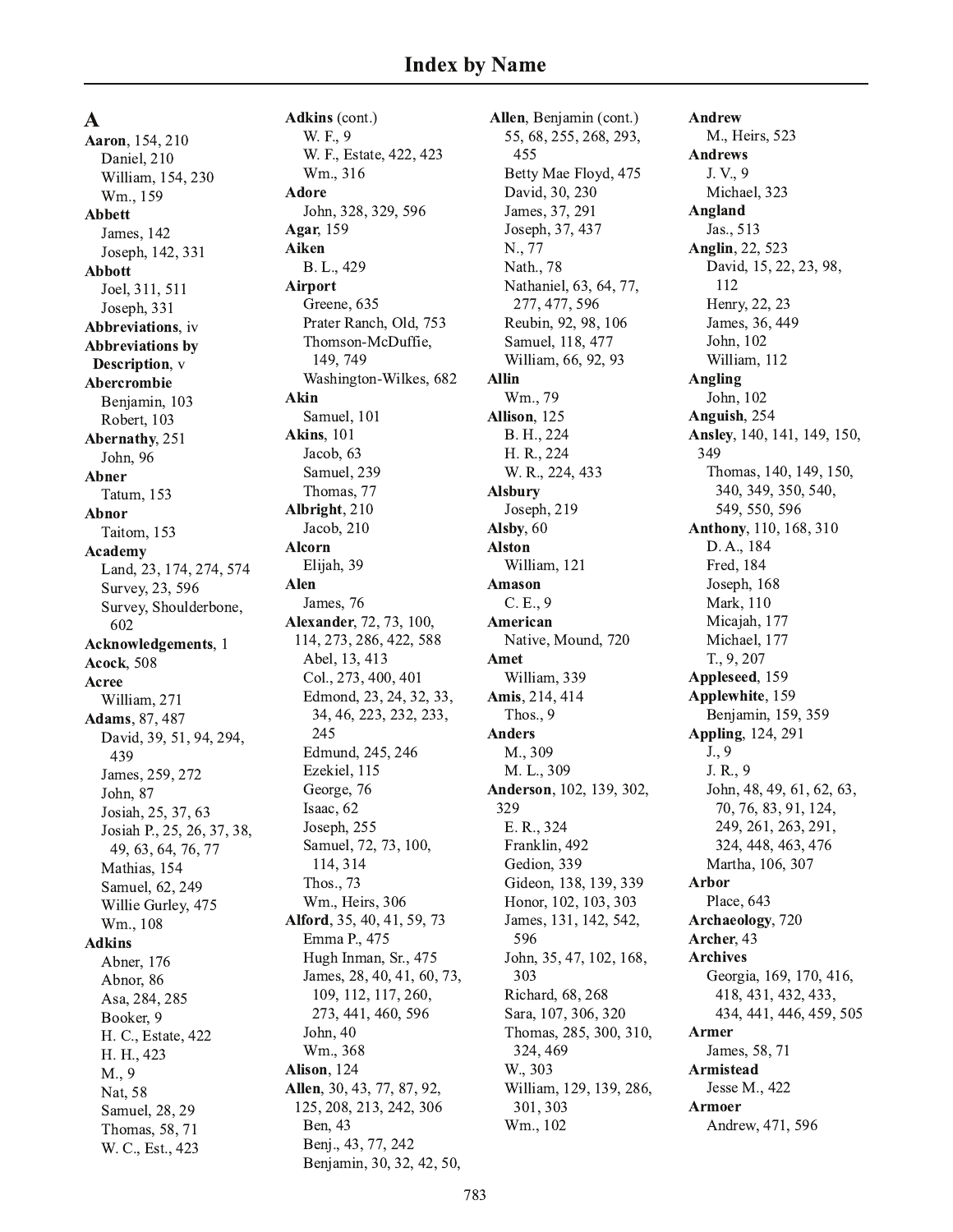# Index by Name

## A

**Aaron**, 154, 210
- Daniel, 210
- William, 154, 230
- Wm., 159

**Abbett**
- James, 142
- Joseph, 142, 331

**Abbott**
- Joel, 311, 511
- Joseph, 331

**Abbreviations**, iv

**Abbreviations by Description**, v

**Abercrombie**
- Benjamin, 103
- Robert, 103

**Abernathy**, 251
- John, 96

**Abner**
- Tatum, 153

**Abnor**
- Taitom, 153

**Academy**
- Land, 23, 174, 274, 574
- Survey, 23, 596
- Survey, Shoulderbone, 602

**Acknowledgements**, 1

**Acock**, 508

**Acree**
- William, 271

**Adams**, 87, 487
- David, 39, 51, 94, 294, 439
- James, 259, 272
- John, 87
- Josiah, 25, 37, 63
- Josiah P., 25, 26, 37, 38, 49, 63, 64, 76, 77
- Mathias, 154
- Samuel, 62, 249
- Willie Gurley, 475
- Wm., 108

**Adkins**
- Abner, 176
- Abnor, 86
- Asa, 284, 285
- Booker, 9
- H. C., Estate, 422
- H. H., 423
- M., 9
- Nat, 58
- Samuel, 28, 29
- Thomas, 58, 71
- W. C., Est., 423

**Adkins** (cont.)
- W. F., 9
- W. F., Estate, 422, 423
- Wm., 316

**Adore**
- John, 328, 329, 596

**Agar**, 159

**Aiken**
- B. L., 429

**Airport**
- Greene, 635
- Prater Ranch, Old, 753
- Thomson-McDuffie, 149, 749
- Washington-Wilkes, 682

**Akin**
- Samuel, 101

**Akins**, 101
- Jacob, 63
- Samuel, 239
- Thomas, 77

**Albright**, 210
- Jacob, 210

**Alcorn**
- Elijah, 39

**Alen**
- James, 76

**Alexander**, 72, 73, 100, 114, 273, 286, 422, 588
- Abel, 13, 413
- Col., 273, 400, 401
- Edmond, 23, 24, 32, 33, 34, 46, 223, 232, 233, 245
- Edmund, 245, 246
- Ezekiel, 115
- George, 76
- Isaac, 62
- Joseph, 255
- Samuel, 72, 73, 100, 114, 314
- Thos., 73
- Wm., Heirs, 306

**Alford**, 35, 40, 41, 59, 73
- Emma P., 475
- Hugh Inman, Sr., 475
- James, 28, 40, 41, 60, 73, 109, 112, 117, 260, 273, 441, 460, 596
- John, 40
- Wm., 368

**Alison**, 124

**Allen**, 30, 43, 77, 87, 92, 125, 208, 213, 242, 306
- Ben, 43
- Benj., 43, 77, 242
- Benjamin, 30, 32, 42, 50,

**Allen**, Benjamin (cont.)
- 55, 68, 255, 268, 293, 455
- Betty Mae Floyd, 475
- David, 30, 230
- James, 37, 291
- Joseph, 37, 437
- N., 77
- Nath., 78
- Nathaniel, 63, 64, 77, 277, 477, 596
- Reubin, 92, 98, 106
- Samuel, 118, 477
- William, 66, 92, 93

**Allin**
- Wm., 79

**Allison**, 125
- B. H., 224
- H. R., 224
- W. R., 224, 433

**Alsbury**
- Joseph, 219

**Alsby**, 60

**Alston**
- William, 121

**Amason**
- C. E., 9

**American**
- Native, Mound, 720

**Amet**
- William, 339

**Amis**, 214, 414
- Thos., 9

**Anders**
- M., 309
- M. L., 309

**Anderson**, 102, 139, 302, 329
- E. R., 324
- Franklin, 492
- Gedion, 339
- Gideon, 138, 139, 339
- Honor, 102, 103, 303
- James, 131, 142, 542, 596
- John, 35, 47, 102, 168, 303
- Richard, 68, 268
- Sara, 107, 306, 320
- Thomas, 285, 300, 310, 324, 469
- W., 303
- William, 129, 139, 286, 301, 303
- Wm., 102

**Andrew**
- M., Heirs, 523

**Andrews**
- J. V., 9
- Michael, 323

**Angland**
- Jas., 513

**Anglin**, 22, 523
- David, 15, 22, 23, 98, 112
- Henry, 22, 23
- James, 36, 449
- John, 102
- William, 112

**Angling**
- John, 102

**Anguish**, 254

**Ansley**, 140, 141, 149, 150, 349
- Thomas, 140, 149, 150, 340, 349, 350, 540, 549, 550, 596

**Anthony**, 110, 168, 310
- D. A., 184
- Fred, 184
- Joseph, 168
- Mark, 110
- Micajah, 177
- Michael, 177
- T., 9, 207

**Appleseed**, 159

**Applewhite**, 159
- Benjamin, 159, 359

**Appling**, 124, 291
- J., 9
- J. R., 9
- John, 48, 49, 61, 62, 63, 70, 76, 83, 91, 124, 249, 261, 263, 291, 324, 448, 463, 476
- Martha, 106, 307

**Arbor**
- Place, 643

**Archaeology**, 720

**Archer**, 43

**Archives**
- Georgia, 169, 170, 416, 418, 431, 432, 433, 434, 441, 446, 459, 505

**Armer**
- James, 58, 71

**Armistead**
- Jesse M., 422

**Armoer**
- Andrew, 471, 596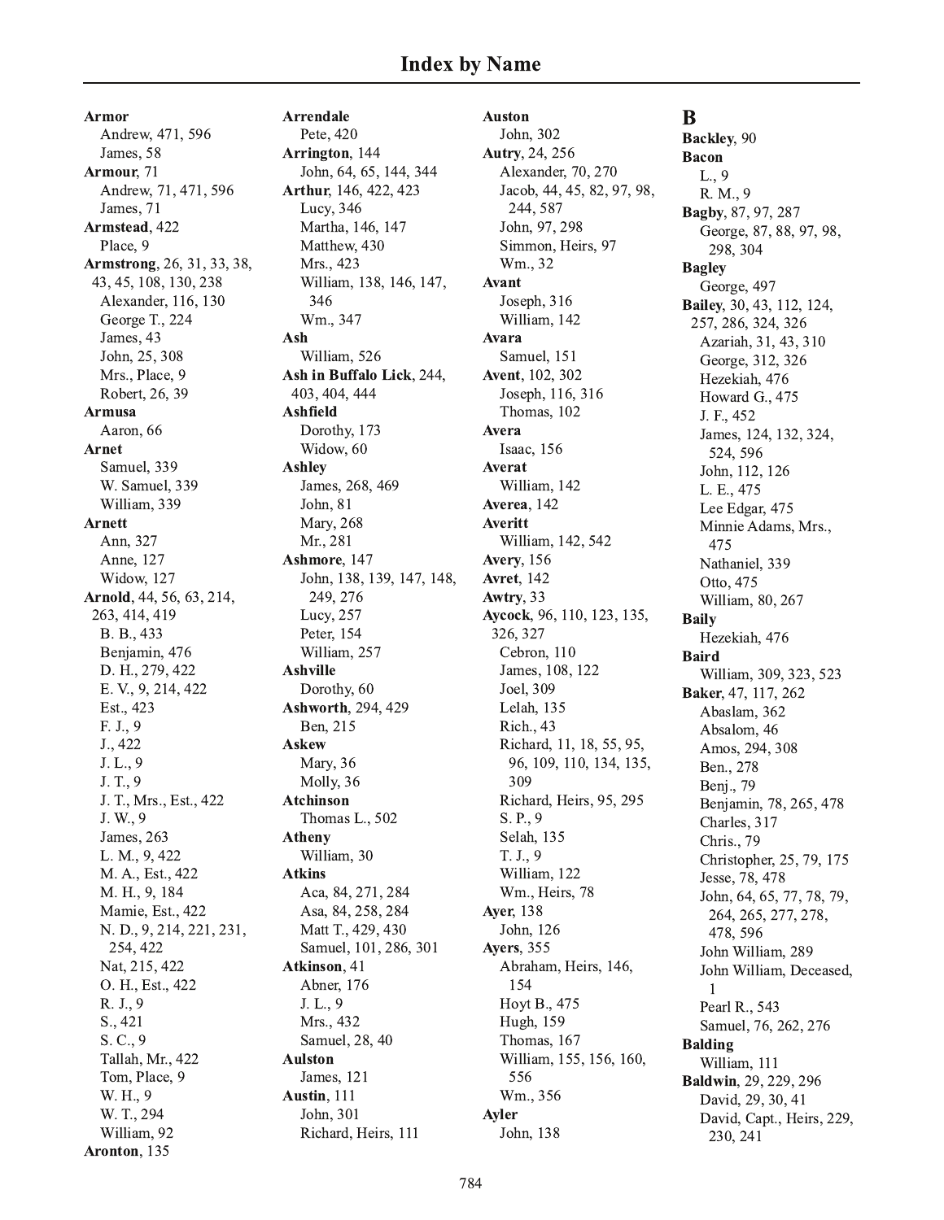# Index by Name

**Armor**
Andrew, 471, 596
James, 58

**Armour**, 71
Andrew, 71, 471, 596
James, 71

**Armstead**, 422
Place, 9

**Armstrong**, 26, 31, 33, 38, 43, 45, 108, 130, 238
Alexander, 116, 130
George T., 224
James, 43
John, 25, 308
Mrs., Place, 9
Robert, 26, 39

**Armusa**
Aaron, 66

**Arnet**
Samuel, 339
W. Samuel, 339
William, 339

**Arnett**
Ann, 327
Anne, 127
Widow, 127

**Arnold**, 44, 56, 63, 214, 263, 414, 419
B. B., 433
Benjamin, 476
D. H., 279, 422
E. V., 9, 214, 422
Est., 423
F. J., 9
J., 422
J. L., 9
J. T., 9
J. T., Mrs., Est., 422
J. W., 9
James, 263
L. M., 9, 422
M. A., Est., 422
M. H., 9, 184
Mamie, Est., 422
N. D., 9, 214, 221, 231, 254, 422
Nat, 215, 422
O. H., Est., 422
R. J., 9
S., 421
S. C., 9
Tallah, Mr., 422
Tom, Place, 9
W. H., 9
W. T., 294
William, 92

**Aronton**, 135

**Arrendale**
Pete, 420

**Arrington**, 144
John, 64, 65, 144, 344

**Arthur**, 146, 422, 423
Lucy, 346
Martha, 146, 147
Matthew, 430
Mrs., 423
William, 138, 146, 147, 346
Wm., 347

**Ash**
William, 526

**Ash in Buffalo Lick**, 244, 403, 404, 444

**Ashfield**
Dorothy, 173
Widow, 60

**Ashley**
James, 268, 469
John, 81
Mary, 268
Mr., 281

**Ashmore**, 147
John, 138, 139, 147, 148, 249, 276
Lucy, 257
Peter, 154
William, 257

**Ashville**
Dorothy, 60

**Ashworth**, 294, 429
Ben, 215

**Askew**
Mary, 36
Molly, 36

**Atchinson**
Thomas L., 502

**Atheny**
William, 30

**Atkins**
Aca, 84, 271, 284
Asa, 84, 258, 284
Matt T., 429, 430
Samuel, 101, 286, 301

**Atkinson**, 41
Abner, 176
J. L., 9
Mrs., 432
Samuel, 28, 40

**Aulston**
James, 121

**Austin**, 111
John, 301
Richard, Heirs, 111

**Auston**
John, 302

**Autry**, 24, 256
Alexander, 70, 270
Jacob, 44, 45, 82, 97, 98, 244, 587
John, 97, 298
Simmon, Heirs, 97
Wm., 32

**Avant**
Joseph, 316
William, 142

**Avara**
Samuel, 151

**Avent**, 102, 302
Joseph, 116, 316
Thomas, 102

**Avera**
Isaac, 156

**Averat**
William, 142

**Averea**, 142

**Averitt**
William, 142, 542

**Avery**, 156

**Avret**, 142

**Awtry**, 33

**Aycock**, 96, 110, 123, 135, 326, 327
Cebron, 110
James, 108, 122
Joel, 309
Lelah, 135
Rich., 43
Richard, 11, 18, 55, 95, 96, 109, 110, 134, 135, 309
Richard, Heirs, 95, 295
S. P., 9
Selah, 135
T. J., 9
William, 122
Wm., Heirs, 78

**Ayer**, 138
John, 126

**Ayers**, 355
Abraham, Heirs, 146, 154
Hoyt B., 475
Hugh, 159
Thomas, 167
William, 155, 156, 160, 556
Wm., 356

**Ayler**
John, 138

## B

**Backley**, 90

**Bacon**
L., 9
R. M., 9

**Bagby**, 87, 97, 287
George, 87, 88, 97, 98, 298, 304

**Bagley**
George, 497

**Bailey**, 30, 43, 112, 124, 257, 286, 324, 326
Azariah, 31, 43, 310
George, 312, 326
Hezekiah, 476
Howard G., 475
J. F., 452
James, 124, 132, 324, 524, 596
John, 112, 126
L. E., 475
Lee Edgar, 475
Minnie Adams, Mrs., 475
Nathaniel, 339
Otto, 475
William, 80, 267

**Baily**
Hezekiah, 476

**Baird**
William, 309, 323, 523

**Baker**, 47, 117, 262
Abaslam, 362
Absalom, 46
Amos, 294, 308
Ben., 278
Benj., 79
Benjamin, 78, 265, 478
Charles, 317
Chris., 79
Christopher, 25, 79, 175
Jesse, 78, 478
John, 64, 65, 77, 78, 79, 264, 265, 277, 278, 478, 596
John William, 289
John William, Deceased, 1
Pearl R., 543
Samuel, 76, 262, 276

**Balding**
William, 111

**Baldwin**, 29, 229, 296
David, 29, 30, 41
David, Capt., Heirs, 229, 230, 241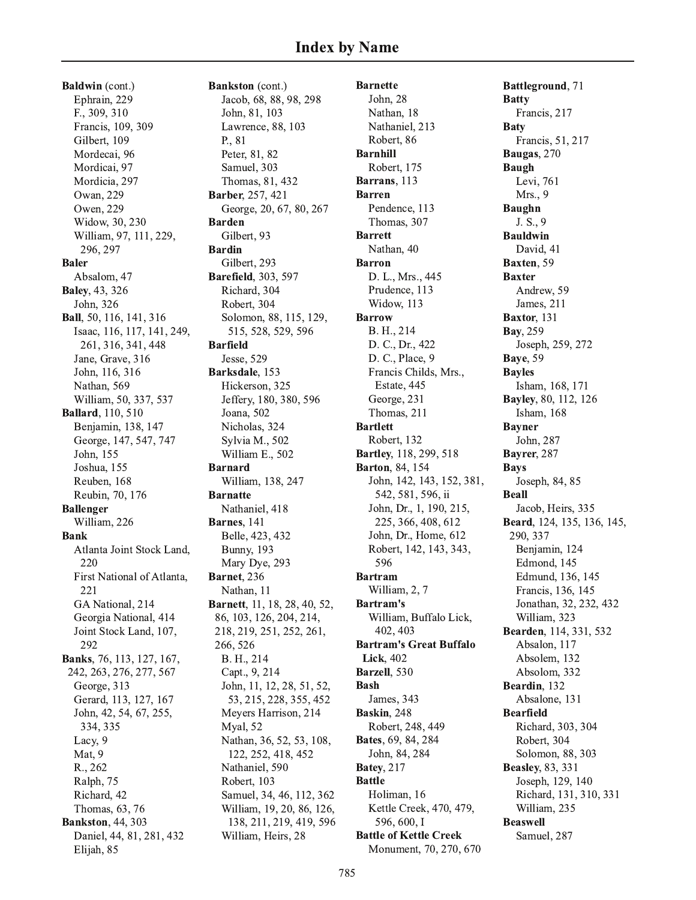# Index by Name

**Baldwin** (cont.)
- Ephrain, 229
- F., 309, 310
- Francis, 109, 309
- Gilbert, 109
- Mordecai, 96
- Mordicai, 97
- Mordicia, 297
- Owan, 229
- Owen, 229
- Widow, 30, 230
- William, 97, 111, 229, 296, 297

**Baler**
- Absalom, 47

**Baley**, 43, 326
- John, 326

**Ball**, 50, 116, 141, 316
- Isaac, 116, 117, 141, 249, 261, 316, 341, 448
- Jane, Grave, 316
- John, 116, 316
- Nathan, 569
- William, 50, 337, 537

**Ballard**, 110, 510
- Benjamin, 138, 147
- George, 147, 547, 747
- John, 155
- Joshua, 155
- Reuben, 168
- Reubin, 70, 176

**Ballenger**
- William, 226

**Bank**
- Atlanta Joint Stock Land, 220
- First National of Atlanta, 221
- GA National, 214
- Georgia National, 414
- Joint Stock Land, 107, 292

**Banks**, 76, 113, 127, 167, 242, 263, 276, 277, 567
- George, 313
- Gerard, 113, 127, 167
- John, 42, 54, 67, 255, 334, 335
- Lacy, 9
- Mat, 9
- R., 262
- Ralph, 75
- Richard, 42
- Thomas, 63, 76

**Bankston**, 44, 303
- Daniel, 44, 81, 281, 432
- Elijah, 85

**Bankston** (cont.)
- Jacob, 68, 88, 98, 298
- John, 81, 103
- Lawrence, 88, 103
- P., 81
- Peter, 81, 82
- Samuel, 303
- Thomas, 81, 432

**Barber**, 257, 421
- George, 20, 67, 80, 267

**Barden**
- Gilbert, 93

**Bardin**
- Gilbert, 293

**Barefield**, 303, 597
- Richard, 304
- Robert, 304
- Solomon, 88, 115, 129, 515, 528, 529, 596

**Barfield**
- Jesse, 529

**Barksdale**, 153
- Hickerson, 325
- Jeffery, 180, 380, 596
- Joana, 502
- Nicholas, 324
- Sylvia M., 502
- William E., 502

**Barnard**
- William, 138, 247

**Barnatte**
- Nathaniel, 418

**Barnes**, 141
- Belle, 423, 432
- Bunny, 193
- Mary Dye, 293

**Barnet**, 236
- Nathan, 11

**Barnett**, 11, 18, 28, 40, 52, 86, 103, 126, 204, 214, 218, 219, 251, 252, 261, 266, 526
- B. H., 214
- Capt., 9, 214
- John, 11, 12, 28, 51, 52, 53, 215, 228, 355, 452
- Meyers Harrison, 214
- Myal, 52
- Nathan, 36, 52, 53, 108, 122, 252, 418, 452
- Nathaniel, 590
- Robert, 103
- Samuel, 34, 46, 112, 362
- William, 19, 20, 86, 126, 138, 211, 219, 419, 596
- William, Heirs, 28

**Barnette**
- John, 28
- Nathan, 18
- Nathaniel, 213
- Robert, 86

**Barnhill**
- Robert, 175

**Barrans**, 113

**Barren**
- Pendence, 113
- Thomas, 307

**Barrett**
- Nathan, 40

**Barron**
- D. L., Mrs., 445
- Prudence, 113
- Widow, 113

**Barrow**
- B. H., 214
- D. C., Dr., 422
- D. C., Place, 9
- Francis Childs, Mrs., Estate, 445
- George, 231
- Thomas, 211

**Bartlett**
- Robert, 132

**Bartley**, 118, 299, 518

**Barton**, 84, 154
- John, 142, 143, 152, 381, 542, 581, 596, ii
- John, Dr., 1, 190, 215, 225, 366, 408, 612
- John, Dr., Home, 612
- Robert, 142, 143, 343, 596

**Bartram**
- William, 2, 7

**Bartram's**
- William, Buffalo Lick, 402, 403

**Bartram's Great Buffalo Lick**, 402

**Barzell**, 530

**Bash**
- James, 343

**Baskin**, 248
- Robert, 248, 449

**Bates**, 69, 84, 284
- John, 84, 284

**Batey**, 217

**Battle**
- Holiman, 16
- Kettle Creek, 470, 479, 596, 600, I

**Battle of Kettle Creek**
- Monument, 70, 270, 670

**Battleground**, 71

**Batty**
- Francis, 217

**Baty**
- Francis, 51, 217

**Baugas**, 270

**Baugh**
- Levi, 761
- Mrs., 9

**Baughn**
- J. S., 9

**Bauldwin**
- David, 41

**Baxten**, 59

**Baxter**
- Andrew, 59
- James, 211

**Baxtor**, 131

**Bay**, 259
- Joseph, 259, 272

**Baye**, 59

**Bayles**
- Isham, 168, 171

**Bayley**, 80, 112, 126
- Isham, 168

**Bayner**
- John, 287

**Bayrer**, 287

**Bays**
- Joseph, 84, 85

**Beall**
- Jacob, Heirs, 335

**Beard**, 124, 135, 136, 145, 290, 337
- Benjamin, 124
- Edmond, 145
- Edmund, 136, 145
- Francis, 136, 145
- Jonathan, 32, 232, 432
- William, 323

**Bearden**, 114, 331, 532
- Absalon, 117
- Absolem, 132
- Absolom, 332

**Beardin**, 132
- Absalone, 131

**Bearfield**
- Richard, 303, 304
- Robert, 304
- Solomon, 88, 303

**Beasley**, 83, 331
- Joseph, 129, 140
- Richard, 131, 310, 331
- William, 235

**Beaswell**
- Samuel, 287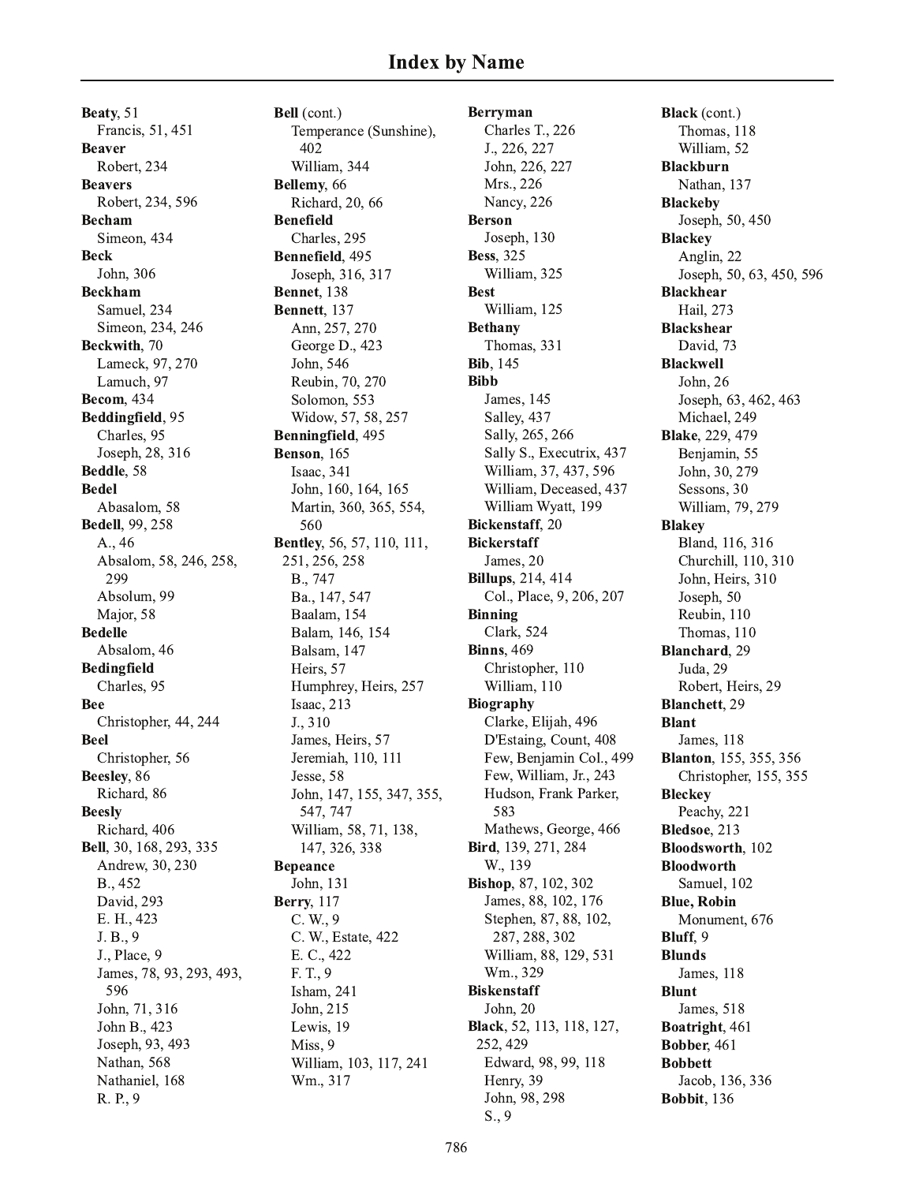# Index by Name

**Beaty**, 51
  Francis, 51, 451
**Beaver**
  Robert, 234
**Beavers**
  Robert, 234, 596
**Becham**
  Simeon, 434
**Beck**
  John, 306
**Beckham**
  Samuel, 234
  Simeon, 234, 246
**Beckwith**, 70
  Lameck, 97, 270
  Lamuch, 97
**Becom**, 434
**Beddingfield**, 95
  Charles, 95
  Joseph, 28, 316
**Beddle**, 58
**Bedel**
  Abasalom, 58
**Bedell**, 99, 258
  A., 46
  Absalom, 58, 246, 258, 299
  Absolum, 99
  Major, 58
**Bedelle**
  Absalom, 46
**Bedingfield**
  Charles, 95
**Bee**
  Christopher, 44, 244
**Beel**
  Christopher, 56
**Beesley**, 86
  Richard, 86
**Beesly**
  Richard, 406
**Bell**, 30, 168, 293, 335
  Andrew, 30, 230
  B., 452
  David, 293
  E. H., 423
  J. B., 9
  J., Place, 9
  James, 78, 93, 293, 493, 596
  John, 71, 316
  John B., 423
  Joseph, 93, 493
  Nathan, 568
  Nathaniel, 168
  R. P., 9

**Bell** (cont.)
  Temperance (Sunshine), 402
  William, 344
**Bellemy**, 66
  Richard, 20, 66
**Benefield**
  Charles, 295
**Bennefield**, 495
  Joseph, 316, 317
**Bennet**, 138
**Bennett**, 137
  Ann, 257, 270
  George D., 423
  John, 546
  Reubin, 70, 270
  Solomon, 553
  Widow, 57, 58, 257
**Benningfield**, 495
**Benson**, 165
  Isaac, 341
  John, 160, 164, 165
  Martin, 360, 365, 554, 560
**Bentley**, 56, 57, 110, 111, 251, 256, 258
  B., 747
  Ba., 147, 547
  Baalam, 154
  Balam, 146, 154
  Balsam, 147
  Heirs, 57
  Humphrey, Heirs, 257
  Isaac, 213
  J., 310
  James, Heirs, 57
  Jeremiah, 110, 111
  Jesse, 58
  John, 147, 155, 347, 355, 547, 747
  William, 58, 71, 138, 147, 326, 338
**Bepeance**
  John, 131
**Berry**, 117
  C. W., 9
  C. W., Estate, 422
  E. C., 422
  F. T., 9
  Isham, 241
  John, 215
  Lewis, 19
  Miss, 9
  William, 103, 117, 241
  Wm., 317

**Berryman**
  Charles T., 226
  J., 226, 227
  John, 226, 227
  Mrs., 226
  Nancy, 226
**Berson**
  Joseph, 130
**Bess**, 325
  William, 325
**Best**
  William, 125
**Bethany**
  Thomas, 331
**Bib**, 145
**Bibb**
  James, 145
  Salley, 437
  Sally, 265, 266
  Sally S., Executrix, 437
  William, 37, 437, 596
  William, Deceased, 437
  William Wyatt, 199
**Bickenstaff**, 20
**Bickerstaff**
  James, 20
**Billups**, 214, 414
  Col., Place, 9, 206, 207
**Binning**
  Clark, 524
**Binns**, 469
  Christopher, 110
  William, 110
**Biography**
  Clarke, Elijah, 496
  D'Estaing, Count, 408
  Few, Benjamin Col., 499
  Few, William, Jr., 243
  Hudson, Frank Parker, 583
  Mathews, George, 466
**Bird**, 139, 271, 284
  W., 139
**Bishop**, 87, 102, 302
  James, 88, 102, 176
  Stephen, 87, 88, 102, 287, 288, 302
  William, 88, 129, 531
  Wm., 329
**Biskenstaff**
  John, 20
**Black**, 52, 113, 118, 127, 252, 429
  Edward, 98, 99, 118
  Henry, 39
  John, 98, 298
  S., 9

**Black** (cont.)
  Thomas, 118
  William, 52
**Blackburn**
  Nathan, 137
**Blackeby**
  Joseph, 50, 450
**Blackey**
  Anglin, 22
  Joseph, 50, 63, 450, 596
**Blackhear**
  Hail, 273
**Blackshear**
  David, 73
**Blackwell**
  John, 26
  Joseph, 63, 462, 463
  Michael, 249
**Blake**, 229, 479
  Benjamin, 55
  John, 30, 279
  Sessons, 30
  William, 79, 279
**Blakey**
  Bland, 116, 316
  Churchill, 110, 310
  John, Heirs, 310
  Joseph, 50
  Reubin, 110
  Thomas, 110
**Blanchard**, 29
  Juda, 29
  Robert, Heirs, 29
**Blanchett**, 29
**Blant**
  James, 118
**Blanton**, 155, 355, 356
  Christopher, 155, 355
**Bleckey**
  Peachy, 221
**Bledsoe**, 213
**Bloodsworth**, 102
**Bloodworth**
  Samuel, 102
**Blue, Robin**
  Monument, 676
**Bluff**, 9
**Blunds**
  James, 118
**Blunt**
  James, 518
**Boatright**, 461
**Bobber**, 461
**Bobbett**
  Jacob, 136, 336
**Bobbit**, 136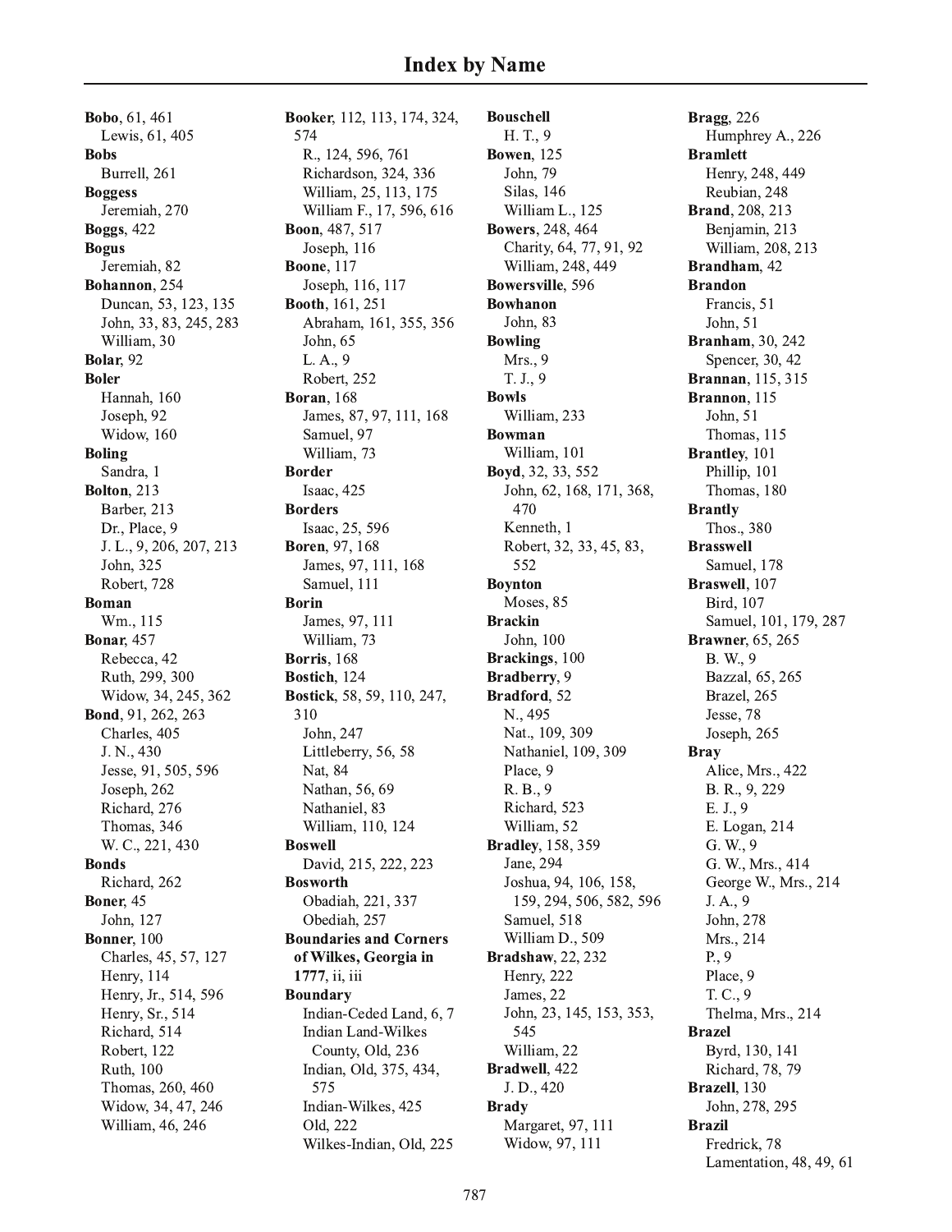# Index by Name

**Bobo**, 61, 461
- Lewis, 61, 405

**Bobs**
- Burrell, 261

**Boggess**
- Jeremiah, 270

**Boggs**, 422

**Bogus**
- Jeremiah, 82

**Bohannon**, 254
- Duncan, 53, 123, 135
- John, 33, 83, 245, 283
- William, 30

**Bolar**, 92

**Boler**
- Hannah, 160
- Joseph, 92
- Widow, 160

**Boling**
- Sandra, 1

**Bolton**, 213
- Barber, 213
- Dr., Place, 9
- J. L., 9, 206, 207, 213
- John, 325
- Robert, 728

**Boman**
- Wm., 115

**Bonar**, 457
- Rebecca, 42
- Ruth, 299, 300
- Widow, 34, 245, 362

**Bond**, 91, 262, 263
- Charles, 405
- J. N., 430
- Jesse, 91, 505, 596
- Joseph, 262
- Richard, 276
- Thomas, 346
- W. C., 221, 430

**Bonds**
- Richard, 262

**Boner**, 45
- John, 127

**Bonner**, 100
- Charles, 45, 57, 127
- Henry, 114
- Henry, Jr., 514, 596
- Henry, Sr., 514
- Richard, 514
- Robert, 122
- Ruth, 100
- Thomas, 260, 460
- Widow, 34, 47, 246
- William, 46, 246

**Booker**, 112, 113, 174, 324, 574
- R., 124, 596, 761
- Richardson, 324, 336
- William, 25, 113, 175
- William F., 17, 596, 616

**Boon**, 487, 517
- Joseph, 116

**Boone**, 117
- Joseph, 116, 117

**Booth**, 161, 251
- Abraham, 161, 355, 356
- John, 65
- L. A., 9
- Robert, 252

**Boran**, 168
- James, 87, 97, 111, 168
- Samuel, 97
- William, 73

**Border**
- Isaac, 425

**Borders**
- Isaac, 25, 596

**Boren**, 97, 168
- James, 97, 111, 168
- Samuel, 111

**Borin**
- James, 97, 111
- William, 73

**Borris**, 168

**Bostich**, 124

**Bostick**, 58, 59, 110, 247, 310
- John, 247
- Littleberry, 56, 58
- Nat, 84
- Nathan, 56, 69
- Nathaniel, 83
- William, 110, 124

**Boswell**
- David, 215, 222, 223

**Bosworth**
- Obadiah, 221, 337
- Obediah, 257

**Boundaries and Corners of Wilkes, Georgia in 1777**, ii, iii

**Boundary**
- Indian-Ceded Land, 6, 7
- Indian Land-Wilkes County, Old, 236
- Indian, Old, 375, 434, 575
- Indian-Wilkes, 425
- Old, 222
- Wilkes-Indian, Old, 225

**Bouschell**
- H. T., 9

**Bowen**, 125
- John, 79
- Silas, 146
- William L., 125

**Bowers**, 248, 464
- Charity, 64, 77, 91, 92
- William, 248, 449

**Bowersville**, 596

**Bowhanon**
- John, 83

**Bowling**
- Mrs., 9
- T. J., 9

**Bowls**
- William, 233

**Bowman**
- William, 101

**Boyd**, 32, 33, 552
- John, 62, 168, 171, 368, 470
- Kenneth, 1
- Robert, 32, 33, 45, 83, 552

**Boynton**
- Moses, 85

**Brackin**
- John, 100

**Brackings**, 100

**Bradberry**, 9

**Bradford**, 52
- N., 495
- Nat., 109, 309
- Nathaniel, 109, 309
- Place, 9
- R. B., 9
- Richard, 523
- William, 52

**Bradley**, 158, 359
- Jane, 294
- Joshua, 94, 106, 158, 159, 294, 506, 582, 596
- Samuel, 518
- William D., 509

**Bradshaw**, 22, 232
- Henry, 222
- James, 22
- John, 23, 145, 153, 353, 545
- William, 22

**Bradwell**, 422
- J. D., 420

**Brady**
- Margaret, 97, 111
- Widow, 97, 111

**Bragg**, 226
- Humphrey A., 226

**Bramlett**
- Henry, 248, 449
- Reubian, 248

**Brand**, 208, 213
- Benjamin, 213
- William, 208, 213

**Brandham**, 42

**Brandon**
- Francis, 51
- John, 51

**Branham**, 30, 242
- Spencer, 30, 42

**Brannan**, 115, 315

**Brannon**, 115
- John, 51
- Thomas, 115

**Brantley**, 101
- Phillip, 101
- Thomas, 180

**Brantly**
- Thos., 380

**Brasswell**
- Samuel, 178

**Braswell**, 107
- Bird, 107
- Samuel, 101, 179, 287

**Brawner**, 65, 265
- B. W., 9
- Bazzal, 65, 265
- Brazel, 265
- Jesse, 78
- Joseph, 265

**Bray**
- Alice, Mrs., 422
- B. R., 9, 229
- E. J., 9
- E. Logan, 214
- G. W., 9
- G. W., Mrs., 414
- George W., Mrs., 214
- J. A., 9
- John, 278
- Mrs., 214
- P., 9
- Place, 9
- T. C., 9
- Thelma, Mrs., 214

**Brazel**
- Byrd, 130, 141
- Richard, 78, 79

**Brazell**, 130
- John, 278, 295

**Brazil**
- Fredrick, 78
- Lamentation, 48, 49, 61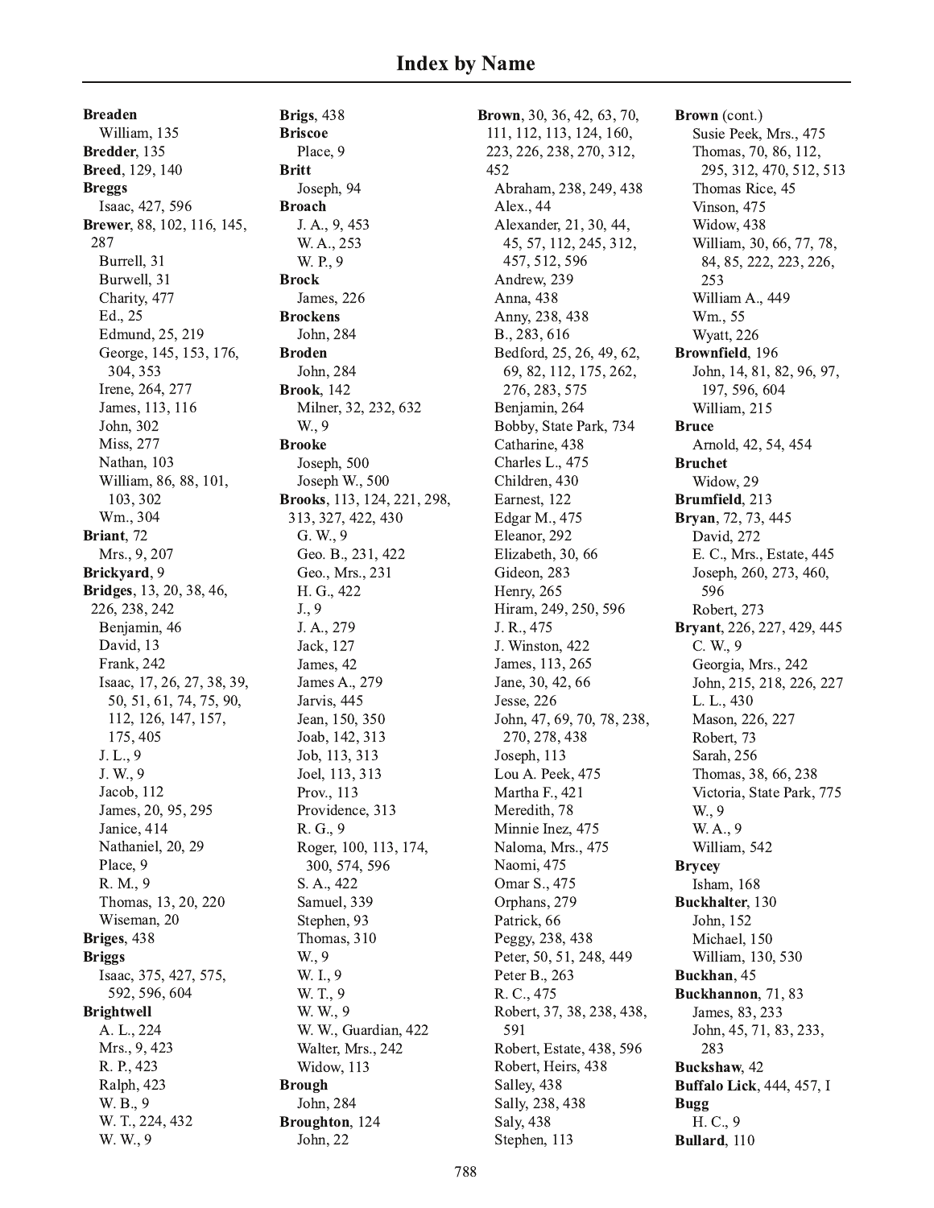# Index by Name

**Breaden**
- William, 135

**Bredder**, 135

**Breed**, 129, 140

**Breggs**
- Isaac, 427, 596

**Brewer**, 88, 102, 116, 145, 287
- Burrell, 31
- Burwell, 31
- Charity, 477
- Ed., 25
- Edmund, 25, 219
- George, 145, 153, 176, 304, 353
- Irene, 264, 277
- James, 113, 116
- John, 302
- Miss, 277
- Nathan, 103
- William, 86, 88, 101, 103, 302
- Wm., 304

**Briant**, 72
- Mrs., 9, 207

**Brickyard**, 9

**Bridges**, 13, 20, 38, 46, 226, 238, 242
- Benjamin, 46
- David, 13
- Frank, 242
- Isaac, 17, 26, 27, 38, 39, 50, 51, 61, 74, 75, 90, 112, 126, 147, 157, 175, 405
- J. L., 9
- J. W., 9
- Jacob, 112
- James, 20, 95, 295
- Janice, 414
- Nathaniel, 20, 29
- Place, 9
- R. M., 9
- Thomas, 13, 20, 220
- Wiseman, 20

**Briges**, 438

**Briggs**
- Isaac, 375, 427, 575, 592, 596, 604

**Brightwell**
- A. L., 224
- Mrs., 9, 423
- R. P., 423
- Ralph, 423
- W. B., 9
- W. T., 224, 432
- W. W., 9

**Brigs**, 438

**Briscoe**
- Place, 9

**Britt**
- Joseph, 94

**Broach**
- J. A., 9, 453
- W. A., 253
- W. P., 9

**Brock**
- James, 226

**Brockens**
- John, 284

**Broden**
- John, 284

**Brook**, 142
- Milner, 32, 232, 632
- W., 9

**Brooke**
- Joseph, 500
- Joseph W., 500

**Brooks**, 113, 124, 221, 298, 313, 327, 422, 430
- G. W., 9
- Geo. B., 231, 422
- Geo., Mrs., 231
- H. G., 422
- J., 9
- J. A., 279
- Jack, 127
- James, 42
- James A., 279
- Jarvis, 445
- Jean, 150, 350
- Joab, 142, 313
- Job, 113, 313
- Joel, 113, 313
- Prov., 113
- Providence, 313
- R. G., 9
- Roger, 100, 113, 174, 300, 574, 596
- S. A., 422
- Samuel, 339
- Stephen, 93
- Thomas, 310
- W., 9
- W. I., 9
- W. T., 9
- W. W., 9
- W. W., Guardian, 422
- Walter, Mrs., 242
- Widow, 113

**Brough**
- John, 284

**Broughton**, 124
- John, 22

**Brown**, 30, 36, 42, 63, 70, 111, 112, 113, 124, 160, 223, 226, 238, 270, 312, 452
- Abraham, 238, 249, 438
- Alex., 44
- Alexander, 21, 30, 44, 45, 57, 112, 245, 312, 457, 512, 596
- Andrew, 239
- Anna, 438
- Anny, 238, 438
- B., 283, 616
- Bedford, 25, 26, 49, 62, 69, 82, 112, 175, 262, 276, 283, 575
- Benjamin, 264
- Bobby, State Park, 734
- Catharine, 438
- Charles L., 475
- Children, 430
- Earnest, 122
- Edgar M., 475
- Eleanor, 292
- Elizabeth, 30, 66
- Gideon, 283
- Henry, 265
- Hiram, 249, 250, 596
- J. R., 475
- J. Winston, 422
- James, 113, 265
- Jane, 30, 42, 66
- Jesse, 226
- John, 47, 69, 70, 78, 238, 270, 278, 438
- Joseph, 113
- Lou A. Peek, 475
- Martha F., 421
- Meredith, 78
- Minnie Inez, 475
- Naloma, Mrs., 475
- Naomi, 475
- Omar S., 475
- Orphans, 279
- Patrick, 66
- Peggy, 238, 438
- Peter, 50, 51, 248, 449
- Peter B., 263
- R. C., 475
- Robert, 37, 38, 238, 438, 591
- Robert, Estate, 438, 596
- Robert, Heirs, 438
- Salley, 438
- Sally, 238, 438
- Saly, 438
- Stephen, 113

**Brown** (cont.)
- Susie Peek, Mrs., 475
- Thomas, 70, 86, 112, 295, 312, 470, 512, 513
- Thomas Rice, 45
- Vinson, 475
- Widow, 438
- William, 30, 66, 77, 78, 84, 85, 222, 223, 226, 253
- William A., 449
- Wm., 55
- Wyatt, 226

**Brownfield**, 196
- John, 14, 81, 82, 96, 97, 197, 596, 604
- William, 215

**Bruce**
- Arnold, 42, 54, 454

**Bruchet**
- Widow, 29

**Brumfield**, 213

**Bryan**, 72, 73, 445
- David, 272
- E. C., Mrs., Estate, 445
- Joseph, 260, 273, 460, 596
- Robert, 273

**Bryant**, 226, 227, 429, 445
- C. W., 9
- Georgia, Mrs., 242
- John, 215, 218, 226, 227
- L. L., 430
- Mason, 226, 227
- Robert, 73
- Sarah, 256
- Thomas, 38, 66, 238
- Victoria, State Park, 775
- W., 9
- W. A., 9
- William, 542

**Brycey**
- Isham, 168

**Buckhalter**, 130
- John, 152
- Michael, 150
- William, 130, 530

**Buckhan**, 45

**Buckhannon**, 71, 83
- James, 83, 233
- John, 45, 71, 83, 233, 283

**Buckshaw**, 42

**Buffalo Lick**, 444, 457, I

**Bugg**
- H. C., 9

**Bullard**, 110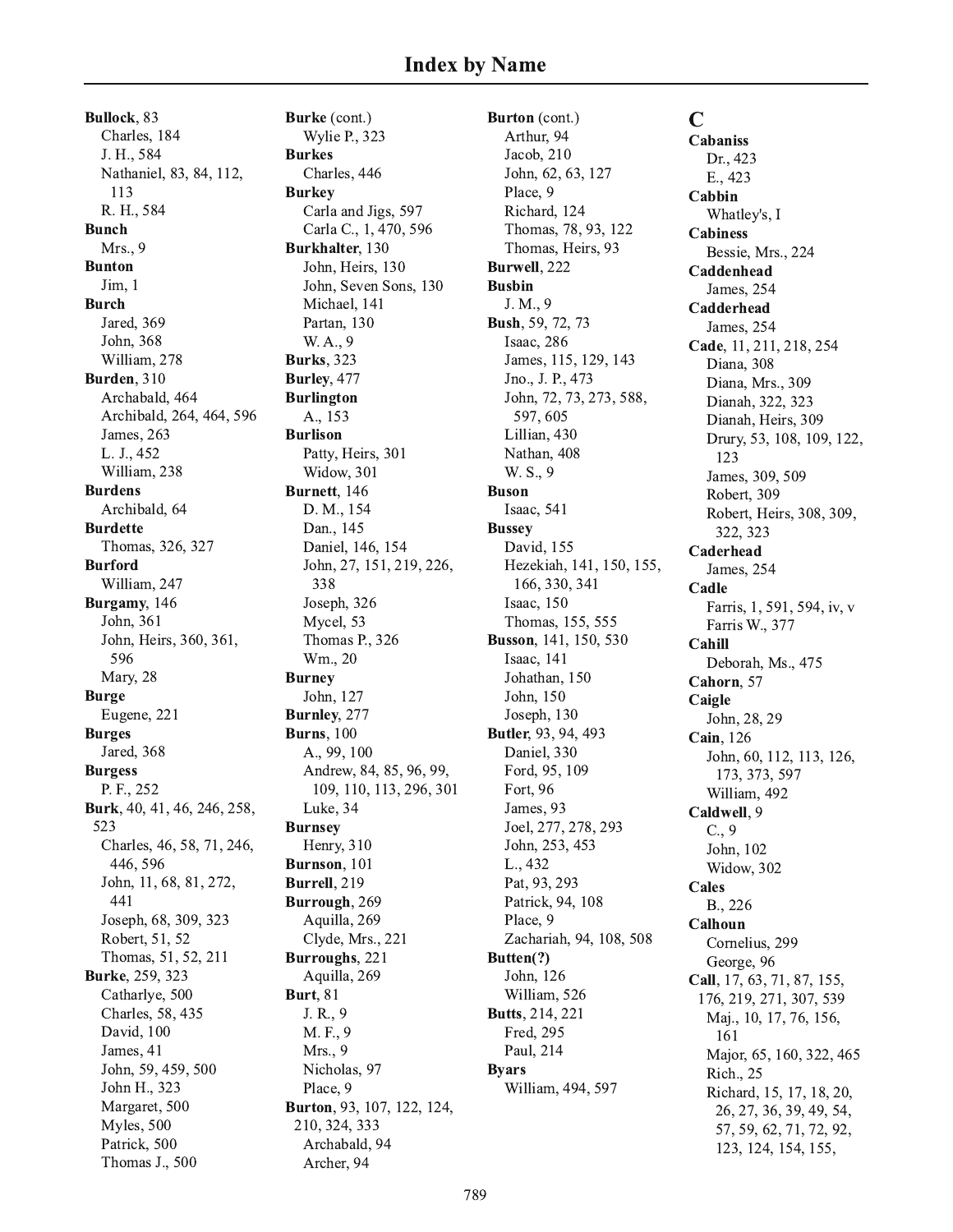# Index by Name

**Bullock**, 83
- Charles, 184
- J. H., 584
- Nathaniel, 83, 84, 112, 113
- R. H., 584

**Bunch**
- Mrs., 9

**Bunton**
- Jim, 1

**Burch**
- Jared, 369
- John, 368
- William, 278

**Burden**, 310
- Archabald, 464
- Archibald, 264, 464, 596
- James, 263
- L. J., 452
- William, 238

**Burdens**
- Archibald, 64

**Burdette**
- Thomas, 326, 327

**Burford**
- William, 247

**Burgamy**, 146
- John, 361
- John, Heirs, 360, 361, 596
- Mary, 28

**Burge**
- Eugene, 221

**Burges**
- Jared, 368

**Burgess**
- P. F., 252

**Burk**, 40, 41, 46, 246, 258, 523
- Charles, 46, 58, 71, 246, 446, 596
- John, 11, 68, 81, 272, 441
- Joseph, 68, 309, 323
- Robert, 51, 52
- Thomas, 51, 52, 211

**Burke**, 259, 323
- Catharlye, 500
- Charles, 58, 435
- David, 100
- James, 41
- John, 59, 459, 500
- John H., 323
- Margaret, 500
- Myles, 500
- Patrick, 500
- Thomas J., 500

**Burke** (cont.)
- Wylie P., 323

**Burkes**
- Charles, 446

**Burkey**
- Carla and Jigs, 597
- Carla C., 1, 470, 596

**Burkhalter**, 130
- John, Heirs, 130
- John, Seven Sons, 130
- Michael, 141
- Partan, 130
- W. A., 9

**Burks**, 323

**Burley**, 477

**Burlington**
- A., 153

**Burlison**
- Patty, Heirs, 301
- Widow, 301

**Burnett**, 146
- D. M., 154
- Dan., 145
- Daniel, 146, 154
- John, 27, 151, 219, 226, 338
- Joseph, 326
- Mycel, 53
- Thomas P., 326
- Wm., 20

**Burney**
- John, 127

**Burnley**, 277

**Burns**, 100
- A., 99, 100
- Andrew, 84, 85, 96, 99, 109, 110, 113, 296, 301
- Luke, 34

**Burnsey**
- Henry, 310

**Burnson**, 101

**Burrell**, 219

**Burrough**, 269
- Aquilla, 269
- Clyde, Mrs., 221

**Burroughs**, 221
- Aquilla, 269

**Burt**, 81
- J. R., 9
- M. F., 9
- Mrs., 9
- Nicholas, 97
- Place, 9

**Burton**, 93, 107, 122, 124, 210, 324, 333
- Archabald, 94
- Archer, 94

**Burton** (cont.)
- Arthur, 94
- Jacob, 210
- John, 62, 63, 127
- Place, 9
- Richard, 124
- Thomas, 78, 93, 122
- Thomas, Heirs, 93

**Burwell**, 222

**Busbin**
- J. M., 9

**Bush**, 59, 72, 73
- Isaac, 286
- James, 115, 129, 143
- Jno., J. P., 473
- John, 72, 73, 273, 588, 597, 605
- Lillian, 430
- Nathan, 408
- W. S., 9

**Buson**
- Isaac, 541

**Bussey**
- David, 155
- Hezekiah, 141, 150, 155, 166, 330, 341
- Isaac, 150
- Thomas, 155, 555

**Busson**, 141, 150, 530
- Isaac, 141
- Johathan, 150
- John, 150
- Joseph, 130

**Butler**, 93, 94, 493
- Daniel, 330
- Ford, 95, 109
- Fort, 96
- James, 93
- Joel, 277, 278, 293
- John, 253, 453
- L., 432
- Pat, 93, 293
- Patrick, 94, 108
- Place, 9
- Zachariah, 94, 108, 508

**Butten(?)**
- John, 126
- William, 526

**Butts**, 214, 221
- Fred, 295
- Paul, 214

**Byars**
- William, 494, 597

## C

**Cabaniss**
- Dr., 423
- E., 423

**Cabbin**
- Whatley's, I

**Cabiness**
- Bessie, Mrs., 224

**Caddenhead**
- James, 254

**Cadderhead**
- James, 254

**Cade**, 11, 211, 218, 254
- Diana, 308
- Diana, Mrs., 309
- Dianah, 322, 323
- Dianah, Heirs, 309
- Drury, 53, 108, 109, 122, 123
- James, 309, 509
- Robert, 309
- Robert, Heirs, 308, 309, 322, 323

**Caderhead**
- James, 254

**Cadle**
- Farris, 1, 591, 594, iv, v
- Farris W., 377

**Cahill**
- Deborah, Ms., 475

**Cahorn**, 57

**Caigle**
- John, 28, 29

**Cain**, 126
- John, 60, 112, 113, 126, 173, 373, 597
- William, 492

**Caldwell**, 9
- C., 9
- John, 102
- Widow, 302

**Cales**
- B., 226

**Calhoun**
- Cornelius, 299
- George, 96

**Call**, 17, 63, 71, 87, 155, 176, 219, 271, 307, 539
- Maj., 10, 17, 76, 156, 161
- Major, 65, 160, 322, 465
- Rich., 25
- Richard, 15, 17, 18, 20, 26, 27, 36, 39, 49, 54, 57, 59, 62, 71, 72, 92, 123, 124, 154, 155,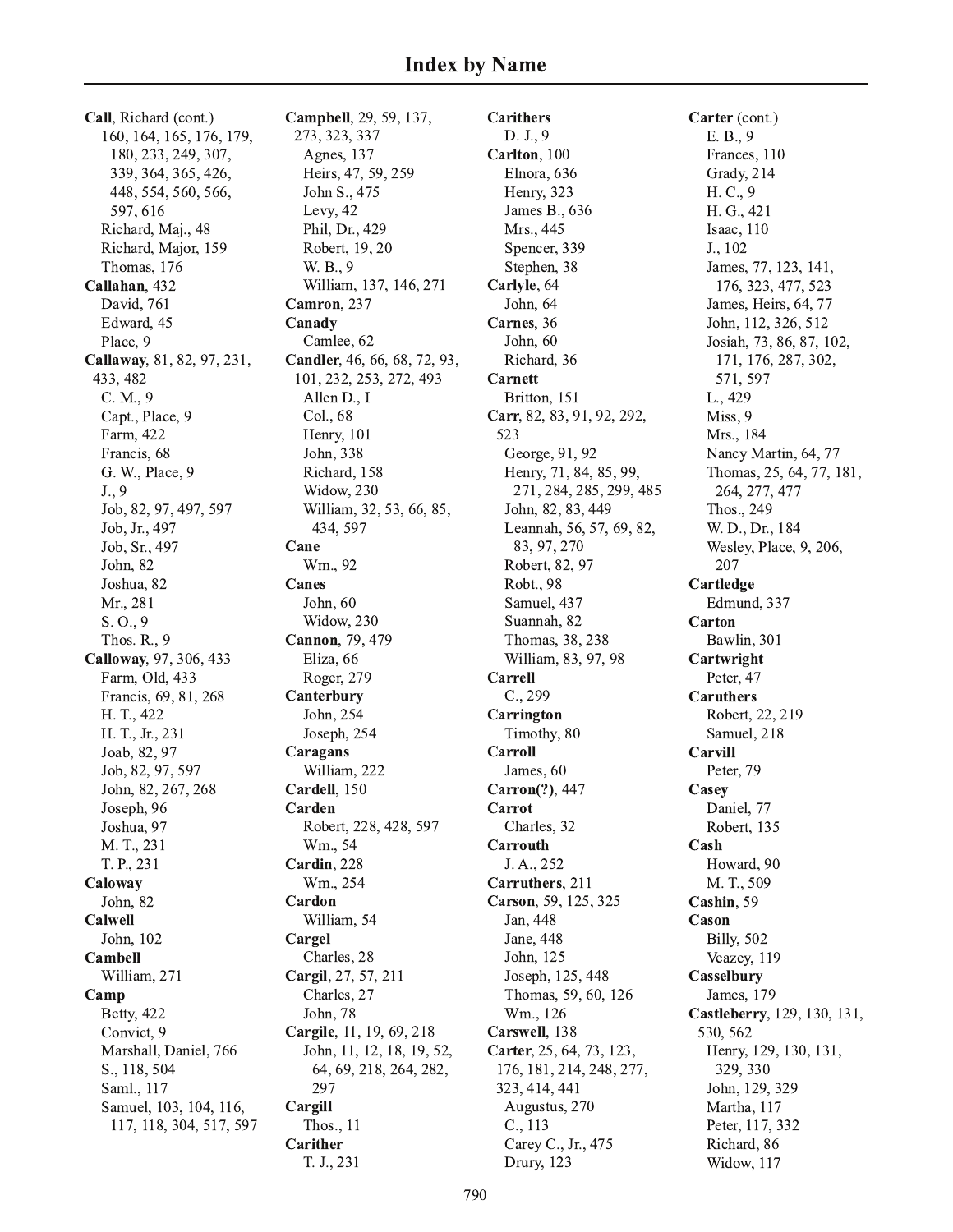# Index by Name

**Call**, Richard (cont.)
160, 164, 165, 176, 179, 180, 233, 249, 307, 339, 364, 365, 426, 448, 554, 560, 566, 597, 616
Richard, Maj., 48
Richard, Major, 159
Thomas, 176

**Callahan**, 432
David, 761
Edward, 45
Place, 9

**Callaway**, 81, 82, 97, 231, 433, 482
C. M., 9
Capt., Place, 9
Farm, 422
Francis, 68
G. W., Place, 9
J., 9
Job, 82, 97, 497, 597
Job, Jr., 497
Job, Sr., 497
John, 82
Joshua, 82
Mr., 281
S. O., 9
Thos. R., 9

**Calloway**, 97, 306, 433
Farm, Old, 433
Francis, 69, 81, 268
H. T., 422
H. T., Jr., 231
Joab, 82, 97
Job, 82, 97, 597
John, 82, 267, 268
Joseph, 96
Joshua, 97
M. T., 231
T. P., 231

**Caloway**
John, 82

**Calwell**
John, 102

**Cambell**
William, 271

**Camp**
Betty, 422
Convict, 9
Marshall, Daniel, 766
S., 118, 504
Saml., 117
Samuel, 103, 104, 116, 117, 118, 304, 517, 597

**Campbell**, 29, 59, 137, 273, 323, 337
Agnes, 137
Heirs, 47, 59, 259
John S., 475
Levy, 42
Phil, Dr., 429
Robert, 19, 20
W. B., 9
William, 137, 146, 271

**Camron**, 237

**Canady**
Camlee, 62

**Candler**, 46, 66, 68, 72, 93, 101, 232, 253, 272, 493
Allen D., I
Col., 68
Henry, 101
John, 338
Richard, 158
Widow, 230
William, 32, 53, 66, 85, 434, 597

**Cane**
Wm., 92

**Canes**
John, 60
Widow, 230

**Cannon**, 79, 479
Eliza, 66
Roger, 279

**Canterbury**
John, 254
Joseph, 254

**Caragans**
William, 222

**Cardell**, 150

**Carden**
Robert, 228, 428, 597
Wm., 54

**Cardin**, 228
Wm., 254

**Cardon**
William, 54

**Cargel**
Charles, 28

**Cargil**, 27, 57, 211
Charles, 27
John, 78

**Cargile**, 11, 19, 69, 218
John, 11, 12, 18, 19, 52, 64, 69, 218, 264, 282, 297

**Cargill**
Thos., 11

**Carither**
T. J., 231

**Carithers**
D. J., 9

**Carlton**, 100
Elnora, 636
Henry, 323
James B., 636
Mrs., 445
Spencer, 339
Stephen, 38

**Carlyle**, 64
John, 64

**Carnes**, 36
John, 60
Richard, 36

**Carnett**
Britton, 151

**Carr**, 82, 83, 91, 92, 292, 523
George, 91, 92
Henry, 71, 84, 85, 99, 271, 284, 285, 299, 485
John, 82, 83, 449
Leannah, 56, 57, 69, 82, 83, 97, 270
Robert, 82, 97
Robt., 98
Samuel, 437
Suannah, 82
Thomas, 38, 238
William, 83, 97, 98

**Carrell**
C., 299

**Carrington**
Timothy, 80

**Carroll**
James, 60

**Carron(?)**, 447

**Carrot**
Charles, 32

**Carrouth**
J. A., 252

**Carruthers**, 211

**Carson**, 59, 125, 325
Jan, 448
Jane, 448
John, 125
Joseph, 125, 448
Thomas, 59, 60, 126
Wm., 126

**Carswell**, 138

**Carter**, 25, 64, 73, 123, 176, 181, 214, 248, 277, 323, 414, 441
Augustus, 270
C., 113
Carey C., Jr., 475
Drury, 123

**Carter** (cont.)
E. B., 9
Frances, 110
Grady, 214
H. C., 9
H. G., 421
Isaac, 110
J., 102
James, 77, 123, 141, 176, 323, 477, 523
James, Heirs, 64, 77
John, 112, 326, 512
Josiah, 73, 86, 87, 102, 171, 176, 287, 302, 571, 597
L., 429
Miss, 9
Mrs., 184
Nancy Martin, 64, 77
Thomas, 25, 64, 77, 181, 264, 277, 477
Thos., 249
W. D., Dr., 184
Wesley, Place, 9, 206, 207

**Cartledge**
Edmund, 337

**Carton**
Bawlin, 301

**Cartwright**
Peter, 47

**Caruthers**
Robert, 22, 219
Samuel, 218

**Carvill**
Peter, 79

**Casey**
Daniel, 77
Robert, 135

**Cash**
Howard, 90
M. T., 509

**Cashin**, 59

**Cason**
Billy, 502
Veazey, 119

**Casselbury**
James, 179

**Castleberry**, 129, 130, 131, 530, 562
Henry, 129, 130, 131, 329, 330
John, 129, 329
Martha, 117
Peter, 117, 332
Richard, 86
Widow, 117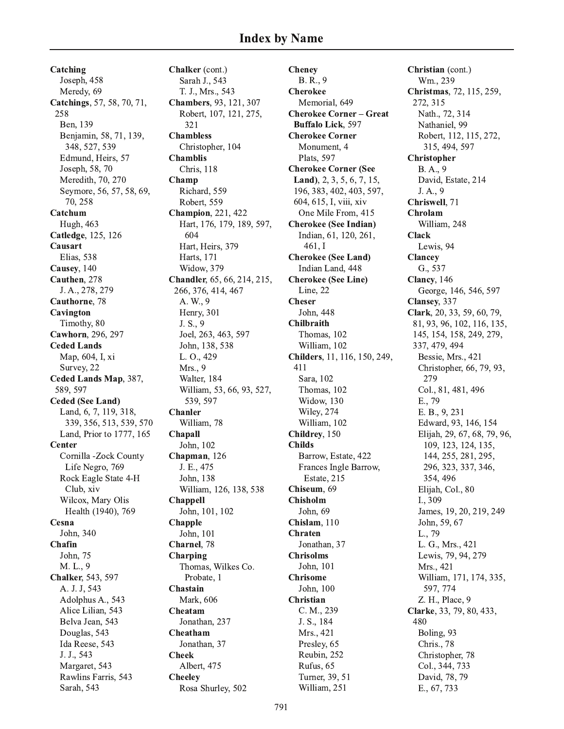# Index by Name

**Catching**
- Joseph, 458
- Meredy, 69

**Catchings**, 57, 58, 70, 71, 258
- Ben, 139
- Benjamin, 58, 71, 139, 348, 527, 539
- Edmund, Heirs, 57
- Joseph, 58, 70
- Meredith, 70, 270
- Seymore, 56, 57, 58, 69, 70, 258

**Catchum**
- Hugh, 463

**Catledge**, 125, 126

**Causart**
- Elias, 538

**Causey**, 140

**Cauthen**, 278
- J. A., 278, 279

**Cauthorne**, 78

**Cavington**
- Timothy, 80

**Cawhorn**, 296, 297

**Ceded Lands**
- Map, 604, I, xi
- Survey, 22

**Ceded Lands Map**, 387, 589, 597

**Ceded (See Land)**
- Land, 6, 7, 119, 318, 339, 356, 513, 539, 570
- Land, Prior to 1777, 165

**Center**
- Cornilla -Zock County Life Negro, 769
- Rock Eagle State 4-H Club, xiv
- Wilcox, Mary Olis Health (1940), 769

**Cesna**
- John, 340

**Chafin**
- John, 75
- M. L., 9

**Chalker**, 543, 597
- A. J. J, 543
- Adolphus A., 543
- Alice Lilian, 543
- Belva Jean, 543
- Douglas, 543
- Ida Reese, 543
- J. J., 543
- Margaret, 543
- Rawlins Farris, 543
- Sarah, 543

**Chalker** (cont.)
- Sarah J., 543
- T. J., Mrs., 543

**Chambers**, 93, 121, 307
- Robert, 107, 121, 275, 321

**Chambless**
- Christopher, 104

**Chamblis**
- Chris, 118

**Champ**
- Richard, 559
- Robert, 559

**Champion**, 221, 422
- Hart, 176, 179, 189, 597, 604
- Hart, Heirs, 379
- Harts, 171
- Widow, 379

**Chandler**, 65, 66, 214, 215, 266, 376, 414, 467
- A. W., 9
- Henry, 301
- J. S., 9
- Joel, 263, 463, 597
- John, 138, 538
- L. O., 429
- Mrs., 9
- Walter, 184
- William, 53, 66, 93, 527, 539, 597

**Chanler**
- William, 78

**Chapall**
- John, 102

**Chapman**, 126
- J. E., 475
- John, 138
- William, 126, 138, 538

**Chappell**
- John, 101, 102

**Chapple**
- John, 101

**Charnel**, 78

**Charping**
- Thomas, Wilkes Co. Probate, 1

**Chastain**
- Mark, 606

**Cheatam**
- Jonathan, 237

**Cheatham**
- Jonathan, 37

**Cheek**
- Albert, 475

**Cheeley**
- Rosa Shurley, 502

**Cheney**
- B. R., 9

**Cherokee**
- Memorial, 649

**Cherokee Corner – Great Buffalo Lick**, 597

**Cherokee Corner**
- Monument, 4
- Plats, 597

**Cherokee Corner (See Land)**, 2, 3, 5, 6, 7, 15, 196, 383, 402, 403, 597, 604, 615, I, viii, xiv
- One Mile From, 415

**Cherokee (See Indian)**
- Indian, 61, 120, 261, 461, I

**Cherokee (See Land)**
- Indian Land, 448

**Cherokee (See Line)**
- Line, 22

**Cheser**
- John, 448

**Chilbraith**
- Thomas, 102
- William, 102

**Childers**, 11, 116, 150, 249, 411
- Sara, 102
- Thomas, 102
- Widow, 130
- Wiley, 274
- William, 102

**Childrey**, 150

**Childs**
- Barrow, Estate, 422
- Frances Ingle Barrow, Estate, 215

**Chiseum**, 69

**Chisholm**
- John, 69

**Chislam**, 110

**Chraten**
- Jonathan, 37

**Chrisolms**
- John, 101

**Chrisome**
- John, 100

**Christian**
- C. M., 239
- J. S., 184
- Mrs., 421
- Presley, 65
- Reubin, 252
- Rufus, 65
- Turner, 39, 51
- William, 251

**Christian** (cont.)
- Wm., 239

**Christmas**, 72, 115, 259, 272, 315
- Nath., 72, 314
- Nathaniel, 99
- Robert, 112, 115, 272, 315, 494, 597

**Christopher**
- B. A., 9
- David, Estate, 214
- J. A., 9

**Chriswell**, 71

**Chrolam**
- William, 248

**Clack**
- Lewis, 94

**Clancey**
- G., 537

**Clancy**, 146
- George, 146, 546, 597

**Clansey**, 337

**Clark**, 20, 33, 59, 60, 79, 81, 93, 96, 102, 116, 135, 145, 154, 158, 249, 279, 337, 479, 494
- Bessie, Mrs., 421
- Christopher, 66, 79, 93, 279
- Col., 81, 481, 496
- E., 79
- E. B., 9, 231
- Edward, 93, 146, 154
- Elijah, 29, 67, 68, 79, 96, 109, 123, 124, 135, 144, 255, 281, 295, 296, 323, 337, 346, 354, 496
- Elijah, Col., 80
- I., 309
- James, 19, 20, 219, 249
- John, 59, 67
- L., 79
- L. G., Mrs., 421
- Lewis, 79, 94, 279
- Mrs., 421
- William, 171, 174, 335, 597, 774
- Z. H., Place, 9

**Clarke**, 33, 79, 80, 433, 480
- Boling, 93
- Chris., 78
- Christopher, 78
- Col., 344, 733
- David, 78, 79
- E., 67, 733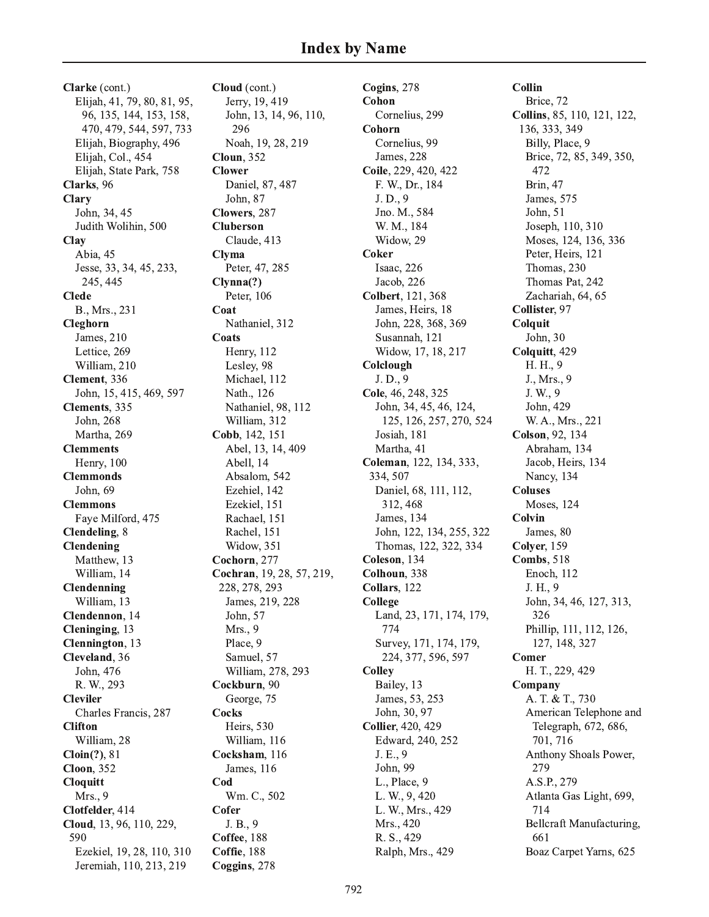# Index by Name

**Clarke** (cont.)
- Elijah, 41, 79, 80, 81, 95, 96, 135, 144, 153, 158, 470, 479, 544, 597, 733
- Elijah, Biography, 496
- Elijah, Col., 454
- Elijah, State Park, 758

**Clarks**, 96

**Clary**
- John, 34, 45
- Judith Wolihin, 500

**Clay**
- Abia, 45
- Jesse, 33, 34, 45, 233, 245, 445

**Clede**
- B., Mrs., 231

**Cleghorn**
- James, 210
- Lettice, 269
- William, 210

**Clement**, 336
- John, 15, 415, 469, 597

**Clements**, 335
- John, 268
- Martha, 269

**Clemments**
- Henry, 100

**Clemmonds**
- John, 69

**Clemmons**
- Faye Milford, 475

**Clendeling**, 8

**Clendening**
- Matthew, 13
- William, 14

**Clendenning**
- William, 13

**Clendennon**, 14

**Cleninging**, 13

**Clennington**, 13

**Cleveland**, 36
- John, 476
- R. W., 293

**Cleviler**
- Charles Francis, 287

**Clifton**
- William, 28

**Cloin(?)**, 81

**Cloon**, 352

**Cloquitt**
- Mrs., 9

**Clotfelder**, 414

**Cloud**, 13, 96, 110, 229, 590
- Ezekiel, 19, 28, 110, 310
- Jeremiah, 110, 213, 219

**Cloud** (cont.)
- Jerry, 19, 419
- John, 13, 14, 96, 110, 296
- Noah, 19, 28, 219

**Cloun**, 352

**Clower**
- Daniel, 87, 487
- John, 87

**Clowers**, 287

**Cluberson**
- Claude, 413

**Clyma**
- Peter, 47, 285

**Clynna(?)**
- Peter, 106

**Coat**
- Nathaniel, 312

**Coats**
- Henry, 112
- Lesley, 98
- Michael, 112
- Nath., 126
- Nathaniel, 98, 112
- William, 312

**Cobb**, 142, 151
- Abel, 13, 14, 409
- Abell, 14
- Absalom, 542
- Ezehiel, 142
- Ezekiel, 151
- Rachael, 151
- Rachel, 151
- Widow, 351

**Cochorn**, 277

**Cochran**, 19, 28, 57, 219, 228, 278, 293
- James, 219, 228
- John, 57
- Mrs., 9
- Place, 9
- Samuel, 57
- William, 278, 293

**Cockburn**, 90
- George, 75

**Cocks**
- Heirs, 530
- William, 116

**Cocksham**, 116
- James, 116

**Cod**
- Wm. C., 502

**Cofer**
- J. B., 9

**Coffee**, 188

**Coffie**, 188

**Coggins**, 278

**Cogins**, 278

**Cohon**
- Cornelius, 299

**Cohorn**
- Cornelius, 99
- James, 228

**Coile**, 229, 420, 422
- F. W., Dr., 184
- J. D., 9
- Jno. M., 584
- W. M., 184
- Widow, 29

**Coker**
- Isaac, 226
- Jacob, 226

**Colbert**, 121, 368
- James, Heirs, 18
- John, 228, 368, 369
- Susannah, 121
- Widow, 17, 18, 217

**Colclough**
- J. D., 9

**Cole**, 46, 248, 325
- John, 34, 45, 46, 124, 125, 126, 257, 270, 524
- Josiah, 181
- Martha, 41

**Coleman**, 122, 134, 333, 334, 507
- Daniel, 68, 111, 112, 312, 468
- James, 134
- John, 122, 134, 255, 322
- Thomas, 122, 322, 334

**Coleson**, 134

**Colhoun**, 338

**Collars**, 122

**College**
- Land, 23, 171, 174, 179, 774
- Survey, 171, 174, 179, 224, 377, 596, 597

**Colley**
- Bailey, 13
- James, 53, 253
- John, 30, 97

**Collier**, 420, 429
- Edward, 240, 252
- J. E., 9
- John, 99
- L., Place, 9
- L. W., 9, 420
- L. W., Mrs., 429
- Mrs., 420
- R. S., 429
- Ralph, Mrs., 429

**Collin**
- Brice, 72

**Collins**, 85, 110, 121, 122, 136, 333, 349
- Billy, Place, 9
- Brice, 72, 85, 349, 350, 472
- Brin, 47
- James, 575
- John, 51
- Joseph, 110, 310
- Moses, 124, 136, 336
- Peter, Heirs, 121
- Thomas, 230
- Thomas Pat, 242
- Zachariah, 64, 65

**Collister**, 97

**Colquit**
- John, 30

**Colquitt**, 429
- H. H., 9
- J., Mrs., 9
- J. W., 9
- John, 429
- W. A., Mrs., 221

**Colson**, 92, 134
- Abraham, 134
- Jacob, Heirs, 134
- Nancy, 134

**Coluses**
- Moses, 124

**Colvin**
- James, 80

**Colyer**, 159

**Combs**, 518
- Enoch, 112
- J. H., 9
- John, 34, 46, 127, 313, 326
- Phillip, 111, 112, 126, 127, 148, 327

**Comer**
- H. T., 229, 429

**Company**
- A. T. & T., 730
- American Telephone and Telegraph, 672, 686, 701, 716
- Anthony Shoals Power, 279
- A.S.P., 279
- Atlanta Gas Light, 699, 714
- Bellcraft Manufacturing, 661
- Boaz Carpet Yarns, 625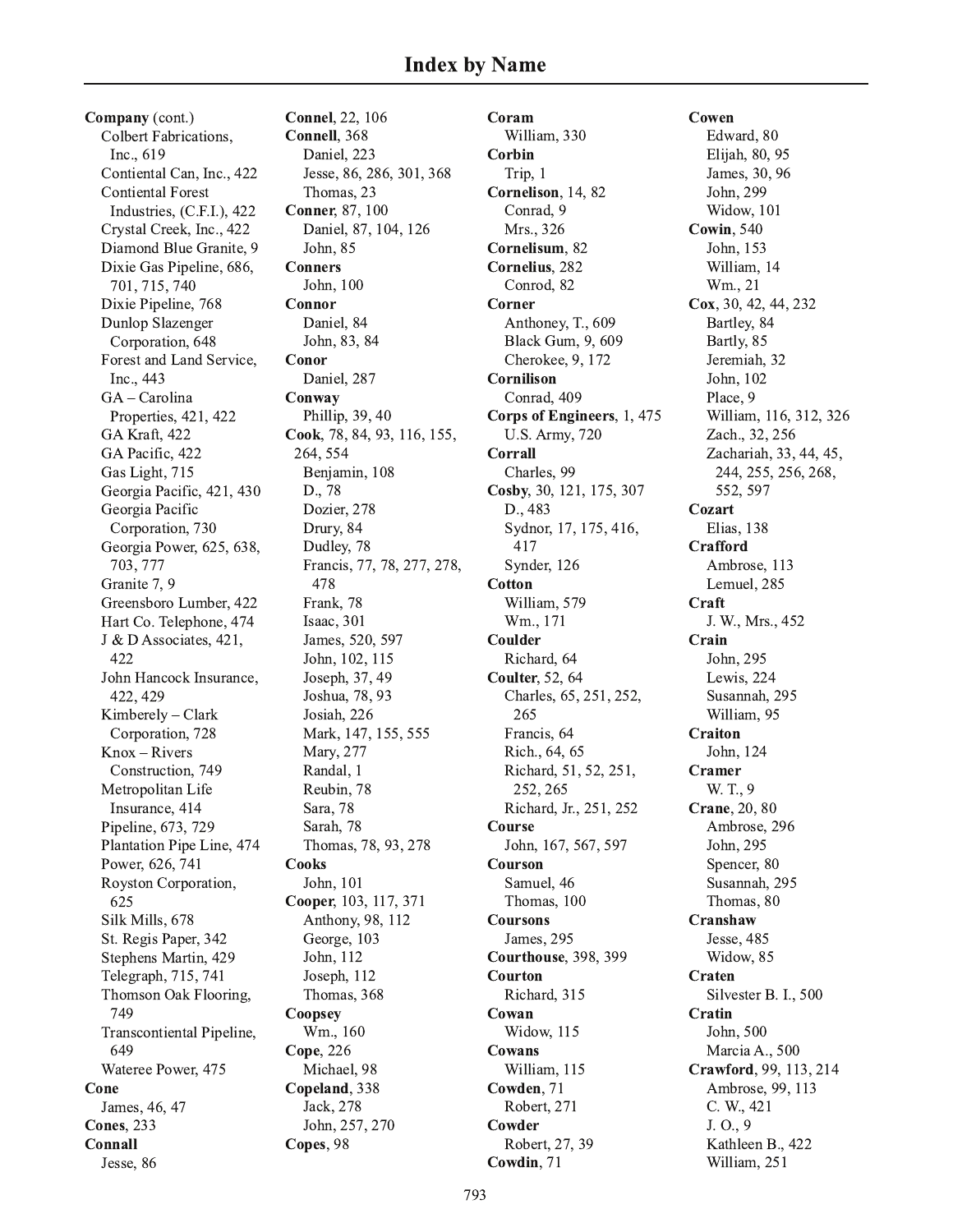# Index by Name

**Company** (cont.)
- Colbert Fabrications, Inc., 619
- Contiental Can, Inc., 422
- Contiental Forest Industries, (C.F.I.), 422
- Crystal Creek, Inc., 422
- Diamond Blue Granite, 9
- Dixie Gas Pipeline, 686, 701, 715, 740
- Dixie Pipeline, 768
- Dunlop Slazenger Corporation, 648
- Forest and Land Service, Inc., 443
- GA – Carolina Properties, 421, 422
- GA Kraft, 422
- GA Pacific, 422
- Gas Light, 715
- Georgia Pacific, 421, 430
- Georgia Pacific Corporation, 730
- Georgia Power, 625, 638, 703, 777
- Granite 7, 9
- Greensboro Lumber, 422
- Hart Co. Telephone, 474
- J & D Associates, 421, 422
- John Hancock Insurance, 422, 429
- Kimberely – Clark Corporation, 728
- Knox – Rivers Construction, 749
- Metropolitan Life Insurance, 414
- Pipeline, 673, 729
- Plantation Pipe Line, 474
- Power, 626, 741
- Royston Corporation, 625
- Silk Mills, 678
- St. Regis Paper, 342
- Stephens Martin, 429
- Telegraph, 715, 741
- Thomson Oak Flooring, 749
- Transcontiental Pipeline, 649
- Wateree Power, 475

**Cone**
- James, 46, 47

**Cones**, 233

**Connall**
- Jesse, 86

**Connel**, 22, 106

**Connell**, 368
- Daniel, 223
- Jesse, 86, 286, 301, 368
- Thomas, 23

**Conner**, 87, 100
- Daniel, 87, 104, 126
- John, 85

**Conners**
- John, 100

**Connor**
- Daniel, 84
- John, 83, 84

**Conor**
- Daniel, 287

**Conway**
- Phillip, 39, 40

**Cook**, 78, 84, 93, 116, 155, 264, 554
- Benjamin, 108
- D., 78
- Dozier, 278
- Drury, 84
- Dudley, 78
- Francis, 77, 78, 277, 278, 478
- Frank, 78
- Isaac, 301
- James, 520, 597
- John, 102, 115
- Joseph, 37, 49
- Joshua, 78, 93
- Josiah, 226
- Mark, 147, 155, 555
- Mary, 277
- Randal, 1
- Reubin, 78
- Sara, 78
- Sarah, 78
- Thomas, 78, 93, 278

**Cooks**
- John, 101

**Cooper**, 103, 117, 371
- Anthony, 98, 112
- George, 103
- John, 112
- Joseph, 112
- Thomas, 368

**Coopsey**
- Wm., 160

**Cope**, 226
- Michael, 98

**Copeland**, 338
- Jack, 278
- John, 257, 270

**Copes**, 98

**Coram**
- William, 330

**Corbin**
- Trip, 1

**Cornelison**, 14, 82
- Conrad, 9
- Mrs., 326

**Cornelisum**, 82

**Cornelius**, 282
- Conrod, 82

**Corner**
- Anthoney, T., 609
- Black Gum, 9, 609
- Cherokee, 9, 172

**Cornilison**
- Conrad, 409

**Corps of Engineers**, 1, 475
- U.S. Army, 720

**Corrall**
- Charles, 99

**Cosby**, 30, 121, 175, 307
- D., 483
- Sydnor, 17, 175, 416, 417
- Synder, 126

**Cotton**
- William, 579
- Wm., 171

**Coulder**
- Richard, 64

**Coulter**, 52, 64
- Charles, 65, 251, 252, 265
- Francis, 64
- Rich., 64, 65
- Richard, 51, 52, 251, 252, 265
- Richard, Jr., 251, 252

**Course**
- John, 167, 567, 597

**Courson**
- Samuel, 46
- Thomas, 100

**Coursons**
- James, 295

**Courthouse**, 398, 399

**Courton**
- Richard, 315

**Cowan**
- Widow, 115

**Cowans**
- William, 115

**Cowden**, 71
- Robert, 271

**Cowder**
- Robert, 27, 39

**Cowdin**, 71

**Cowen**
- Edward, 80
- Elijah, 80, 95
- James, 30, 96
- John, 299
- Widow, 101

**Cowin**, 540
- John, 153
- William, 14
- Wm., 21

**Cox**, 30, 42, 44, 232
- Bartley, 84
- Bartly, 85
- Jeremiah, 32
- John, 102
- Place, 9
- William, 116, 312, 326
- Zach., 32, 256
- Zachariah, 33, 44, 45, 244, 255, 256, 268, 552, 597

**Cozart**
- Elias, 138

**Crafford**
- Ambrose, 113
- Lemuel, 285

**Craft**
- J. W., Mrs., 452

**Crain**
- John, 295
- Lewis, 224
- Susannah, 295
- William, 95

**Craiton**
- John, 124

**Cramer**
- W. T., 9

**Crane**, 20, 80
- Ambrose, 296
- John, 295
- Spencer, 80
- Susannah, 295
- Thomas, 80

**Cranshaw**
- Jesse, 485
- Widow, 85

**Craten**
- Silvester B. I., 500

**Cratin**
- John, 500
- Marcia A., 500

**Crawford**, 99, 113, 214
- Ambrose, 99, 113
- C. W., 421
- J. O., 9
- Kathleen B., 422
- William, 251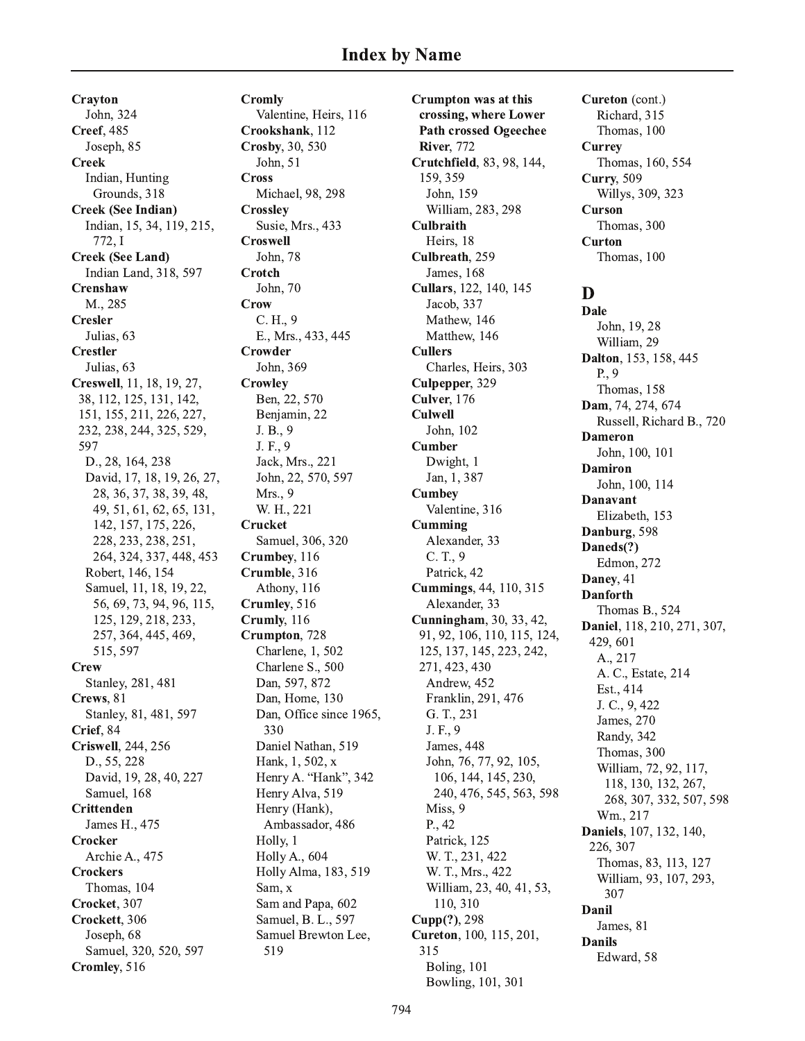# Index by Name

**Crayton**
John, 324
**Creef**, 485
Joseph, 85
**Creek**
Indian, Hunting Grounds, 318
**Creek (See Indian)**
Indian, 15, 34, 119, 215, 772, I
**Creek (See Land)**
Indian Land, 318, 597
**Crenshaw**
M., 285
**Cresler**
Julias, 63
**Crestler**
Julias, 63
**Creswell**, 11, 18, 19, 27, 38, 112, 125, 131, 142, 151, 155, 211, 226, 227, 232, 238, 244, 325, 529, 597
D., 28, 164, 238
David, 17, 18, 19, 26, 27, 28, 36, 37, 38, 39, 48, 49, 51, 61, 62, 65, 131, 142, 157, 175, 226, 228, 233, 238, 251, 264, 324, 337, 448, 453
Robert, 146, 154
Samuel, 11, 18, 19, 22, 56, 69, 73, 94, 96, 115, 125, 129, 218, 233, 257, 364, 445, 469, 515, 597
**Crew**
Stanley, 281, 481
**Crews**, 81
Stanley, 81, 481, 597
**Crief**, 84
**Criswell**, 244, 256
D., 55, 228
David, 19, 28, 40, 227
Samuel, 168
**Crittenden**
James H., 475
**Crocker**
Archie A., 475
**Crockers**
Thomas, 104
**Crocket**, 307
**Crockett**, 306
Joseph, 68
Samuel, 320, 520, 597
**Cromley**, 516
**Cromly**
Valentine, Heirs, 116
**Crookshank**, 112
**Crosby**, 30, 530
John, 51
**Cross**
Michael, 98, 298
**Crossley**
Susie, Mrs., 433
**Croswell**
John, 78
**Crotch**
John, 70
**Crow**
C. H., 9
E., Mrs., 433, 445
**Crowder**
John, 369
**Crowley**
Ben, 22, 570
Benjamin, 22
J. B., 9
J. F., 9
Jack, Mrs., 221
John, 22, 570, 597
Mrs., 9
W. H., 221
**Crucket**
Samuel, 306, 320
**Crumbey**, 116
**Crumble**, 316
Athony, 116
**Crumley**, 516
**Crumly**, 116
**Crumpton**, 728
Charlene, 1, 502
Charlene S., 500
Dan, 597, 872
Dan, Home, 130
Dan, Office since 1965, 330
Daniel Nathan, 519
Hank, 1, 502, x
Henry A. "Hank", 342
Henry Alva, 519
Henry (Hank), Ambassador, 486
Holly, 1
Holly A., 604
Holly Alma, 183, 519
Sam, x
Sam and Papa, 602
Samuel, B. L., 597
Samuel Brewton Lee, 519
**Crumpton was at this crossing, where Lower Path crossed Ogeechee River**, 772
**Crutchfield**, 83, 98, 144, 159, 359
John, 159
William, 283, 298
**Culbraith**
Heirs, 18
**Culbreath**, 259
James, 168
**Cullars**, 122, 140, 145
Jacob, 337
Mathew, 146
Matthew, 146
**Cullers**
Charles, Heirs, 303
**Culpepper**, 329
**Culver**, 176
**Culwell**
John, 102
**Cumber**
Dwight, 1
Jan, 1, 387
**Cumbey**
Valentine, 316
**Cumming**
Alexander, 33
C. T., 9
Patrick, 42
**Cummings**, 44, 110, 315
Alexander, 33
**Cunningham**, 30, 33, 42, 91, 92, 106, 110, 115, 124, 125, 137, 145, 223, 242, 271, 423, 430
Andrew, 452
Franklin, 291, 476
G. T., 231
J. F., 9
James, 448
John, 76, 77, 92, 105, 106, 144, 145, 230, 240, 476, 545, 563, 598
Miss, 9
P., 42
Patrick, 125
W. T., 231, 422
W. T., Mrs., 422
William, 23, 40, 41, 53, 110, 310
**Cupp(?)**, 298
**Cureton**, 100, 115, 201, 315
Boling, 101
Bowling, 101, 301
**Cureton** (cont.)
Richard, 315
Thomas, 100
**Currey**
Thomas, 160, 554
**Curry**, 509
Willys, 309, 323
**Curson**
Thomas, 300
**Curton**
Thomas, 100

## D

**Dale**
John, 19, 28
William, 29
**Dalton**, 153, 158, 445
P., 9
Thomas, 158
**Dam**, 74, 274, 674
Russell, Richard B., 720
**Dameron**
John, 100, 101
**Damiron**
John, 100, 114
**Danavant**
Elizabeth, 153
**Danburg**, 598
**Daneds(?)**
Edmon, 272
**Daney**, 41
**Danforth**
Thomas B., 524
**Daniel**, 118, 210, 271, 307, 429, 601
A., 217
A. C., Estate, 214
Est., 414
J. C., 9, 422
James, 270
Randy, 342
Thomas, 300
William, 72, 92, 117, 118, 130, 132, 267, 268, 307, 332, 507, 598
Wm., 217
**Daniels**, 107, 132, 140, 226, 307
Thomas, 83, 113, 127
William, 93, 107, 293, 307
**Danil**
James, 81
**Danils**
Edward, 58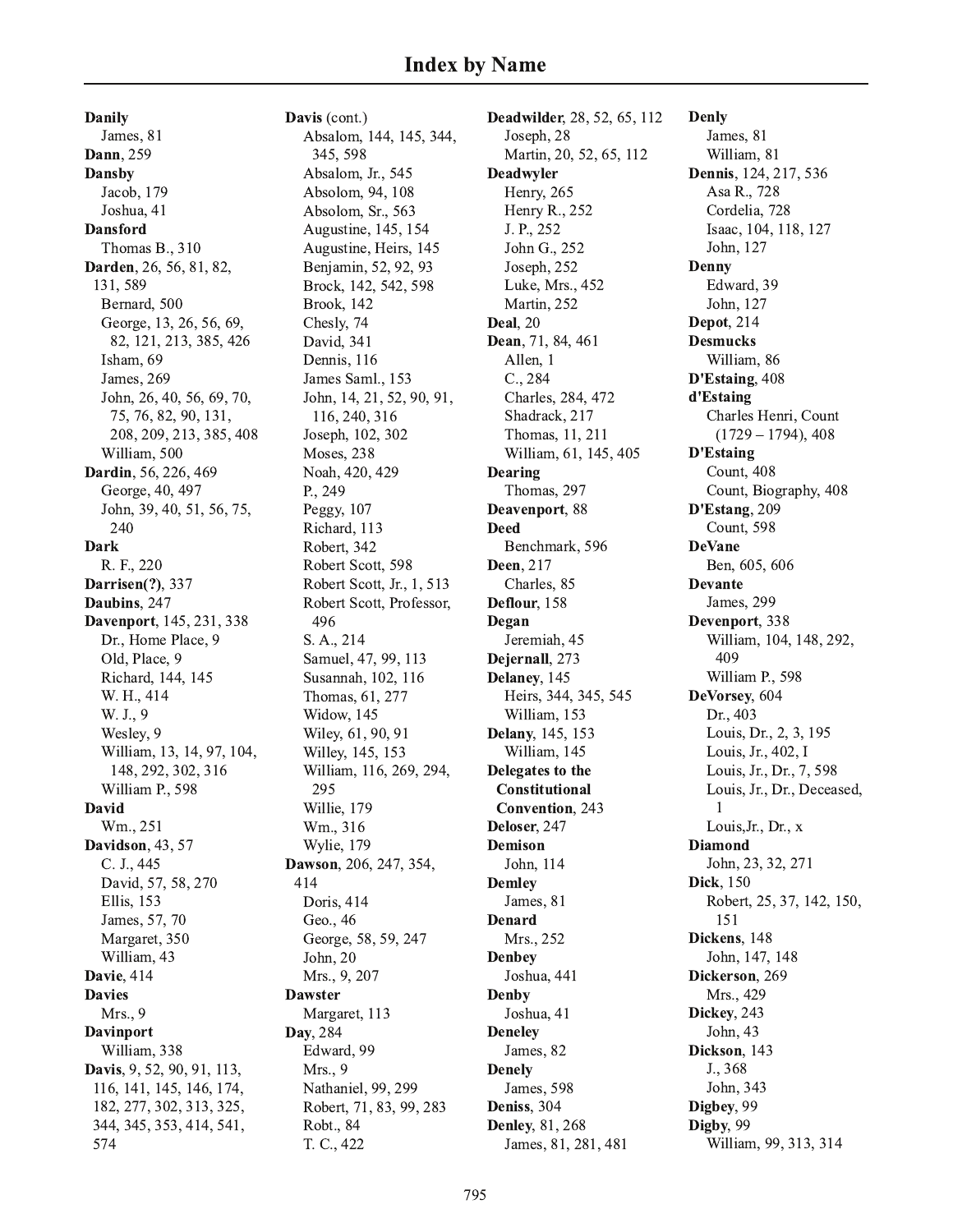# Index by Name

**Danily**
James, 81
**Dann**, 259
**Dansby**
Jacob, 179
Joshua, 41
**Dansford**
Thomas B., 310
**Darden**, 26, 56, 81, 82, 131, 589
Bernard, 500
George, 13, 26, 56, 69, 82, 121, 213, 385, 426
Isham, 69
James, 269
John, 26, 40, 56, 69, 70, 75, 76, 82, 90, 131, 208, 209, 213, 385, 408
William, 500
**Dardin**, 56, 226, 469
George, 40, 497
John, 39, 40, 51, 56, 75, 240
**Dark**
R. F., 220
**Darrisen(?)**, 337
**Daubins**, 247
**Davenport**, 145, 231, 338
Dr., Home Place, 9
Old, Place, 9
Richard, 144, 145
W. H., 414
W. J., 9
Wesley, 9
William, 13, 14, 97, 104, 148, 292, 302, 316
William P., 598
**David**
Wm., 251
**Davidson**, 43, 57
C. J., 445
David, 57, 58, 270
Ellis, 153
James, 57, 70
Margaret, 350
William, 43
**Davie**, 414
**Davies**
Mrs., 9
**Davinport**
William, 338
**Davis**, 9, 52, 90, 91, 113, 116, 141, 145, 146, 174, 182, 277, 302, 313, 325, 344, 345, 353, 414, 541, 574
**Davis** (cont.)
Absalom, 144, 145, 344, 345, 598
Absalom, Jr., 545
Absolom, 94, 108
Absolom, Sr., 563
Augustine, 145, 154
Augustine, Heirs, 145
Benjamin, 52, 92, 93
Brock, 142, 542, 598
Brook, 142
Chesly, 74
David, 341
Dennis, 116
James Saml., 153
John, 14, 21, 52, 90, 91, 116, 240, 316
Joseph, 102, 302
Moses, 238
Noah, 420, 429
P., 249
Peggy, 107
Richard, 113
Robert, 342
Robert Scott, 598
Robert Scott, Jr., 1, 513
Robert Scott, Professor, 496
S. A., 214
Samuel, 47, 99, 113
Susannah, 102, 116
Thomas, 61, 277
Widow, 145
Wiley, 61, 90, 91
Willey, 145, 153
William, 116, 269, 294, 295
Willie, 179
Wm., 316
Wylie, 179
**Dawson**, 206, 247, 354, 414
Doris, 414
Geo., 46
George, 58, 59, 247
John, 20
Mrs., 9, 207
**Dawster**
Margaret, 113
**Day**, 284
Edward, 99
Mrs., 9
Nathaniel, 99, 299
Robert, 71, 83, 99, 283
Robt., 84
T. C., 422
**Deadwilder**, 28, 52, 65, 112
Joseph, 28
Martin, 20, 52, 65, 112
**Deadwyler**
Henry, 265
Henry R., 252
J. P., 252
John G., 252
Joseph, 252
Luke, Mrs., 452
Martin, 252
**Deal**, 20
**Dean**, 71, 84, 461
Allen, 1
C., 284
Charles, 284, 472
Shadrack, 217
Thomas, 11, 211
William, 61, 145, 405
**Dearing**
Thomas, 297
**Deavenport**, 88
**Deed**
Benchmark, 596
**Deen**, 217
Charles, 85
**Deflour**, 158
**Degan**
Jeremiah, 45
**Dejernall**, 273
**Delaney**, 145
Heirs, 344, 345, 545
William, 153
**Delany**, 145, 153
William, 145
**Delegates to the Constitutional Convention**, 243
**Deloser**, 247
**Demison**
John, 114
**Demley**
James, 81
**Denard**
Mrs., 252
**Denbey**
Joshua, 441
**Denby**
Joshua, 41
**Deneley**
James, 82
**Denely**
James, 598
**Deniss**, 304
**Denley**, 81, 268
James, 81, 281, 481
**Denly**
James, 81
William, 81
**Dennis**, 124, 217, 536
Asa R., 728
Cordelia, 728
Isaac, 104, 118, 127
John, 127
**Denny**
Edward, 39
John, 127
**Depot**, 214
**Desmucks**
William, 86
**D'Estaing**, 408
**d'Estaing**
Charles Henri, Count (1729 – 1794), 408
**D'Estaing**
Count, 408
Count, Biography, 408
**D'Estang**, 209
Count, 598
**DeVane**
Ben, 605, 606
**Devante**
James, 299
**Devenport**, 338
William, 104, 148, 292, 409
William P., 598
**DeVorsey**, 604
Dr., 403
Louis, Dr., 2, 3, 195
Louis, Jr., 402, I
Louis, Jr., Dr., 7, 598
Louis, Jr., Dr., Deceased, 1
Louis,Jr., Dr., x
**Diamond**
John, 23, 32, 271
**Dick**, 150
Robert, 25, 37, 142, 150, 151
**Dickens**, 148
John, 147, 148
**Dickerson**, 269
Mrs., 429
**Dickey**, 243
John, 43
**Dickson**, 143
J., 368
John, 343
**Digbey**, 99
**Digby**, 99
William, 99, 313, 314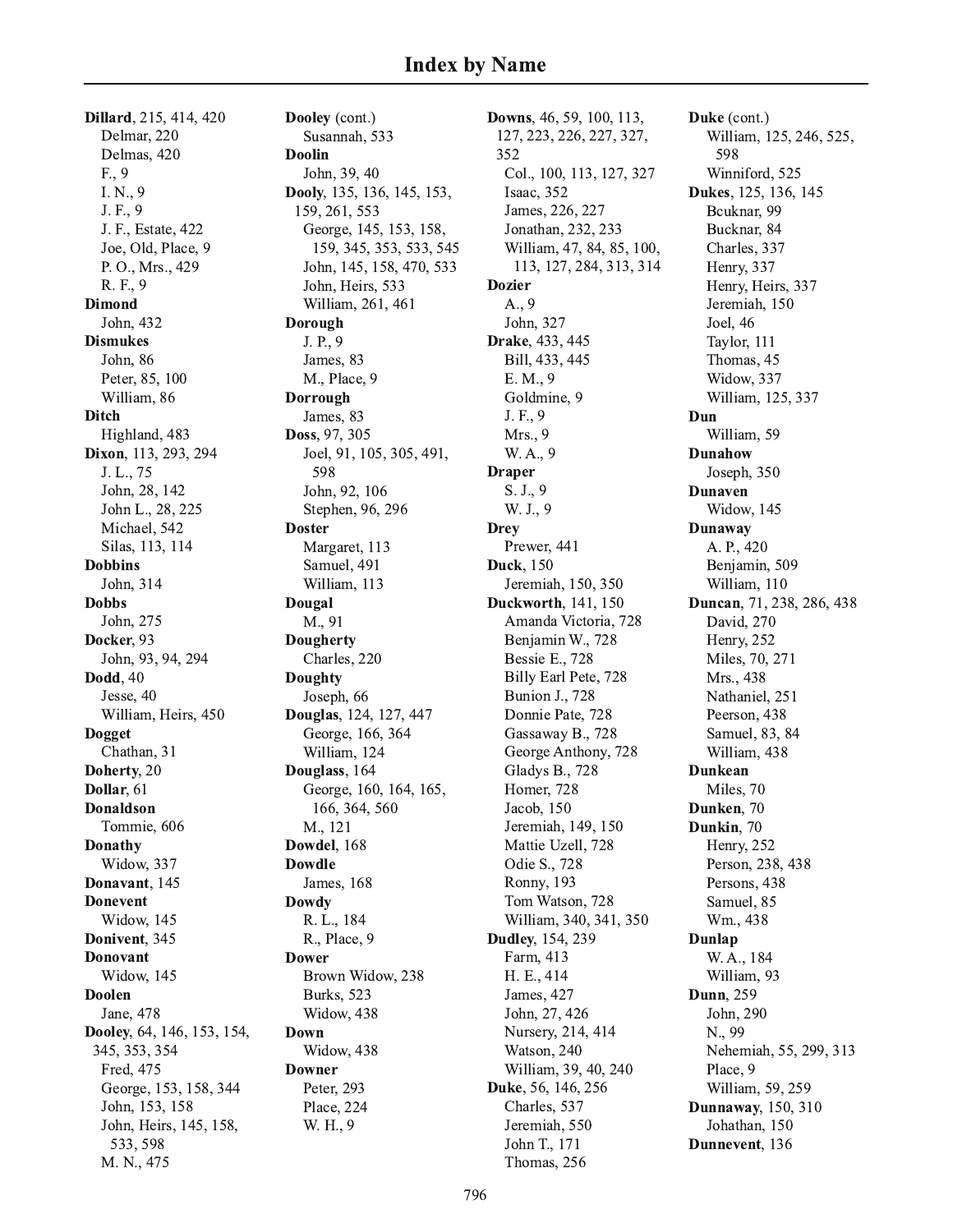# Index by Name

**Dillard**, 215, 414, 420
- Delmar, 220
- Delmas, 420
- F., 9
- I. N., 9
- J. F., 9
- J. F., Estate, 422
- Joe, Old, Place, 9
- P. O., Mrs., 429
- R. F., 9

**Dimond**
- John, 432

**Dismukes**
- John, 86
- Peter, 85, 100
- William, 86

**Ditch**
- Highland, 483

**Dixon**, 113, 293, 294
- J. L., 75
- John, 28, 142
- John L., 28, 225
- Michael, 542
- Silas, 113, 114

**Dobbins**
- John, 314

**Dobbs**
- John, 275

**Docker**, 93
- John, 93, 94, 294

**Dodd**, 40
- Jesse, 40
- William, Heirs, 450

**Dogget**
- Chathan, 31

**Doherty**, 20

**Dollar**, 61

**Donaldson**
- Tommie, 606

**Donathy**
- Widow, 337

**Donavant**, 145

**Donevent**
- Widow, 145

**Donivent**, 345

**Donovant**
- Widow, 145

**Doolen**
- Jane, 478

**Dooley**, 64, 146, 153, 154, 345, 353, 354
- Fred, 475
- George, 153, 158, 344
- John, 153, 158
- John, Heirs, 145, 158, 533, 598
- M. N., 475

**Dooley** (cont.)
- Susannah, 533

**Doolin**
- John, 39, 40

**Dooly**, 135, 136, 145, 153, 159, 261, 553
- George, 145, 153, 158, 159, 345, 353, 533, 545
- John, 145, 158, 470, 533
- John, Heirs, 533
- William, 261, 461

**Dorough**
- J. P., 9
- James, 83
- M., Place, 9

**Dorrough**
- James, 83

**Doss**, 97, 305
- Joel, 91, 105, 305, 491, 598
- John, 92, 106
- Stephen, 96, 296

**Doster**
- Margaret, 113
- Samuel, 491
- William, 113

**Dougal**
- M., 91

**Dougherty**
- Charles, 220

**Doughty**
- Joseph, 66

**Douglas**, 124, 127, 447
- George, 166, 364
- William, 124

**Douglass**, 164
- George, 160, 164, 165, 166, 364, 560
- M., 121

**Dowdel**, 168

**Dowdle**
- James, 168

**Dowdy**
- R. L., 184
- R., Place, 9

**Dower**
- Brown Widow, 238
- Burks, 523
- Widow, 438

**Down**
- Widow, 438

**Downer**
- Peter, 293
- Place, 224
- W. H., 9

**Downs**, 46, 59, 100, 113, 127, 223, 226, 227, 327, 352
- Col., 100, 113, 127, 327
- Isaac, 352
- James, 226, 227
- Jonathan, 232, 233
- William, 47, 84, 85, 100, 113, 127, 284, 313, 314

**Dozier**
- A., 9
- John, 327

**Drake**, 433, 445
- Bill, 433, 445
- E. M., 9
- Goldmine, 9
- J. F., 9
- Mrs., 9
- W. A., 9

**Draper**
- S. J., 9
- W. J., 9

**Drey**
- Prewer, 441

**Duck**, 150
- Jeremiah, 150, 350

**Duckworth**, 141, 150
- Amanda Victoria, 728
- Benjamin W., 728
- Bessie E., 728
- Billy Earl Pete, 728
- Bunion J., 728
- Donnie Pate, 728
- Gassaway B., 728
- George Anthony, 728
- Gladys B., 728
- Homer, 728
- Jacob, 150
- Jeremiah, 149, 150
- Mattie Uzell, 728
- Odie S., 728
- Ronny, 193
- Tom Watson, 728
- William, 340, 341, 350

**Dudley**, 154, 239
- Farm, 413
- H. E., 414
- James, 427
- John, 27, 426
- Nursery, 214, 414
- Watson, 240
- William, 39, 40, 240

**Duke**, 56, 146, 256
- Charles, 537
- Jeremiah, 550
- John T., 171
- Thomas, 256

**Duke** (cont.)
- William, 125, 246, 525, 598
- Winniford, 525

**Dukes**, 125, 136, 145
- Bcuknar, 99
- Bucknar, 84
- Charles, 337
- Henry, 337
- Henry, Heirs, 337
- Jeremiah, 150
- Joel, 46
- Taylor, 111
- Thomas, 45
- Widow, 337
- William, 125, 337

**Dun**
- William, 59

**Dunahow**
- Joseph, 350

**Dunaven**
- Widow, 145

**Dunaway**
- A. P., 420
- Benjamin, 509
- William, 110

**Duncan**, 71, 238, 286, 438
- David, 270
- Henry, 252
- Miles, 70, 271
- Mrs., 438
- Nathaniel, 251
- Peerson, 438
- Samuel, 83, 84
- William, 438

**Dunkean**
- Miles, 70

**Dunken**, 70

**Dunkin**, 70
- Henry, 252
- Person, 238, 438
- Persons, 438
- Samuel, 85
- Wm., 438

**Dunlap**
- W. A., 184
- William, 93

**Dunn**, 259
- John, 290
- N., 99
- Nehemiah, 55, 299, 313
- Place, 9
- William, 59, 259

**Dunnaway**, 150, 310
- Johathan, 150

**Dunnevent**, 136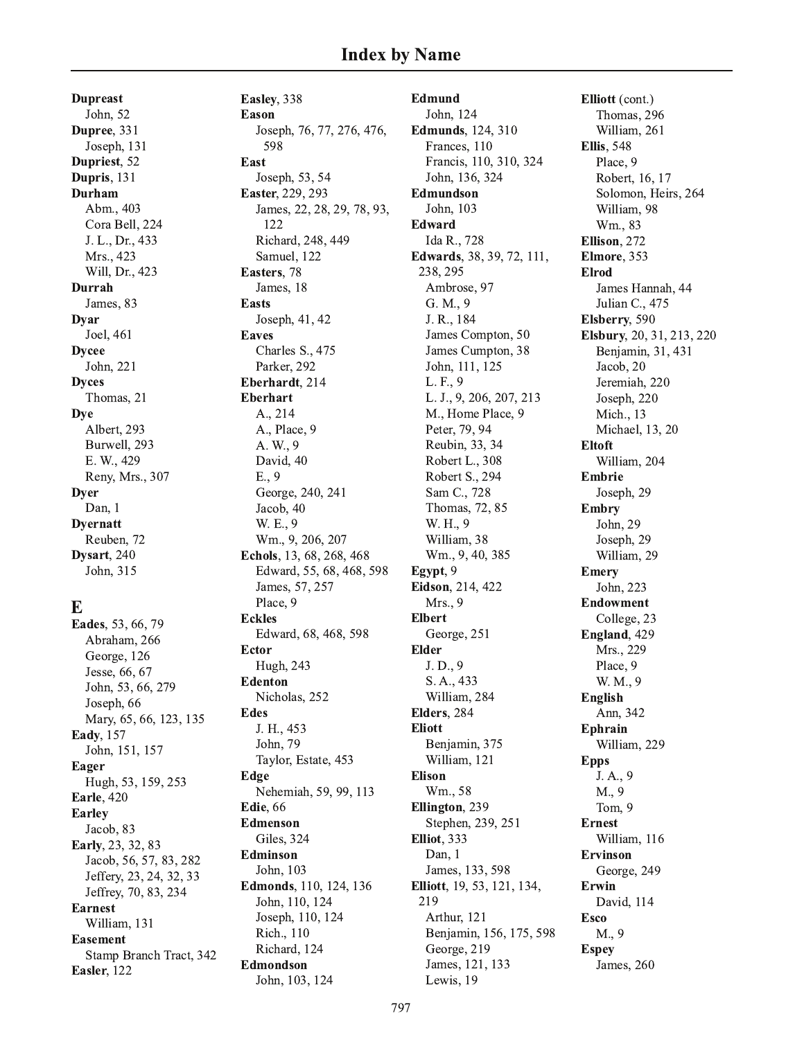# Index by Name

**Dupreast**
John, 52
**Dupree**, 331
Joseph, 131
**Dupriest**, 52
**Dupris**, 131
**Durham**
Abm., 403
Cora Bell, 224
J. L., Dr., 433
Mrs., 423
Will, Dr., 423
**Durrah**
James, 83
**Dyar**
Joel, 461
**Dycee**
John, 221
**Dyces**
Thomas, 21
**Dye**
Albert, 293
Burwell, 293
E. W., 429
Reny, Mrs., 307
**Dyer**
Dan, 1
**Dyernatt**
Reuben, 72
**Dysart**, 240
John, 315

## E

**Eades**, 53, 66, 79
Abraham, 266
George, 126
Jesse, 66, 67
John, 53, 66, 279
Joseph, 66
Mary, 65, 66, 123, 135
**Eady**, 157
John, 151, 157
**Eager**
Hugh, 53, 159, 253
**Earle**, 420
**Earley**
Jacob, 83
**Early**, 23, 32, 83
Jacob, 56, 57, 83, 282
Jeffery, 23, 24, 32, 33
Jeffrey, 70, 83, 234
**Earnest**
William, 131
**Easement**
Stamp Branch Tract, 342
**Easler**, 122
**Easley**, 338
**Eason**
Joseph, 76, 77, 276, 476, 598
**East**
Joseph, 53, 54
**Easter**, 229, 293
James, 22, 28, 29, 78, 93, 122
Richard, 248, 449
Samuel, 122
**Easters**, 78
James, 18
**Easts**
Joseph, 41, 42
**Eaves**
Charles S., 475
Parker, 292
**Eberhardt**, 214
**Eberhart**
A., 214
A., Place, 9
A. W., 9
David, 40
E., 9
George, 240, 241
Jacob, 40
W. E., 9
Wm., 9, 206, 207
**Echols**, 13, 68, 268, 468
Edward, 55, 68, 468, 598
James, 57, 257
Place, 9
**Eckles**
Edward, 68, 468, 598
**Ector**
Hugh, 243
**Edenton**
Nicholas, 252
**Edes**
J. H., 453
John, 79
Taylor, Estate, 453
**Edge**
Nehemiah, 59, 99, 113
**Edie**, 66
**Edmenson**
Giles, 324
**Edminson**
John, 103
**Edmonds**, 110, 124, 136
John, 110, 124
Joseph, 110, 124
Rich., 110
Richard, 124
**Edmondson**
John, 103, 124
**Edmund**
John, 124
**Edmunds**, 124, 310
Frances, 110
Francis, 110, 310, 324
John, 136, 324
**Edmundson**
John, 103
**Edward**
Ida R., 728
**Edwards**, 38, 39, 72, 111, 238, 295
Ambrose, 97
G. M., 9
J. R., 184
James Compton, 50
James Cumpton, 38
John, 111, 125
L. F., 9
L. J., 9, 206, 207, 213
M., Home Place, 9
Peter, 79, 94
Reubin, 33, 34
Robert L., 308
Robert S., 294
Sam C., 728
Thomas, 72, 85
W. H., 9
William, 38
Wm., 9, 40, 385
**Egypt**, 9
**Eidson**, 214, 422
Mrs., 9
**Elbert**
George, 251
**Elder**
J. D., 9
S. A., 433
William, 284
**Elders**, 284
**Eliott**
Benjamin, 375
William, 121
**Elison**
Wm., 58
**Ellington**, 239
Stephen, 239, 251
**Elliot**, 333
Dan, 1
James, 133, 598
**Elliott**, 19, 53, 121, 134, 219
Arthur, 121
Benjamin, 156, 175, 598
George, 219
James, 121, 133
Lewis, 19
**Elliott** (cont.)
Thomas, 296
William, 261
**Ellis**, 548
Place, 9
Robert, 16, 17
Solomon, Heirs, 264
William, 98
Wm., 83
**Ellison**, 272
**Elmore**, 353
**Elrod**
James Hannah, 44
Julian C., 475
**Elsberry**, 590
**Elsbury**, 20, 31, 213, 220
Benjamin, 31, 431
Jacob, 20
Jeremiah, 220
Joseph, 220
Mich., 13
Michael, 13, 20
**Eltoft**
William, 204
**Embrie**
Joseph, 29
**Embry**
John, 29
Joseph, 29
William, 29
**Emery**
John, 223
**Endowment**
College, 23
**England**, 429
Mrs., 229
Place, 9
W. M., 9
**English**
Ann, 342
**Ephrain**
William, 229
**Epps**
J. A., 9
M., 9
Tom, 9
**Ernest**
William, 116
**Ervinson**
George, 249
**Erwin**
David, 114
**Esco**
M., 9
**Espey**
James, 260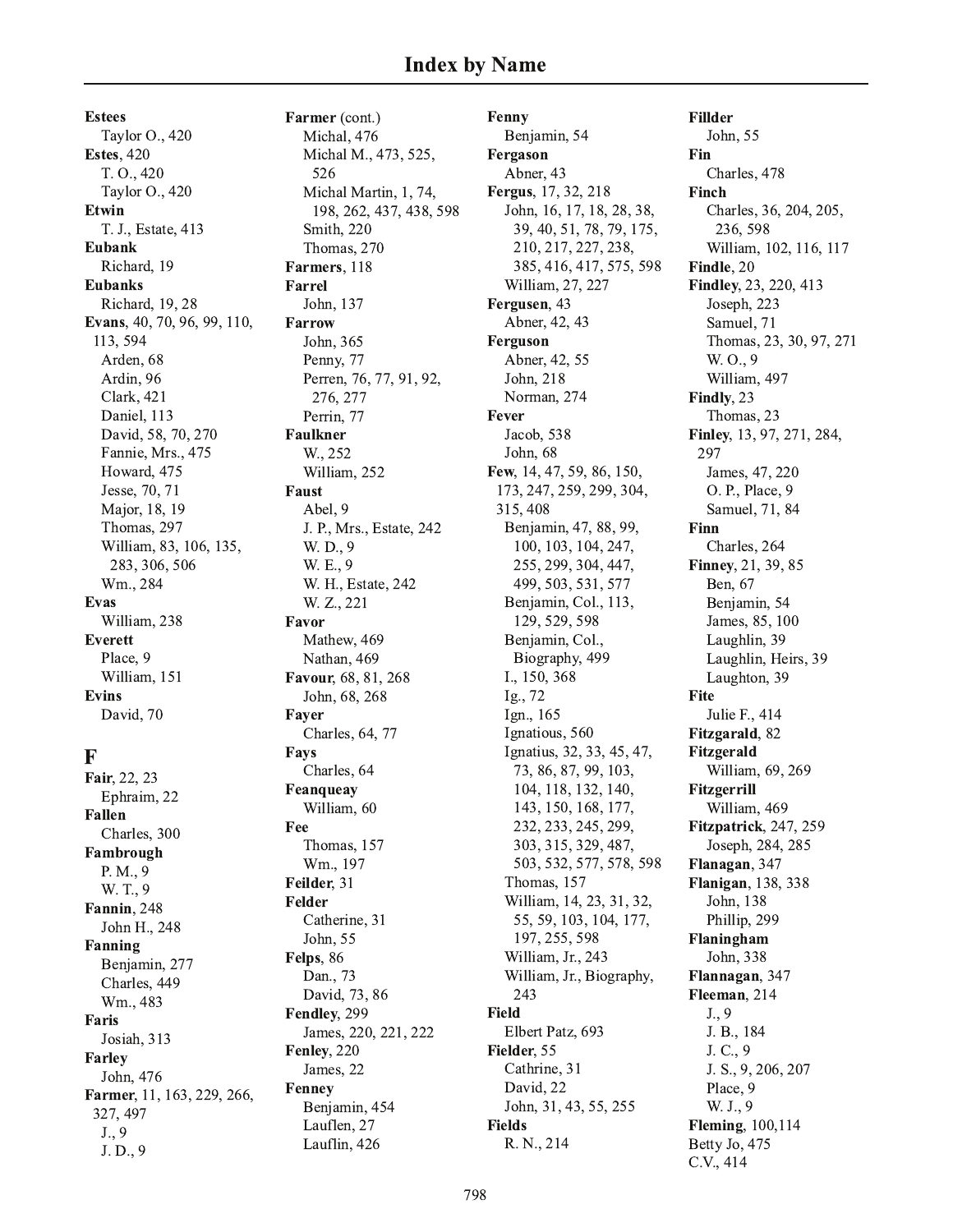# Index by Name

**Estees**
Taylor O., 420
**Estes**, 420
T. O., 420
Taylor O., 420
**Etwin**
T. J., Estate, 413
**Eubank**
Richard, 19
**Eubanks**
Richard, 19, 28
**Evans**, 40, 70, 96, 99, 110, 113, 594
Arden, 68
Ardin, 96
Clark, 421
Daniel, 113
David, 58, 70, 270
Fannie, Mrs., 475
Howard, 475
Jesse, 70, 71
Major, 18, 19
Thomas, 297
William, 83, 106, 135, 283, 306, 506
Wm., 284
**Evas**
William, 238
**Everett**
Place, 9
William, 151
**Evins**
David, 70

## F

**Fair**, 22, 23
Ephraim, 22
**Fallen**
Charles, 300
**Fambrough**
P. M., 9
W. T., 9
**Fannin**, 248
John H., 248
**Fanning**
Benjamin, 277
Charles, 449
Wm., 483
**Faris**
Josiah, 313
**Farley**
John, 476
**Farmer**, 11, 163, 229, 266, 327, 497
J., 9
J. D., 9
**Farmer** (cont.)
Michal, 476
Michal M., 473, 525, 526
Michal Martin, 1, 74, 198, 262, 437, 438, 598
Smith, 220
Thomas, 270
**Farmers**, 118
**Farrel**
John, 137
**Farrow**
John, 365
Penny, 77
Perren, 76, 77, 91, 92, 276, 277
Perrin, 77
**Faulkner**
W., 252
William, 252
**Faust**
Abel, 9
J. P., Mrs., Estate, 242
W. D., 9
W. E., 9
W. H., Estate, 242
W. Z., 221
**Favor**
Mathew, 469
Nathan, 469
**Favour**, 68, 81, 268
John, 68, 268
**Fayer**
Charles, 64, 77
**Fays**
Charles, 64
**Feanqueay**
William, 60
**Fee**
Thomas, 157
Wm., 197
**Feilder**, 31
**Felder**
Catherine, 31
John, 55
**Felps**, 86
Dan., 73
David, 73, 86
**Fendley**, 299
James, 220, 221, 222
**Fenley**, 220
James, 22
**Fenney**
Benjamin, 454
Lauflen, 27
Lauflin, 426
**Fenny**
Benjamin, 54
**Fergason**
Abner, 43
**Fergus**, 17, 32, 218
John, 16, 17, 18, 28, 38, 39, 40, 51, 78, 79, 175, 210, 217, 227, 238, 385, 416, 417, 575, 598
William, 27, 227
**Fergusen**, 43
Abner, 42, 43
**Ferguson**
Abner, 42, 55
John, 218
Norman, 274
**Fever**
Jacob, 538
John, 68
**Few**, 14, 47, 59, 86, 150, 173, 247, 259, 299, 304, 315, 408
Benjamin, 47, 88, 99, 100, 103, 104, 247, 255, 299, 304, 447, 499, 503, 531, 577
Benjamin, Col., 113, 129, 529, 598
Benjamin, Col., Biography, 499
I., 150, 368
Ig., 72
Ign., 165
Ignatious, 560
Ignatius, 32, 33, 45, 47, 73, 86, 87, 99, 103, 104, 118, 132, 140, 143, 150, 168, 177, 232, 233, 245, 299, 303, 315, 329, 487, 503, 532, 577, 578, 598
Thomas, 157
William, 14, 23, 31, 32, 55, 59, 103, 104, 177, 197, 255, 598
William, Jr., 243
William, Jr., Biography, 243
**Field**
Elbert Patz, 693
**Fielder**, 55
Cathrine, 31
David, 22
John, 31, 43, 55, 255
**Fields**
R. N., 214
**Fillder**
John, 55
**Fin**
Charles, 478
**Finch**
Charles, 36, 204, 205, 236, 598
William, 102, 116, 117
**Findle**, 20
**Findley**, 23, 220, 413
Joseph, 223
Samuel, 71
Thomas, 23, 30, 97, 271
W. O., 9
William, 497
**Findly**, 23
Thomas, 23
**Finley**, 13, 97, 271, 284, 297
James, 47, 220
O. P., Place, 9
Samuel, 71, 84
**Finn**
Charles, 264
**Finney**, 21, 39, 85
Ben, 67
Benjamin, 54
James, 85, 100
Laughlin, 39
Laughlin, Heirs, 39
Laughton, 39
**Fite**
Julie F., 414
**Fitzgarald**, 82
**Fitzgerald**
William, 69, 269
**Fitzgerrill**
William, 469
**Fitzpatrick**, 247, 259
Joseph, 284, 285
**Flanagan**, 347
**Flanigan**, 138, 338
John, 138
Phillip, 299
**Flaningham**
John, 338
**Flannagan**, 347
**Fleeman**, 214
J., 9
J. B., 184
J. C., 9
J. S., 9, 206, 207
Place, 9
W. J., 9
**Fleming**, 100,114
Betty Jo, 475
C.V., 414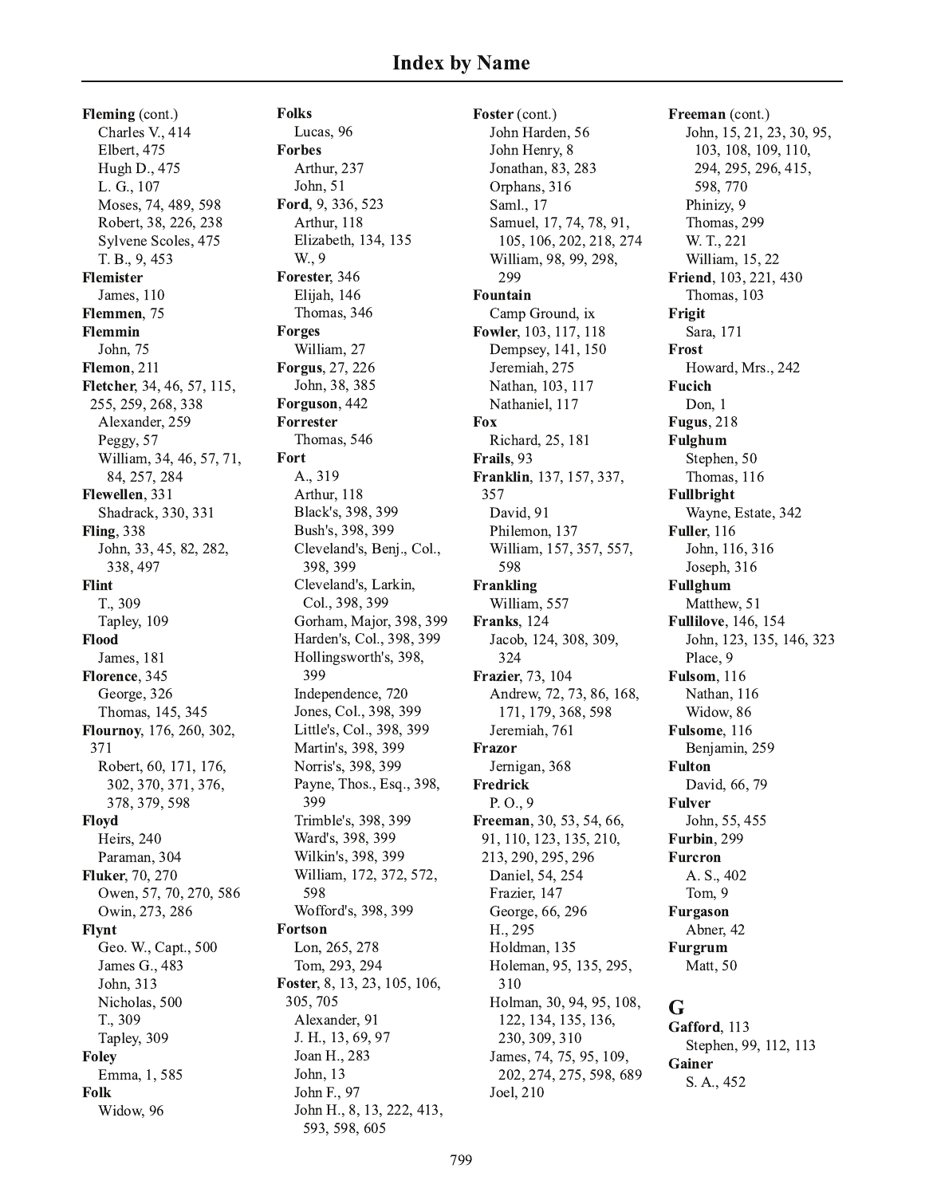# Index by Name

**Fleming** (cont.)
- Charles V., 414
- Elbert, 475
- Hugh D., 475
- L. G., 107
- Moses, 74, 489, 598
- Robert, 38, 226, 238
- Sylvene Scoles, 475
- T. B., 9, 453

**Flemister**
- James, 110

**Flemmen**, 75

**Flemmin**
- John, 75

**Flemon**, 211

**Fletcher**, 34, 46, 57, 115, 255, 259, 268, 338
- Alexander, 259
- Peggy, 57
- William, 34, 46, 57, 71, 84, 257, 284

**Flewellen**, 331
- Shadrack, 330, 331

**Fling**, 338
- John, 33, 45, 82, 282, 338, 497

**Flint**
- T., 309
- Tapley, 109

**Flood**
- James, 181

**Florence**, 345
- George, 326
- Thomas, 145, 345

**Flournoy**, 176, 260, 302, 371
- Robert, 60, 171, 176, 302, 370, 371, 376, 378, 379, 598

**Floyd**
- Heirs, 240
- Paraman, 304

**Fluker**, 70, 270
- Owen, 57, 70, 270, 586
- Owin, 273, 286

**Flynt**
- Geo. W., Capt., 500
- James G., 483
- John, 313
- Nicholas, 500
- T., 309
- Tapley, 309

**Foley**
- Emma, 1, 585

**Folk**
- Widow, 96

**Folks**
- Lucas, 96

**Forbes**
- Arthur, 237
- John, 51

**Ford**, 9, 336, 523
- Arthur, 118
- Elizabeth, 134, 135
- W., 9

**Forester**, 346
- Elijah, 146
- Thomas, 346

**Forges**
- William, 27

**Forgus**, 27, 226
- John, 38, 385

**Forguson**, 442

**Forrester**
- Thomas, 546

**Fort**
- A., 319
- Arthur, 118
- Black's, 398, 399
- Bush's, 398, 399
- Cleveland's, Benj., Col., 398, 399
- Cleveland's, Larkin, Col., 398, 399
- Gorham, Major, 398, 399
- Harden's, Col., 398, 399
- Hollingsworth's, 398, 399
- Independence, 720
- Jones, Col., 398, 399
- Little's, Col., 398, 399
- Martin's, 398, 399
- Norris's, 398, 399
- Payne, Thos., Esq., 398, 399
- Trimble's, 398, 399
- Ward's, 398, 399
- Wilkin's, 398, 399
- William, 172, 372, 572, 598
- Wofford's, 398, 399

**Fortson**
- Lon, 265, 278
- Tom, 293, 294

**Foster**, 8, 13, 23, 105, 106, 305, 705
- Alexander, 91
- J. H., 13, 69, 97
- Joan H., 283
- John, 13
- John F., 97
- John H., 8, 13, 222, 413, 593, 598, 605

**Foster** (cont.)
- John Harden, 56
- John Henry, 8
- Jonathan, 83, 283
- Orphans, 316
- Saml., 17
- Samuel, 17, 74, 78, 91, 105, 106, 202, 218, 274
- William, 98, 99, 298, 299

**Fountain**
- Camp Ground, ix

**Fowler**, 103, 117, 118
- Dempsey, 141, 150
- Jeremiah, 275
- Nathan, 103, 117
- Nathaniel, 117

**Fox**
- Richard, 25, 181

**Frails**, 93

**Franklin**, 137, 157, 337, 357
- David, 91
- Philemon, 137
- William, 157, 357, 557, 598

**Frankling**
- William, 557

**Franks**, 124
- Jacob, 124, 308, 309, 324

**Frazier**, 73, 104
- Andrew, 72, 73, 86, 168, 171, 179, 368, 598
- Jeremiah, 761

**Frazor**
- Jernigan, 368

**Fredrick**
- P. O., 9

**Freeman**, 30, 53, 54, 66, 91, 110, 123, 135, 210, 213, 290, 295, 296
- Daniel, 54, 254
- Frazier, 147
- George, 66, 296
- H., 295
- Holdman, 135
- Holeman, 95, 135, 295, 310
- Holman, 30, 94, 95, 108, 122, 134, 135, 136, 230, 309, 310
- James, 74, 75, 95, 109, 202, 274, 275, 598, 689
- Joel, 210

**Freeman** (cont.)
- John, 15, 21, 23, 30, 95, 103, 108, 109, 110, 294, 295, 296, 415, 598, 770
- Phinizy, 9
- Thomas, 299
- W. T., 221
- William, 15, 22

**Friend**, 103, 221, 430
- Thomas, 103

**Frigit**
- Sara, 171

**Frost**
- Howard, Mrs., 242

**Fucich**
- Don, 1

**Fugus**, 218

**Fulghum**
- Stephen, 50
- Thomas, 116

**Fullbright**
- Wayne, Estate, 342

**Fuller**, 116
- John, 116, 316
- Joseph, 316

**Fullghum**
- Matthew, 51

**Fullilove**, 146, 154
- John, 123, 135, 146, 323
- Place, 9

**Fulsom**, 116
- Nathan, 116
- Widow, 86

**Fulsome**, 116
- Benjamin, 259

**Fulton**
- David, 66, 79

**Fulver**
- John, 55, 455

**Furbin**, 299

**Furcron**
- A. S., 402
- Tom, 9

**Furgason**
- Abner, 42

**Furgrum**
- Matt, 50

## G

**Gafford**, 113
- Stephen, 99, 112, 113

**Gainer**
- S. A., 452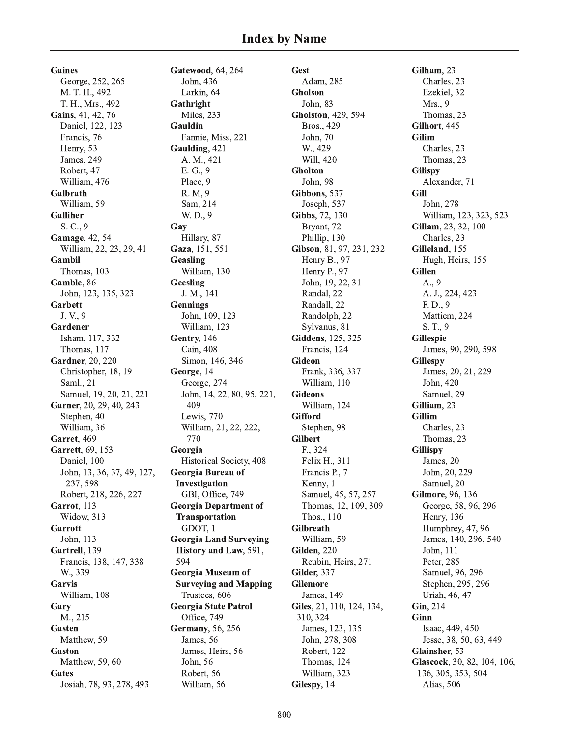# Index by Name

**Gaines**
George, 252, 265
M. T. H., 492
T. H., Mrs., 492

**Gains**, 41, 42, 76
Daniel, 122, 123
Francis, 76
Henry, 53
James, 249
Robert, 47
William, 476

**Galbrath**
William, 59

**Galliher**
S. C., 9

**Gamage**, 42, 54
William, 22, 23, 29, 41

**Gambil**
Thomas, 103

**Gamble**, 86
John, 123, 135, 323

**Garbett**
J. V., 9

**Gardener**
Isham, 117, 332
Thomas, 117

**Gardner**, 20, 220
Christopher, 18, 19
Saml., 21
Samuel, 19, 20, 21, 221

**Garner**, 20, 29, 40, 243
Stephen, 40
William, 36

**Garret**, 469

**Garrett**, 69, 153
Daniel, 100
John, 13, 36, 37, 49, 127, 237, 598
Robert, 218, 226, 227

**Garrot**, 113
Widow, 313

**Garrott**
John, 113

**Gartrell**, 139
Francis, 138, 147, 338
W., 339

**Garvis**
William, 108

**Gary**
M., 215

**Gasten**
Matthew, 59

**Gaston**
Matthew, 59, 60

**Gates**
Josiah, 78, 93, 278, 493

**Gatewood**, 64, 264
John, 436
Larkin, 64

**Gathright**
Miles, 233

**Gauldin**
Fannie, Miss, 221

**Gaulding**, 421
A. M., 421
E. G., 9
Place, 9
R. M, 9
Sam, 214
W. D., 9

**Gay**
Hillary, 87

**Gaza**, 151, 551

**Geasling**
William, 130

**Geesling**
J. M., 141

**Gennings**
John, 109, 123
William, 123

**Gentry**, 146
Cain, 408
Simon, 146, 346

**George**, 14
George, 274
John, 14, 22, 80, 95, 221, 409
Lewis, 770
William, 21, 22, 222, 770

**Georgia**
Historical Society, 408

**Georgia Bureau of Investigation**
GBI, Office, 749

**Georgia Department of Transportation**
GDOT, 1

**Georgia Land Surveying History and Law**, 591, 594

**Georgia Museum of Surveying and Mapping**
Trustees, 606

**Georgia State Patrol**
Office, 749

**Germany**, 56, 256
James, 56
James, Heirs, 56
John, 56
Robert, 56
William, 56

**Gest**
Adam, 285

**Gholson**
John, 83

**Gholston**, 429, 594
Bros., 429
John, 70
W., 429
Will, 420

**Gholton**
John, 98

**Gibbons**, 537
Joseph, 537

**Gibbs**, 72, 130
Bryant, 72
Phillip, 130

**Gibson**, 81, 97, 231, 232
Henry B., 97
Henry P., 97
John, 19, 22, 31
Randal, 22
Randall, 22
Randolph, 22
Sylvanus, 81

**Giddens**, 125, 325
Francis, 124

**Gideon**
Frank, 336, 337
William, 110

**Gideons**
William, 124

**Gifford**
Stephen, 98

**Gilbert**
F., 324
Felix H., 311
Francis P., 7
Kenny, 1
Samuel, 45, 57, 257
Thomas, 12, 109, 309
Thos., 110

**Gilbreath**
William, 59

**Gilden**, 220
Reubin, Heirs, 271

**Gilder**, 337

**Gilemore**
James, 149

**Giles**, 21, 110, 124, 134, 310, 324
James, 123, 135
John, 278, 308
Robert, 122
Thomas, 124
William, 323

**Gilespy**, 14

**Gilham**, 23
Charles, 23
Ezekiel, 32
Mrs., 9
Thomas, 23

**Gilhort**, 445

**Gilim**
Charles, 23
Thomas, 23

**Gilispy**
Alexander, 71

**Gill**
John, 278
William, 123, 323, 523

**Gillam**, 23, 32, 100
Charles, 23

**Gilleland**, 155
Hugh, Heirs, 155

**Gillen**
A., 9
A. J., 224, 423
F. D., 9
Mattiem, 224
S. T., 9

**Gillespie**
James, 90, 290, 598

**Gillespy**
James, 20, 21, 229
John, 420
Samuel, 29

**Gilliam**, 23

**Gillim**
Charles, 23
Thomas, 23

**Gillispy**
James, 20
John, 20, 229
Samuel, 20

**Gilmore**, 96, 136
George, 58, 96, 296
Henry, 136
Humphrey, 47, 96
James, 140, 296, 540
John, 111
Peter, 285
Samuel, 96, 296
Stephen, 295, 296
Uriah, 46, 47

**Gin**, 214

**Ginn**
Isaac, 449, 450
Jesse, 38, 50, 63, 449

**Glainsher**, 53

**Glascock**, 30, 82, 104, 106, 136, 305, 353, 504
Alias, 506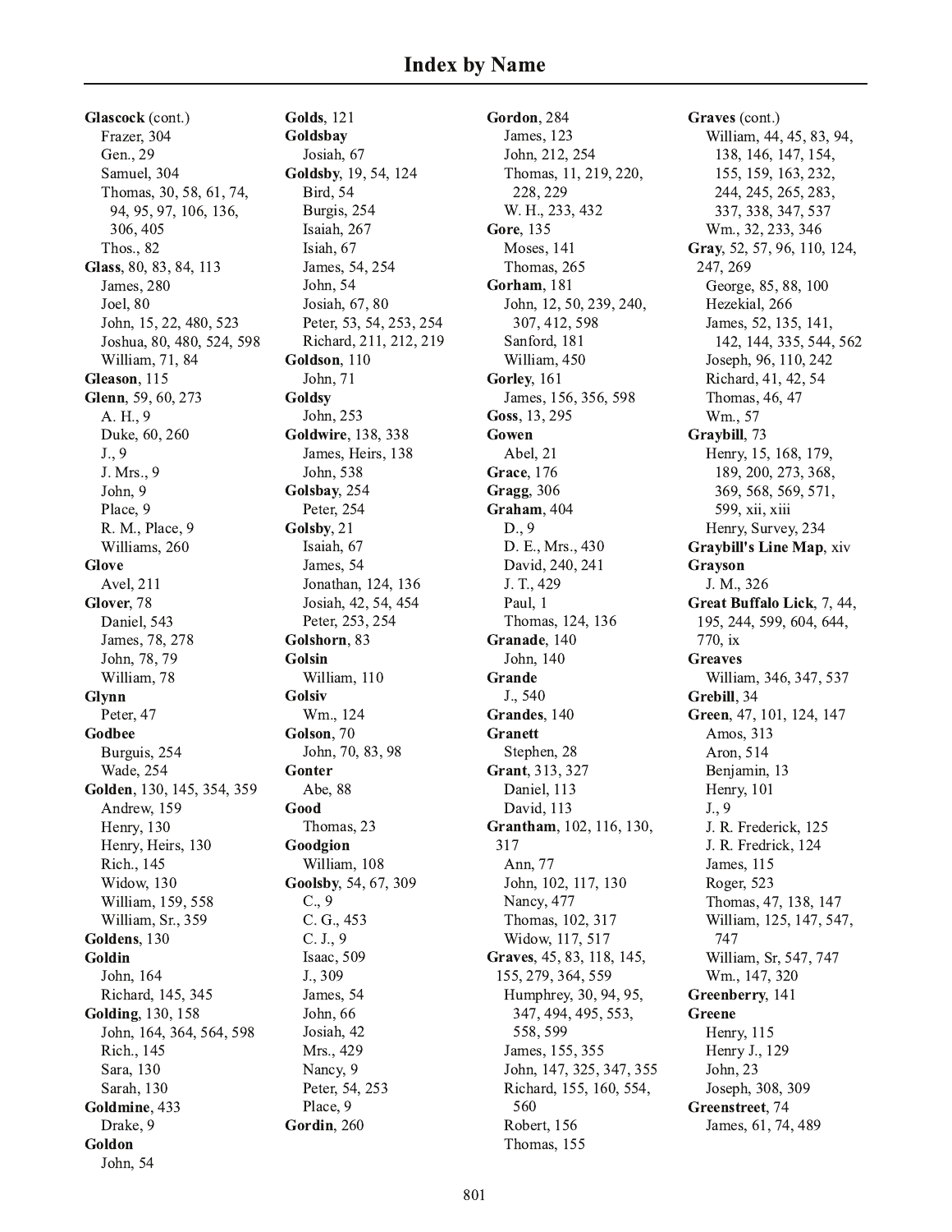# Index by Name

**Glascock** (cont.)
- Frazer, 304
- Gen., 29
- Samuel, 304
- Thomas, 30, 58, 61, 74, 94, 95, 97, 106, 136, 306, 405
- Thos., 82

**Glass**, 80, 83, 84, 113
- James, 280
- Joel, 80
- John, 15, 22, 480, 523
- Joshua, 80, 480, 524, 598
- William, 71, 84

**Gleason**, 115

**Glenn**, 59, 60, 273
- A. H., 9
- Duke, 60, 260
- J., 9
- J. Mrs., 9
- John, 9
- Place, 9
- R. M., Place, 9
- Williams, 260

**Glove**
- Avel, 211

**Glover**, 78
- Daniel, 543
- James, 78, 278
- John, 78, 79
- William, 78

**Glynn**
- Peter, 47

**Godbee**
- Burguis, 254
- Wade, 254

**Golden**, 130, 145, 354, 359
- Andrew, 159
- Henry, 130
- Henry, Heirs, 130
- Rich., 145
- Widow, 130
- William, 159, 558
- William, Sr., 359

**Goldens**, 130

**Goldin**
- John, 164
- Richard, 145, 345

**Golding**, 130, 158
- John, 164, 364, 564, 598
- Rich., 145
- Sara, 130
- Sarah, 130

**Goldmine**, 433
- Drake, 9

**Goldon**
- John, 54

**Golds**, 121

**Goldsbay**
- Josiah, 67

**Goldsby**, 19, 54, 124
- Bird, 54
- Burgis, 254
- Isaiah, 267
- Isiah, 67
- James, 54, 254
- John, 54
- Josiah, 67, 80
- Peter, 53, 54, 253, 254
- Richard, 211, 212, 219

**Goldson**, 110
- John, 71

**Goldsy**
- John, 253

**Goldwire**, 138, 338
- James, Heirs, 138
- John, 538

**Golsbay**, 254
- Peter, 254

**Golsby**, 21
- Isaiah, 67
- James, 54
- Jonathan, 124, 136
- Josiah, 42, 54, 454
- Peter, 253, 254

**Golshorn**, 83

**Golsin**
- William, 110

**Golsiv**
- Wm., 124

**Golson**, 70
- John, 70, 83, 98

**Gonter**
- Abe, 88

**Good**
- Thomas, 23

**Goodgion**
- William, 108

**Goolsby**, 54, 67, 309
- C., 9
- C. G., 453
- C. J., 9
- Isaac, 509
- J., 309
- James, 54
- John, 66
- Josiah, 42
- Mrs., 429
- Nancy, 9
- Peter, 54, 253
- Place, 9

**Gordin**, 260

**Gordon**, 284
- James, 123
- John, 212, 254
- Thomas, 11, 219, 220, 228, 229
- W. H., 233, 432

**Gore**, 135
- Moses, 141
- Thomas, 265

**Gorham**, 181
- John, 12, 50, 239, 240, 307, 412, 598
- Sanford, 181
- William, 450

**Gorley**, 161
- James, 156, 356, 598

**Goss**, 13, 295

**Gowen**
- Abel, 21

**Grace**, 176

**Gragg**, 306

**Graham**, 404
- D., 9
- D. E., Mrs., 430
- David, 240, 241
- J. T., 429
- Paul, 1
- Thomas, 124, 136

**Granade**, 140
- John, 140

**Grande**
- J., 540

**Grandes**, 140

**Granett**
- Stephen, 28

**Grant**, 313, 327
- Daniel, 113
- David, 113

**Grantham**, 102, 116, 130, 317
- Ann, 77
- John, 102, 117, 130
- Nancy, 477
- Thomas, 102, 317
- Widow, 117, 517

**Graves**, 45, 83, 118, 145, 155, 279, 364, 559
- Humphrey, 30, 94, 95, 347, 494, 495, 553, 558, 599
- James, 155, 355
- John, 147, 325, 347, 355
- Richard, 155, 160, 554, 560
- Robert, 156
- Thomas, 155

**Graves** (cont.)
- William, 44, 45, 83, 94, 138, 146, 147, 154, 155, 159, 163, 232, 244, 245, 265, 283, 337, 338, 347, 537
- Wm., 32, 233, 346

**Gray**, 52, 57, 96, 110, 124, 247, 269
- George, 85, 88, 100
- Hezekial, 266
- James, 52, 135, 141, 142, 144, 335, 544, 562
- Joseph, 96, 110, 242
- Richard, 41, 42, 54
- Thomas, 46, 47
- Wm., 57

**Graybill**, 73
- Henry, 15, 168, 179, 189, 200, 273, 368, 369, 568, 569, 571, 599, xii, xiii
- Henry, Survey, 234

**Graybill's Line Map**, xiv

**Grayson**
- J. M., 326

**Great Buffalo Lick**, 7, 44, 195, 244, 599, 604, 644, 770, ix

**Greaves**
- William, 346, 347, 537

**Grebill**, 34

**Green**, 47, 101, 124, 147
- Amos, 313
- Aron, 514
- Benjamin, 13
- Henry, 101
- J., 9
- J. R. Frederick, 125
- J. R. Fredrick, 124
- James, 115
- Roger, 523
- Thomas, 47, 138, 147
- William, 125, 147, 547, 747
- William, Sr, 547, 747
- Wm., 147, 320

**Greenberry**, 141

**Greene**
- Henry, 115
- Henry J., 129
- John, 23
- Joseph, 308, 309

**Greenstreet**, 74
- James, 61, 74, 489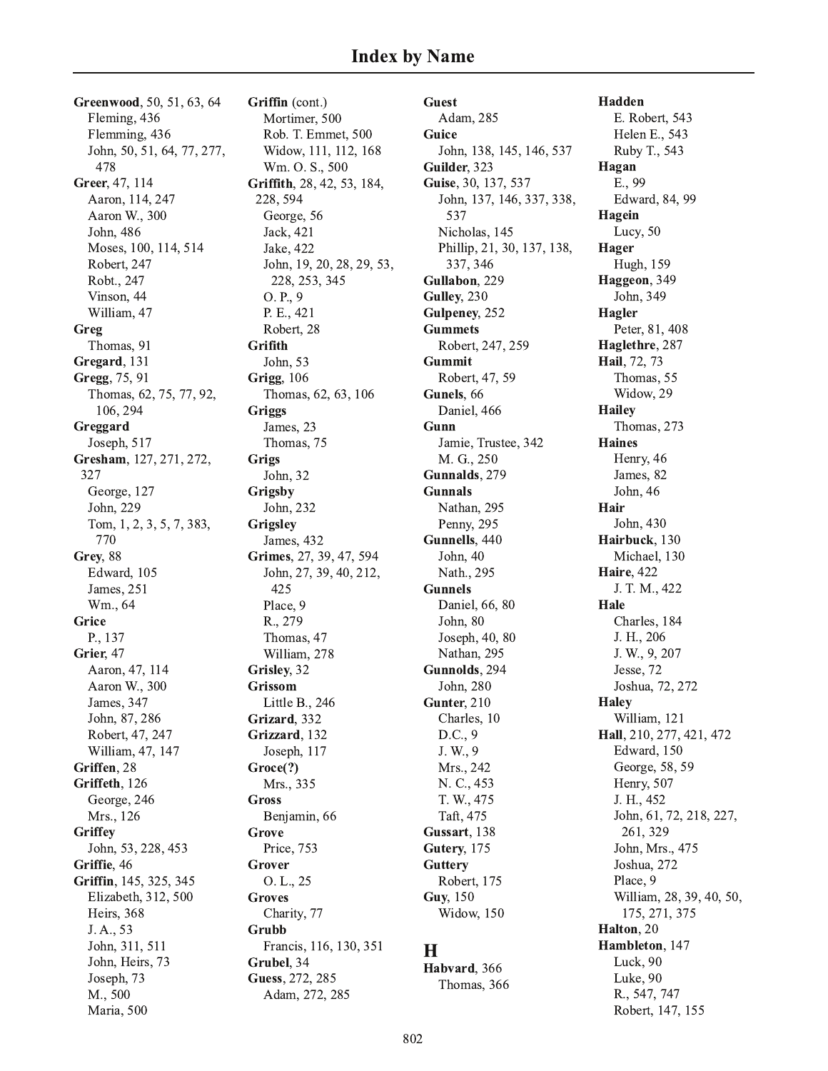# Index by Name

**Greenwood**, 50, 51, 63, 64
- Fleming, 436
- Flemming, 436
- John, 50, 51, 64, 77, 277, 478

**Greer**, 47, 114
- Aaron, 114, 247
- Aaron W., 300
- John, 486
- Moses, 100, 114, 514
- Robert, 247
- Robt., 247
- Vinson, 44
- William, 47

**Greg**
- Thomas, 91

**Gregard**, 131

**Gregg**, 75, 91
- Thomas, 62, 75, 77, 92, 106, 294

**Greggard**
- Joseph, 517

**Gresham**, 127, 271, 272, 327
- George, 127
- John, 229
- Tom, 1, 2, 3, 5, 7, 383, 770

**Grey**, 88
- Edward, 105
- James, 251
- Wm., 64

**Grice**
- P., 137

**Grier**, 47
- Aaron, 47, 114
- Aaron W., 300
- James, 347
- John, 87, 286
- Robert, 47, 247
- William, 47, 147

**Griffen**, 28

**Griffeth**, 126
- George, 246
- Mrs., 126

**Griffey**
- John, 53, 228, 453

**Griffie**, 46

**Griffin**, 145, 325, 345
- Elizabeth, 312, 500
- Heirs, 368
- J. A., 53
- John, 311, 511
- John, Heirs, 73
- Joseph, 73
- M., 500
- Maria, 500

**Griffin** (cont.)
- Mortimer, 500
- Rob. T. Emmet, 500
- Widow, 111, 112, 168
- Wm. O. S., 500

**Griffith**, 28, 42, 53, 184, 228, 594
- George, 56
- Jack, 421
- Jake, 422
- John, 19, 20, 28, 29, 53, 228, 253, 345
- O. P., 9
- P. E., 421
- Robert, 28

**Grifith**
- John, 53

**Grigg**, 106
- Thomas, 62, 63, 106

**Griggs**
- James, 23
- Thomas, 75

**Grigs**
- John, 32

**Grigsby**
- John, 232

**Grigsley**
- James, 432

**Grimes**, 27, 39, 47, 594
- John, 27, 39, 40, 212, 425
- Place, 9
- R., 279
- Thomas, 47
- William, 278

**Grisley**, 32

**Grissom**
- Little B., 246

**Grizard**, 332

**Grizzard**, 132
- Joseph, 117

**Groce(?)**
- Mrs., 335

**Gross**
- Benjamin, 66

**Grove**
- Price, 753

**Grover**
- O. L., 25

**Groves**
- Charity, 77

**Grubb**
- Francis, 116, 130, 351

**Grubel**, 34

**Guess**, 272, 285
- Adam, 272, 285

**Guest**
- Adam, 285

**Guice**
- John, 138, 145, 146, 537

**Guilder**, 323

**Guise**, 30, 137, 537
- John, 137, 146, 337, 338, 537
- Nicholas, 145
- Phillip, 21, 30, 137, 138, 337, 346

**Gullabon**, 229

**Gulley**, 230

**Gulpeney**, 252

**Gummets**
- Robert, 247, 259

**Gummit**
- Robert, 47, 59

**Gunels**, 66
- Daniel, 466

**Gunn**
- Jamie, Trustee, 342
- M. G., 250

**Gunnalds**, 279

**Gunnals**
- Nathan, 295
- Penny, 295

**Gunnells**, 440
- John, 40
- Nath., 295

**Gunnels**
- Daniel, 66, 80
- John, 80
- Joseph, 40, 80
- Nathan, 295

**Gunnolds**, 294
- John, 280

**Gunter**, 210
- Charles, 10
- D.C., 9
- J. W., 9
- Mrs., 242
- N. C., 453
- T. W., 475
- Taft, 475

**Gussart**, 138

**Gutery**, 175

**Guttery**
- Robert, 175

**Guy**, 150
- Widow, 150

## H

**Habvard**, 366
- Thomas, 366

**Hadden**
- E. Robert, 543
- Helen E., 543
- Ruby T., 543

**Hagan**
- E., 99
- Edward, 84, 99

**Hagein**
- Lucy, 50

**Hager**
- Hugh, 159

**Haggeon**, 349
- John, 349

**Hagler**
- Peter, 81, 408

**Haglethre**, 287

**Hail**, 72, 73
- Thomas, 55
- Widow, 29

**Hailey**
- Thomas, 273

**Haines**
- Henry, 46
- James, 82
- John, 46

**Hair**
- John, 430

**Hairbuck**, 130
- Michael, 130

**Haire**, 422
- J. T. M., 422

**Hale**
- Charles, 184
- J. H., 206
- J. W., 9, 207
- Jesse, 72
- Joshua, 72, 272

**Haley**
- William, 121

**Hall**, 210, 277, 421, 472
- Edward, 150
- George, 58, 59
- Henry, 507
- J. H., 452
- John, 61, 72, 218, 227, 261, 329
- John, Mrs., 475
- Joshua, 272
- Place, 9
- William, 28, 39, 40, 50, 175, 271, 375

**Halton**, 20

**Hambleton**, 147
- Luck, 90
- Luke, 90
- R., 547, 747
- Robert, 147, 155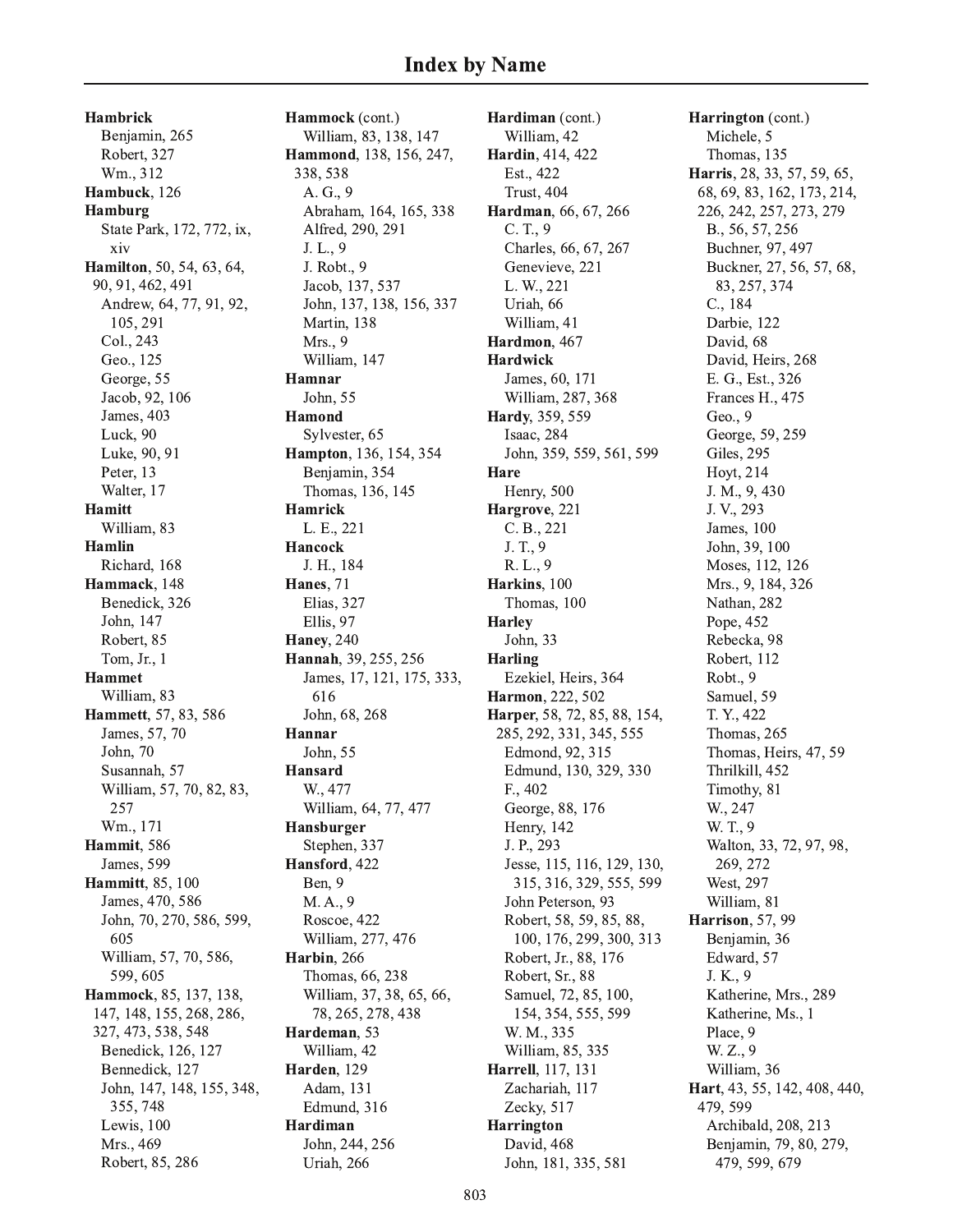# Index by Name

**Hambrick**
- Benjamin, 265
- Robert, 327
- Wm., 312

**Hambuck**, 126

**Hamburg**
- State Park, 172, 772, ix, xiv

**Hamilton**, 50, 54, 63, 64, 90, 91, 462, 491
- Andrew, 64, 77, 91, 92, 105, 291
- Col., 243
- Geo., 125
- George, 55
- Jacob, 92, 106
- James, 403
- Luck, 90
- Luke, 90, 91
- Peter, 13
- Walter, 17

**Hamitt**
- William, 83

**Hamlin**
- Richard, 168

**Hammack**, 148
- Benedick, 326
- John, 147
- Robert, 85
- Tom, Jr., 1

**Hammet**
- William, 83

**Hammett**, 57, 83, 586
- James, 57, 70
- John, 70
- Susannah, 57
- William, 57, 70, 82, 83, 257
- Wm., 171

**Hammit**, 586
- James, 599

**Hammitt**, 85, 100
- James, 470, 586
- John, 70, 270, 586, 599, 605
- William, 57, 70, 586, 599, 605

**Hammock**, 85, 137, 138, 147, 148, 155, 268, 286, 327, 473, 538, 548
- Benedick, 126, 127
- Bennedick, 127
- John, 147, 148, 155, 348, 355, 748
- Lewis, 100
- Mrs., 469
- Robert, 85, 286

**Hammock** (cont.)
- William, 83, 138, 147

**Hammond**, 138, 156, 247, 338, 538
- A. G., 9
- Abraham, 164, 165, 338
- Alfred, 290, 291
- J. L., 9
- J. Robt., 9
- Jacob, 137, 537
- John, 137, 138, 156, 337
- Martin, 138
- Mrs., 9
- William, 147

**Hamnar**
- John, 55

**Hamond**
- Sylvester, 65

**Hampton**, 136, 154, 354
- Benjamin, 354
- Thomas, 136, 145

**Hamrick**
- L. E., 221

**Hancock**
- J. H., 184

**Hanes**, 71
- Elias, 327
- Ellis, 97

**Haney**, 240

**Hannah**, 39, 255, 256
- James, 17, 121, 175, 333, 616
- John, 68, 268

**Hannar**
- John, 55

**Hansard**
- W., 477
- William, 64, 77, 477

**Hansburger**
- Stephen, 337

**Hansford**, 422
- Ben, 9
- M. A., 9
- Roscoe, 422
- William, 277, 476

**Harbin**, 266
- Thomas, 66, 238
- William, 37, 38, 65, 66, 78, 265, 278, 438

**Hardeman**, 53
- William, 42

**Harden**, 129
- Adam, 131
- Edmund, 316

**Hardiman**
- John, 244, 256
- Uriah, 266

**Hardiman** (cont.)
- William, 42

**Hardin**, 414, 422
- Est., 422
- Trust, 404

**Hardman**, 66, 67, 266
- C. T., 9
- Charles, 66, 67, 267
- Genevieve, 221
- L. W., 221
- Uriah, 66
- William, 41

**Hardmon**, 467

**Hardwick**
- James, 60, 171
- William, 287, 368

**Hardy**, 359, 559
- Isaac, 284
- John, 359, 559, 561, 599

**Hare**
- Henry, 500

**Hargrove**, 221
- C. B., 221
- J. T., 9
- R. L., 9

**Harkins**, 100
- Thomas, 100

**Harley**
- John, 33

**Harling**
- Ezekiel, Heirs, 364

**Harmon**, 222, 502

**Harper**, 58, 72, 85, 88, 154, 285, 292, 331, 345, 555
- Edmond, 92, 315
- Edmund, 130, 329, 330
- F., 402
- George, 88, 176
- Henry, 142
- J. P., 293
- Jesse, 115, 116, 129, 130, 315, 316, 329, 555, 599
- John Peterson, 93
- Robert, 58, 59, 85, 88, 100, 176, 299, 300, 313
- Robert, Jr., 88, 176
- Robert, Sr., 88
- Samuel, 72, 85, 100, 154, 354, 555, 599
- W. M., 335
- William, 85, 335

**Harrell**, 117, 131
- Zachariah, 117
- Zecky, 517

**Harrington**
- David, 468
- John, 181, 335, 581

**Harrington** (cont.)
- Michele, 5
- Thomas, 135

**Harris**, 28, 33, 57, 59, 65, 68, 69, 83, 162, 173, 214, 226, 242, 257, 273, 279
- B., 56, 57, 256
- Buchner, 97, 497
- Buckner, 27, 56, 57, 68, 83, 257, 374
- C., 184
- Darbie, 122
- David, 68
- David, Heirs, 268
- E. G., Est., 326
- Frances H., 475
- Geo., 9
- George, 59, 259
- Giles, 295
- Hoyt, 214
- J. M., 9, 430
- J. V., 293
- James, 100
- John, 39, 100
- Moses, 112, 126
- Mrs., 9, 184, 326
- Nathan, 282
- Pope, 452
- Rebecka, 98
- Robert, 112
- Robt., 9
- Samuel, 59
- T. Y., 422
- Thomas, 265
- Thomas, Heirs, 47, 59
- Thrilkill, 452
- Timothy, 81
- W., 247
- W. T., 9
- Walton, 33, 72, 97, 98, 269, 272
- West, 297
- William, 81

**Harrison**, 57, 99
- Benjamin, 36
- Edward, 57
- J. K., 9
- Katherine, Mrs., 289
- Katherine, Ms., 1
- Place, 9
- W. Z., 9
- William, 36

**Hart**, 43, 55, 142, 408, 440, 479, 599
- Archibald, 208, 213
- Benjamin, 79, 80, 279, 479, 599, 679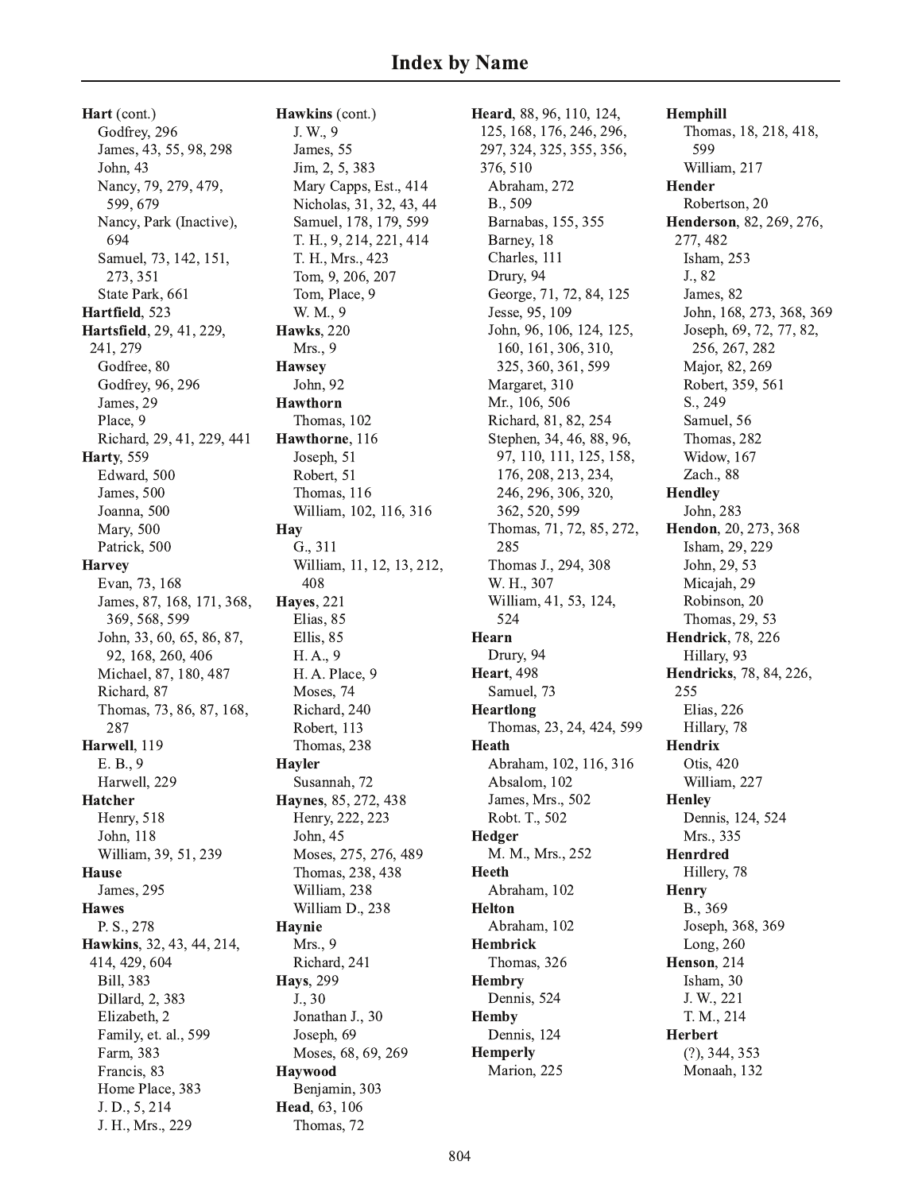# Index by Name

**Hart** (cont.)
- Godfrey, 296
- James, 43, 55, 98, 298
- John, 43
- Nancy, 79, 279, 479, 599, 679
- Nancy, Park (Inactive), 694
- Samuel, 73, 142, 151, 273, 351
- State Park, 661

**Hartfield**, 523

**Hartsfield**, 29, 41, 229, 241, 279
- Godfree, 80
- Godfrey, 96, 296
- James, 29
- Place, 9
- Richard, 29, 41, 229, 441

**Harty**, 559
- Edward, 500
- James, 500
- Joanna, 500
- Mary, 500
- Patrick, 500

**Harvey**
- Evan, 73, 168
- James, 87, 168, 171, 368, 369, 568, 599
- John, 33, 60, 65, 86, 87, 92, 168, 260, 406
- Michael, 87, 180, 487
- Richard, 87
- Thomas, 73, 86, 87, 168, 287

**Harwell**, 119
- E. B., 9
- Harwell, 229

**Hatcher**
- Henry, 518
- John, 118
- William, 39, 51, 239

**Hause**
- James, 295

**Hawes**
- P. S., 278

**Hawkins**, 32, 43, 44, 214, 414, 429, 604
- Bill, 383
- Dillard, 2, 383
- Elizabeth, 2
- Family, et. al., 599
- Farm, 383
- Francis, 83
- Home Place, 383
- J. D., 5, 214
- J. H., Mrs., 229

**Hawkins** (cont.)
- J. W., 9
- James, 55
- Jim, 2, 5, 383
- Mary Capps, Est., 414
- Nicholas, 31, 32, 43, 44
- Samuel, 178, 179, 599
- T. H., 9, 214, 221, 414
- T. H., Mrs., 423
- Tom, 9, 206, 207
- Tom, Place, 9
- W. M., 9

**Hawks**, 220
- Mrs., 9

**Hawsey**
- John, 92

**Hawthorn**
- Thomas, 102

**Hawthorne**, 116
- Joseph, 51
- Robert, 51
- Thomas, 116
- William, 102, 116, 316

**Hay**
- G., 311
- William, 11, 12, 13, 212, 408

**Hayes**, 221
- Elias, 85
- Ellis, 85
- H. A., 9
- H. A. Place, 9
- Moses, 74
- Richard, 240
- Robert, 113
- Thomas, 238

**Hayler**
- Susannah, 72

**Haynes**, 85, 272, 438
- Henry, 222, 223
- John, 45
- Moses, 275, 276, 489
- Thomas, 238, 438
- William, 238
- William D., 238

**Haynie**
- Mrs., 9
- Richard, 241

**Hays**, 299
- J., 30
- Jonathan J., 30
- Joseph, 69
- Moses, 68, 69, 269

**Haywood**
- Benjamin, 303

**Head**, 63, 106
- Thomas, 72

**Heard**, 88, 96, 110, 124, 125, 168, 176, 246, 296, 297, 324, 325, 355, 356, 376, 510
- Abraham, 272
- B., 509
- Barnabas, 155, 355
- Barney, 18
- Charles, 111
- Drury, 94
- George, 71, 72, 84, 125
- Jesse, 95, 109
- John, 96, 106, 124, 125, 160, 161, 306, 310, 325, 360, 361, 599
- Margaret, 310
- Mr., 106, 506
- Richard, 81, 82, 254
- Stephen, 34, 46, 88, 96, 97, 110, 111, 125, 158, 176, 208, 213, 234, 246, 296, 306, 320, 362, 520, 599
- Thomas, 71, 72, 85, 272, 285
- Thomas J., 294, 308
- W. H., 307
- William, 41, 53, 124, 524

**Hearn**
- Drury, 94

**Heart**, 498
- Samuel, 73

**Heartlong**
- Thomas, 23, 24, 424, 599

**Heath**
- Abraham, 102, 116, 316
- Absalom, 102
- James, Mrs., 502
- Robt. T., 502

**Hedger**
- M. M., Mrs., 252

**Heeth**
- Abraham, 102

**Helton**
- Abraham, 102

**Hembrick**
- Thomas, 326

**Hembry**
- Dennis, 524

**Hemby**
- Dennis, 124

**Hemperly**
- Marion, 225

**Hemphill**
- Thomas, 18, 218, 418, 599
- William, 217

**Hender**
- Robertson, 20

**Henderson**, 82, 269, 276, 277, 482
- Isham, 253
- J., 82
- James, 82
- John, 168, 273, 368, 369
- Joseph, 69, 72, 77, 82, 256, 267, 282
- Major, 82, 269
- Robert, 359, 561
- S., 249
- Samuel, 56
- Thomas, 282
- Widow, 167
- Zach., 88

**Hendley**
- John, 283

**Hendon**, 20, 273, 368
- Isham, 29, 229
- John, 29, 53
- Micajah, 29
- Robinson, 20
- Thomas, 29, 53

**Hendrick**, 78, 226
- Hillary, 93

**Hendricks**, 78, 84, 226, 255
- Elias, 226
- Hillary, 78

**Hendrix**
- Otis, 420
- William, 227

**Henley**
- Dennis, 124, 524
- Mrs., 335

**Henrdred**
- Hillery, 78

**Henry**
- B., 369
- Joseph, 368, 369
- Long, 260

**Henson**, 214
- Isham, 30
- J. W., 221
- T. M., 214

**Herbert**
- (?), 344, 353
- Monaah, 132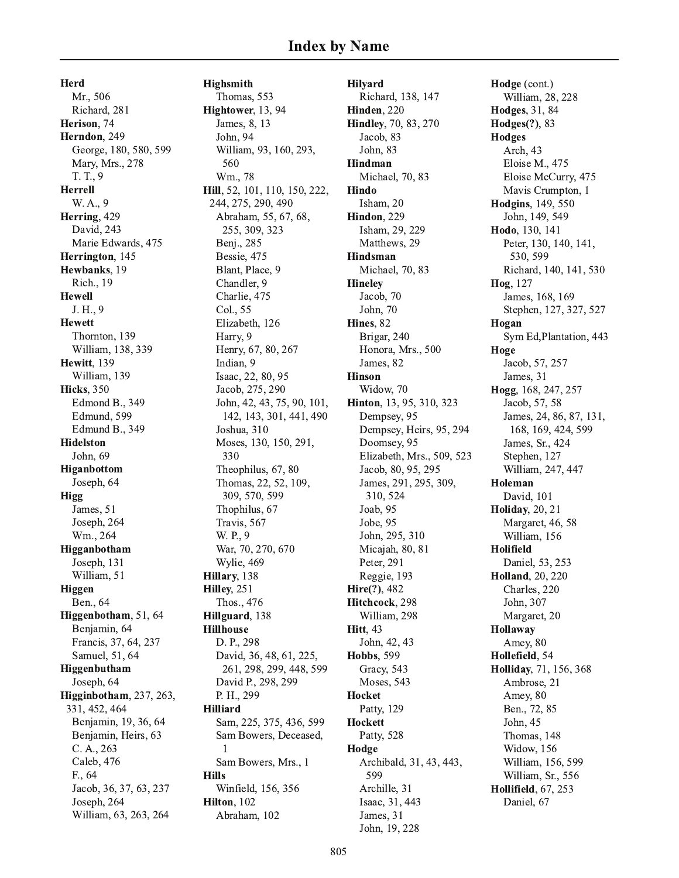# Index by Name

**Herd**
- Mr., 506
- Richard, 281

**Herison**, 74

**Herndon**, 249
- George, 180, 580, 599
- Mary, Mrs., 278
- T. T., 9

**Herrell**
- W. A., 9

**Herring**, 429
- David, 243
- Marie Edwards, 475

**Herrington**, 145

**Hewbanks**, 19
- Rich., 19

**Hewell**
- J. H., 9

**Hewett**
- Thornton, 139
- William, 138, 339

**Hewitt**, 139
- William, 139

**Hicks**, 350
- Edmond B., 349
- Edmund, 599
- Edmund B., 349

**Hidelston**
- John, 69

**Higanbottom**
- Joseph, 64

**Higg**
- James, 51
- Joseph, 264
- Wm., 264

**Higganbotham**
- Joseph, 131
- William, 51

**Higgen**
- Ben., 64

**Higgenbotham**, 51, 64
- Benjamin, 64
- Francis, 37, 64, 237
- Samuel, 51, 64

**Higgenbutham**
- Joseph, 64

**Higginbotham**, 237, 263, 331, 452, 464
- Benjamin, 19, 36, 64
- Benjamin, Heirs, 63
- C. A., 263
- Caleb, 476
- F., 64
- Jacob, 36, 37, 63, 237
- Joseph, 264
- William, 63, 263, 264

**Highsmith**
- Thomas, 553

**Hightower**, 13, 94
- James, 8, 13
- John, 94
- William, 93, 160, 293, 560
- Wm., 78

**Hill**, 52, 101, 110, 150, 222, 244, 275, 290, 490
- Abraham, 55, 67, 68, 255, 309, 323
- Benj., 285
- Bessie, 475
- Blant, Place, 9
- Chandler, 9
- Charlie, 475
- Col., 55
- Elizabeth, 126
- Harry, 9
- Henry, 67, 80, 267
- Indian, 9
- Isaac, 22, 80, 95
- Jacob, 275, 290
- John, 42, 43, 75, 90, 101, 142, 143, 301, 441, 490
- Joshua, 310
- Moses, 130, 150, 291, 330
- Theophilus, 67, 80
- Thomas, 22, 52, 109, 309, 570, 599
- Thophilus, 67
- Travis, 567
- W. P., 9
- War, 70, 270, 670
- Wylie, 469

**Hillary**, 138

**Hilley**, 251
- Thos., 476

**Hillguard**, 138

**Hillhouse**
- D. P., 298
- David, 36, 48, 61, 225, 261, 298, 299, 448, 599
- David P., 298, 299
- P. H., 299

**Hilliard**
- Sam, 225, 375, 436, 599
- Sam Bowers, Deceased, 1
- Sam Bowers, Mrs., 1

**Hills**
- Winfield, 156, 356

**Hilton**, 102
- Abraham, 102

**Hilyard**
- Richard, 138, 147

**Hinden**, 220

**Hindley**, 70, 83, 270
- Jacob, 83
- John, 83

**Hindman**
- Michael, 70, 83

**Hindo**
- Isham, 20

**Hindon**, 229
- Isham, 29, 229
- Matthews, 29

**Hindsman**
- Michael, 70, 83

**Hineley**
- Jacob, 70
- John, 70

**Hines**, 82
- Brigar, 240
- Honora, Mrs., 500
- James, 82

**Hinson**
- Widow, 70

**Hinton**, 13, 95, 310, 323
- Dempsey, 95
- Dempsey, Heirs, 95, 294
- Doomsey, 95
- Elizabeth, Mrs., 509, 523
- Jacob, 80, 95, 295
- James, 291, 295, 309, 310, 524
- Joab, 95
- Jobe, 95
- John, 295, 310
- Micajah, 80, 81
- Peter, 291
- Reggie, 193

**Hire(?)**, 482

**Hitchcock**, 298
- William, 298

**Hitt**, 43
- John, 42, 43

**Hobbs**, 599
- Gracy, 543
- Moses, 543

**Hocket**
- Patty, 129

**Hockett**
- Patty, 528

**Hodge**
- Archibald, 31, 43, 443, 599
- Archille, 31
- Isaac, 31, 443
- James, 31
- John, 19, 228

**Hodge** (cont.)
- William, 28, 228

**Hodges**, 31, 84

**Hodges(?)**, 83

**Hodges**
- Arch, 43
- Eloise M., 475
- Eloise McCurry, 475
- Mavis Crumpton, 1

**Hodgins**, 149, 550
- John, 149, 549

**Hodo**, 130, 141
- Peter, 130, 140, 141, 530, 599
- Richard, 140, 141, 530

**Hog**, 127
- James, 168, 169
- Stephen, 127, 327, 527

**Hogan**
- Sym Ed,Plantation, 443

**Hoge**
- Jacob, 57, 257
- James, 31

**Hogg**, 168, 247, 257
- Jacob, 57, 58
- James, 24, 86, 87, 131, 168, 169, 424, 599
- James, Sr., 424
- Stephen, 127
- William, 247, 447

**Holeman**
- David, 101

**Holiday**, 20, 21
- Margaret, 46, 58
- William, 156

**Holifield**
- Daniel, 53, 253

**Holland**, 20, 220
- Charles, 220
- John, 307
- Margaret, 20

**Hollaway**
- Amey, 80

**Hollefield**, 54

**Holliday**, 71, 156, 368
- Ambrose, 21
- Amey, 80
- Ben., 72, 85
- John, 45
- Thomas, 148
- Widow, 156
- William, 156, 599
- William, Sr., 556

**Hollifield**, 67, 253
- Daniel, 67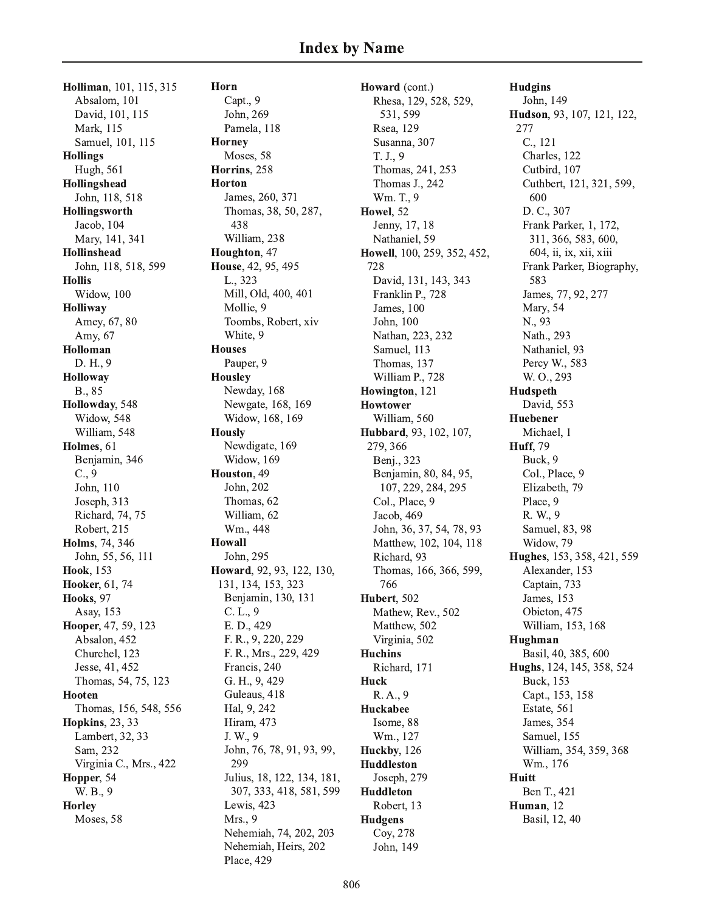# Index by Name

**Holliman**, 101, 115, 315
Absalom, 101
David, 101, 115
Mark, 115
Samuel, 101, 115
**Hollings**
Hugh, 561
**Hollingshead**
John, 118, 518
**Hollingsworth**
Jacob, 104
Mary, 141, 341
**Hollinshead**
John, 118, 518, 599
**Hollis**
Widow, 100
**Holliway**
Amey, 67, 80
Amy, 67
**Holloman**
D. H., 9
**Holloway**
B., 85
**Hollowday**, 548
Widow, 548
William, 548
**Holmes**, 61
Benjamin, 346
C., 9
John, 110
Joseph, 313
Richard, 74, 75
Robert, 215
**Holms**, 74, 346
John, 55, 56, 111
**Hook**, 153
**Hooker**, 61, 74
**Hooks**, 97
Asay, 153
**Hooper**, 47, 59, 123
Absalon, 452
Churchel, 123
Jesse, 41, 452
Thomas, 54, 75, 123
**Hooten**
Thomas, 156, 548, 556
**Hopkins**, 23, 33
Lambert, 32, 33
Sam, 232
Virginia C., Mrs., 422
**Hopper**, 54
W. B., 9
**Horley**
Moses, 58
**Horn**
Capt., 9
John, 269
Pamela, 118
**Horney**
Moses, 58
**Horrins**, 258
**Horton**
James, 260, 371
Thomas, 38, 50, 287, 438
William, 238
**Houghton**, 47
**House**, 42, 95, 495
L., 323
Mill, Old, 400, 401
Mollie, 9
Toombs, Robert, xiv
White, 9
**Houses**
Pauper, 9
**Housley**
Newday, 168
Newgate, 168, 169
Widow, 168, 169
**Hously**
Newdigate, 169
Widow, 169
**Houston**, 49
John, 202
Thomas, 62
William, 62
Wm., 448
**Howall**
John, 295
**Howard**, 92, 93, 122, 130, 131, 134, 153, 323
Benjamin, 130, 131
C. L., 9
E. D., 429
F. R., 9, 220, 229
F. R., Mrs., 229, 429
Francis, 240
G. H., 9, 429
Guleaus, 418
Hal, 9, 242
Hiram, 473
J. W., 9
John, 76, 78, 91, 93, 99, 299
Julius, 18, 122, 134, 181, 307, 333, 418, 581, 599
Lewis, 423
Mrs., 9
Nehemiah, 74, 202, 203
Nehemiah, Heirs, 202
Place, 429
**Howard** (cont.)
Rhesa, 129, 528, 529, 531, 599
Rsea, 129
Susanna, 307
T. J., 9
Thomas, 241, 253
Thomas J., 242
Wm. T., 9
**Howel**, 52
Jenny, 17, 18
Nathaniel, 59
**Howell**, 100, 259, 352, 452, 728
David, 131, 143, 343
Franklin P., 728
James, 100
John, 100
Nathan, 223, 232
Samuel, 113
Thomas, 137
William P., 728
**Howington**, 121
**Howtower**
William, 560
**Hubbard**, 93, 102, 107, 279, 366
Benj., 323
Benjamin, 80, 84, 95, 107, 229, 284, 295
Col., Place, 9
Jacob, 469
John, 36, 37, 54, 78, 93
Matthew, 102, 104, 118
Richard, 93
Thomas, 166, 366, 599, 766
**Hubert**, 502
Mathew, Rev., 502
Matthew, 502
Virginia, 502
**Huchins**
Richard, 171
**Huck**
R. A., 9
**Huckabee**
Isome, 88
Wm., 127
**Huckby**, 126
**Huddleston**
Joseph, 279
**Huddleton**
Robert, 13
**Hudgens**
Coy, 278
John, 149
**Hudgins**
John, 149
**Hudson**, 93, 107, 121, 122, 277
C., 121
Charles, 122
Cutbird, 107
Cuthbert, 121, 321, 599, 600
D. C., 307
Frank Parker, 1, 172, 311, 366, 583, 600, 604, ii, ix, xii, xiii
Frank Parker, Biography, 583
James, 77, 92, 277
Mary, 54
N., 93
Nath., 293
Nathaniel, 93
Percy W., 583
W. O., 293
**Hudspeth**
David, 553
**Huebener**
Michael, 1
**Huff**, 79
Buck, 9
Col., Place, 9
Elizabeth, 79
Place, 9
R. W., 9
Samuel, 83, 98
Widow, 79
**Hughes**, 153, 358, 421, 559
Alexander, 153
Captain, 733
James, 153
Obieton, 475
William, 153, 168
**Hughman**
Basil, 40, 385, 600
**Hughs**, 124, 145, 358, 524
Buck, 153
Capt., 153, 158
Estate, 561
James, 354
Samuel, 155
William, 354, 359, 368
Wm., 176
**Huitt**
Ben T., 421
**Human**, 12
Basil, 12, 40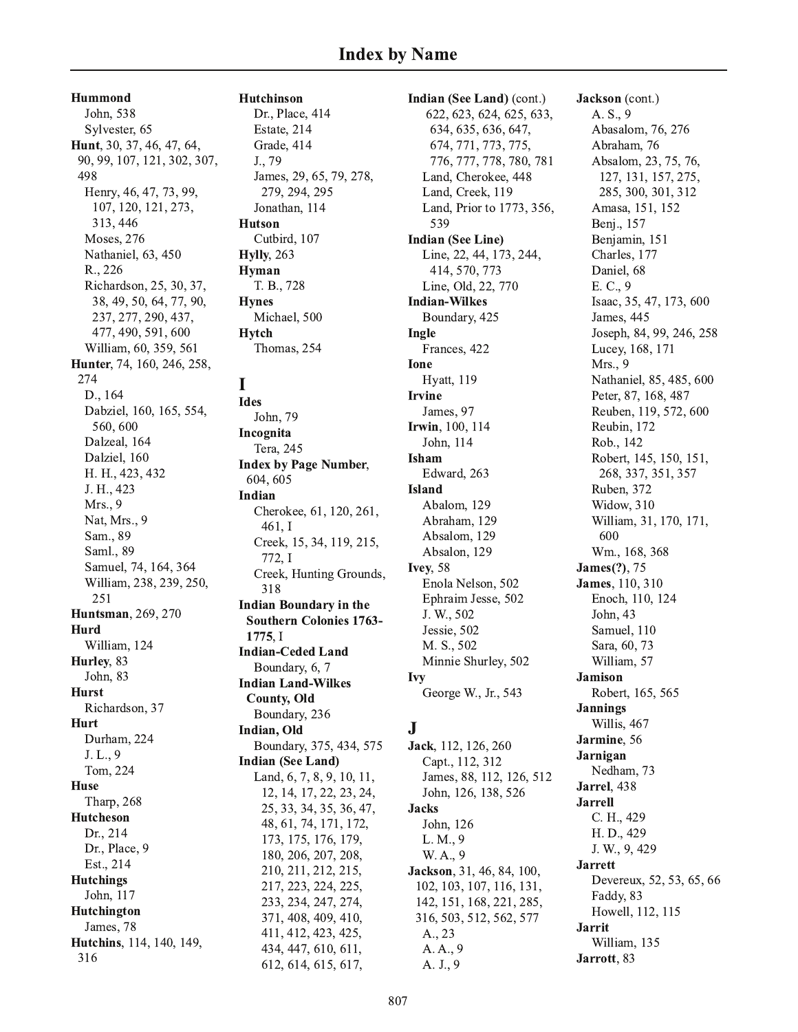# Index by Name

**Hummond**
- John, 538
- Sylvester, 65

**Hunt**, 30, 37, 46, 47, 64, 90, 99, 107, 121, 302, 307, 498
- Henry, 46, 47, 73, 99, 107, 120, 121, 273, 313, 446
- Moses, 276
- Nathaniel, 63, 450
- R., 226
- Richardson, 25, 30, 37, 38, 49, 50, 64, 77, 90, 237, 277, 290, 437, 477, 490, 591, 600
- William, 60, 359, 561

**Hunter**, 74, 160, 246, 258, 274
- D., 164
- Dabziel, 160, 165, 554, 560, 600
- Dalzeal, 164
- Dalziel, 160
- H. H., 423, 432
- J. H., 423
- Mrs., 9
- Nat, Mrs., 9
- Sam., 89
- Saml., 89
- Samuel, 74, 164, 364
- William, 238, 239, 250, 251

**Huntsman**, 269, 270

**Hurd**
- William, 124

**Hurley**, 83
- John, 83

**Hurst**
- Richardson, 37

**Hurt**
- Durham, 224
- J. L., 9
- Tom, 224

**Huse**
- Tharp, 268

**Hutcheson**
- Dr., 214
- Dr., Place, 9
- Est., 214

**Hutchings**
- John, 117

**Hutchington**
- James, 78

**Hutchins**, 114, 140, 149, 316

**Hutchinson**
- Dr., Place, 414
- Estate, 214
- Grade, 414
- J., 79
- James, 29, 65, 79, 278, 279, 294, 295
- Jonathan, 114

**Hutson**
- Cutbird, 107

**Hylly**, 263

**Hyman**
- T. B., 728

**Hynes**
- Michael, 500

**Hytch**
- Thomas, 254

## I

**Ides**
- John, 79

**Incognita**
- Tera, 245

**Index by Page Number**, 604, 605

**Indian**
- Cherokee, 61, 120, 261, 461, I
- Creek, 15, 34, 119, 215, 772, I
- Creek, Hunting Grounds, 318

**Indian Boundary in the Southern Colonies 1763-1775**, I

**Indian-Ceded Land**
- Boundary, 6, 7

**Indian Land-Wilkes County, Old**
- Boundary, 236

**Indian, Old**
- Boundary, 375, 434, 575

**Indian (See Land)**
- Land, 6, 7, 8, 9, 10, 11, 12, 14, 17, 22, 23, 24, 25, 33, 34, 35, 36, 47, 48, 61, 74, 171, 172, 173, 175, 176, 179, 180, 206, 207, 208, 210, 211, 212, 215, 217, 223, 224, 225, 233, 234, 247, 274, 371, 408, 409, 410, 411, 412, 423, 425, 434, 447, 610, 611, 612, 614, 615, 617, 622, 623, 624, 625, 633, 634, 635, 636, 647, 674, 771, 773, 775, 776, 777, 778, 780, 781
- Land, Cherokee, 448
- Land, Creek, 119
- Land, Prior to 1773, 356, 539

**Indian (See Line)**
- Line, 22, 44, 173, 244, 414, 570, 773
- Line, Old, 22, 770

**Indian-Wilkes**
- Boundary, 425

**Ingle**
- Frances, 422

**Ione**
- Hyatt, 119

**Irvine**
- James, 97

**Irwin**, 100, 114
- John, 114

**Isham**
- Edward, 263

**Island**
- Abalom, 129
- Abraham, 129
- Absalom, 129
- Absalon, 129

**Ivey**, 58
- Enola Nelson, 502
- Ephraim Jesse, 502
- J. W., 502
- Jessie, 502
- M. S., 502
- Minnie Shurley, 502

**Ivy**
- George W., Jr., 543

## J

**Jack**, 112, 126, 260
- Capt., 112, 312
- James, 88, 112, 126, 512
- John, 126, 138, 526

**Jacks**
- John, 126
- L. M., 9
- W. A., 9

**Jackson**, 31, 46, 84, 100, 102, 103, 107, 116, 131, 142, 151, 168, 221, 285, 316, 503, 512, 562, 577
- A., 23
- A. A., 9
- A. J., 9
- A. S., 9
- Abasalom, 76, 276
- Abraham, 76
- Absalom, 23, 75, 76, 127, 131, 157, 275, 285, 300, 301, 312
- Amasa, 151, 152
- Benj., 157
- Benjamin, 151
- Charles, 177
- Daniel, 68
- E. C., 9
- Isaac, 35, 47, 173, 600
- James, 445
- Joseph, 84, 99, 246, 258
- Lucey, 168, 171
- Mrs., 9
- Nathaniel, 85, 485, 600
- Peter, 87, 168, 487
- Reuben, 119, 572, 600
- Reubin, 172
- Rob., 142
- Robert, 145, 150, 151, 268, 337, 351, 357
- Ruben, 372
- Widow, 310
- William, 31, 170, 171, 600
- Wm., 168, 368

**James(?)**, 75

**James**, 110, 310
- Enoch, 110, 124
- John, 43
- Samuel, 110
- Sara, 60, 73
- William, 57

**Jamison**
- Robert, 165, 565

**Jannings**
- Willis, 467

**Jarmine**, 56

**Jarnigan**
- Nedham, 73

**Jarrel**, 438

**Jarrell**
- C. H., 429
- H. D., 429
- J. W., 9, 429

**Jarrett**
- Devereux, 52, 53, 65, 66
- Faddy, 83
- Howell, 112, 115

**Jarrit**
- William, 135

**Jarrott**, 83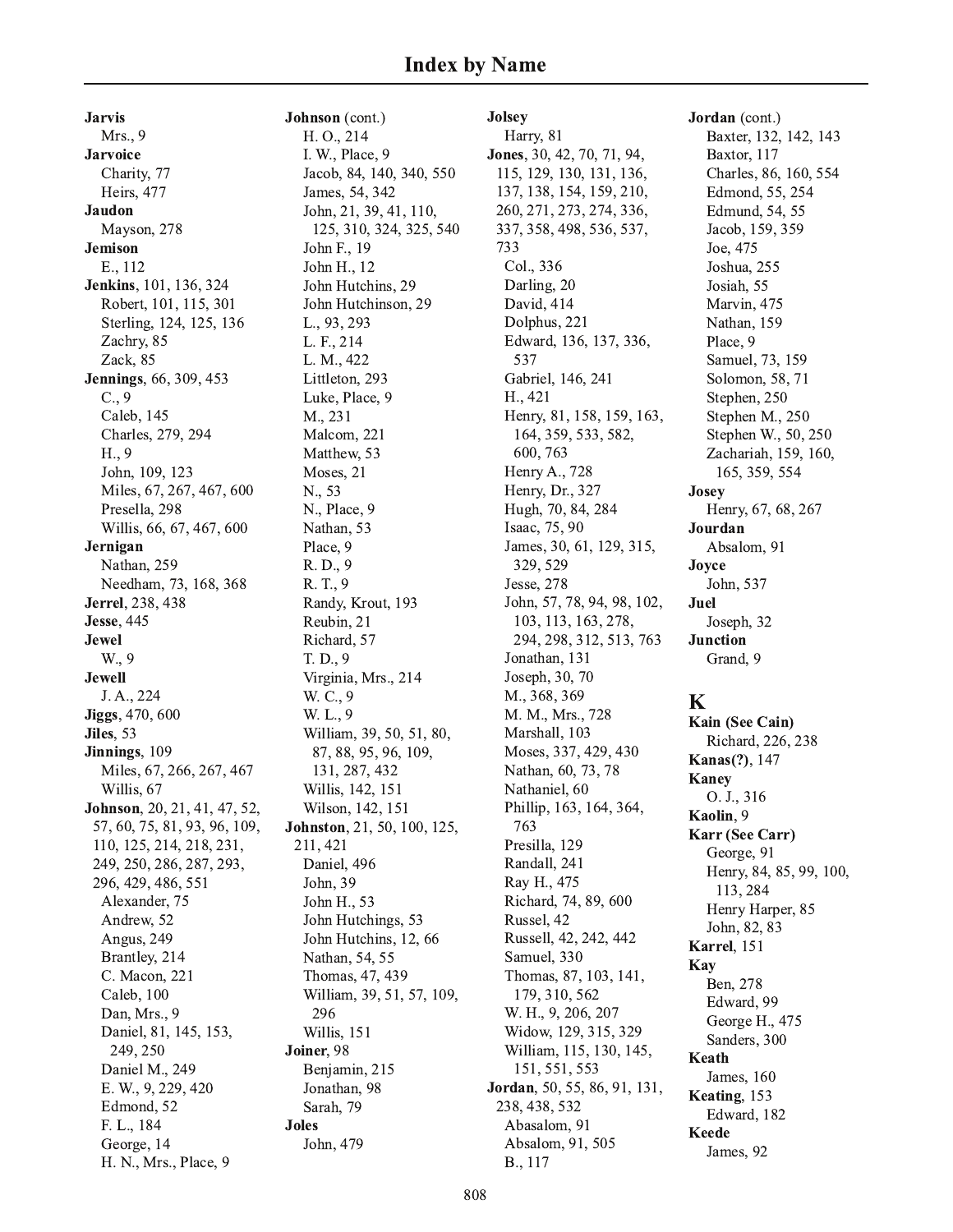# Index by Name

**Jarvis**
- Mrs., 9

**Jarvoice**
- Charity, 77
- Heirs, 477

**Jaudon**
- Mayson, 278

**Jemison**
- E., 112

**Jenkins**, 101, 136, 324
- Robert, 101, 115, 301
- Sterling, 124, 125, 136
- Zachry, 85
- Zack, 85

**Jennings**, 66, 309, 453
- C., 9
- Caleb, 145
- Charles, 279, 294
- H., 9
- John, 109, 123
- Miles, 67, 267, 467, 600
- Presella, 298
- Willis, 66, 67, 467, 600

**Jernigan**
- Nathan, 259
- Needham, 73, 168, 368

**Jerrel**, 238, 438

**Jesse**, 445

**Jewel**
- W., 9

**Jewell**
- J. A., 224

**Jiggs**, 470, 600

**Jiles**, 53

**Jinnings**, 109
- Miles, 67, 266, 267, 467
- Willis, 67

**Johnson**, 20, 21, 41, 47, 52, 57, 60, 75, 81, 93, 96, 109, 110, 125, 214, 218, 231, 249, 250, 286, 287, 293, 296, 429, 486, 551
- Alexander, 75
- Andrew, 52
- Angus, 249
- Brantley, 214
- C. Macon, 221
- Caleb, 100
- Dan, Mrs., 9
- Daniel, 81, 145, 153, 249, 250
- Daniel M., 249
- E. W., 9, 229, 420
- Edmond, 52
- F. L., 184
- George, 14
- H. N., Mrs., Place, 9

**Johnson** (cont.)
- H. O., 214
- I. W., Place, 9
- Jacob, 84, 140, 340, 550
- James, 54, 342
- John, 21, 39, 41, 110, 125, 310, 324, 325, 540
- John F., 19
- John H., 12
- John Hutchins, 29
- John Hutchinson, 29
- L., 93, 293
- L. F., 214
- L. M., 422
- Littleton, 293
- Luke, Place, 9
- M., 231
- Malcom, 221
- Matthew, 53
- Moses, 21
- N., 53
- N., Place, 9
- Nathan, 53
- Place, 9
- R. D., 9
- R. T., 9
- Randy, Krout, 193
- Reubin, 21
- Richard, 57
- T. D., 9
- Virginia, Mrs., 214
- W. C., 9
- W. L., 9
- William, 39, 50, 51, 80, 87, 88, 95, 96, 109, 131, 287, 432
- Willis, 142, 151
- Wilson, 142, 151

**Johnston**, 21, 50, 100, 125, 211, 421
- Daniel, 496
- John, 39
- John H., 53
- John Hutchings, 53
- John Hutchins, 12, 66
- Nathan, 54, 55
- Thomas, 47, 439
- William, 39, 51, 57, 109, 296
- Willis, 151

**Joiner**, 98
- Benjamin, 215
- Jonathan, 98
- Sarah, 79

**Joles**
- John, 479

**Jolsey**
- Harry, 81

**Jones**, 30, 42, 70, 71, 94, 115, 129, 130, 131, 136, 137, 138, 154, 159, 210, 260, 271, 273, 274, 336, 337, 358, 498, 536, 537, 733
- Col., 336
- Darling, 20
- David, 414
- Dolphus, 221
- Edward, 136, 137, 336, 537
- Gabriel, 146, 241
- H., 421
- Henry, 81, 158, 159, 163, 164, 359, 533, 582, 600, 763
- Henry A., 728
- Henry, Dr., 327
- Hugh, 70, 84, 284
- Isaac, 75, 90
- James, 30, 61, 129, 315, 329, 529
- Jesse, 278
- John, 57, 78, 94, 98, 102, 103, 113, 163, 278, 294, 298, 312, 513, 763
- Jonathan, 131
- Joseph, 30, 70
- M., 368, 369
- M. M., Mrs., 728
- Marshall, 103
- Moses, 337, 429, 430
- Nathan, 60, 73, 78
- Nathaniel, 60
- Phillip, 163, 164, 364, 763
- Presilla, 129
- Randall, 241
- Ray H., 475
- Richard, 74, 89, 600
- Russel, 42
- Russell, 42, 242, 442
- Samuel, 330
- Thomas, 87, 103, 141, 179, 310, 562
- W. H., 9, 206, 207
- Widow, 129, 315, 329
- William, 115, 130, 145, 151, 551, 553

**Jordan**, 50, 55, 86, 91, 131, 238, 438, 532
- Abasalom, 91
- Absalom, 91, 505
- B., 117

**Jordan** (cont.)
- Baxter, 132, 142, 143
- Baxtor, 117
- Charles, 86, 160, 554
- Edmond, 55, 254
- Edmund, 54, 55
- Jacob, 159, 359
- Joe, 475
- Joshua, 255
- Josiah, 55
- Marvin, 475
- Nathan, 159
- Place, 9
- Samuel, 73, 159
- Solomon, 58, 71
- Stephen, 250
- Stephen M., 250
- Stephen W., 50, 250
- Zachariah, 159, 160, 165, 359, 554

**Josey**
- Henry, 67, 68, 267

**Jourdan**
- Absalom, 91

**Joyce**
- John, 537

**Juel**
- Joseph, 32

**Junction**
- Grand, 9

## K

**Kain (See Cain)**
- Richard, 226, 238

**Kanas(?)**, 147

**Kaney**
- O. J., 316

**Kaolin**, 9

**Karr (See Carr)**
- George, 91
- Henry, 84, 85, 99, 100, 113, 284
- Henry Harper, 85
- John, 82, 83

**Karrel**, 151

**Kay**
- Ben, 278
- Edward, 99
- George H., 475
- Sanders, 300

**Keath**
- James, 160

**Keating**, 153
- Edward, 182

**Keede**
- James, 92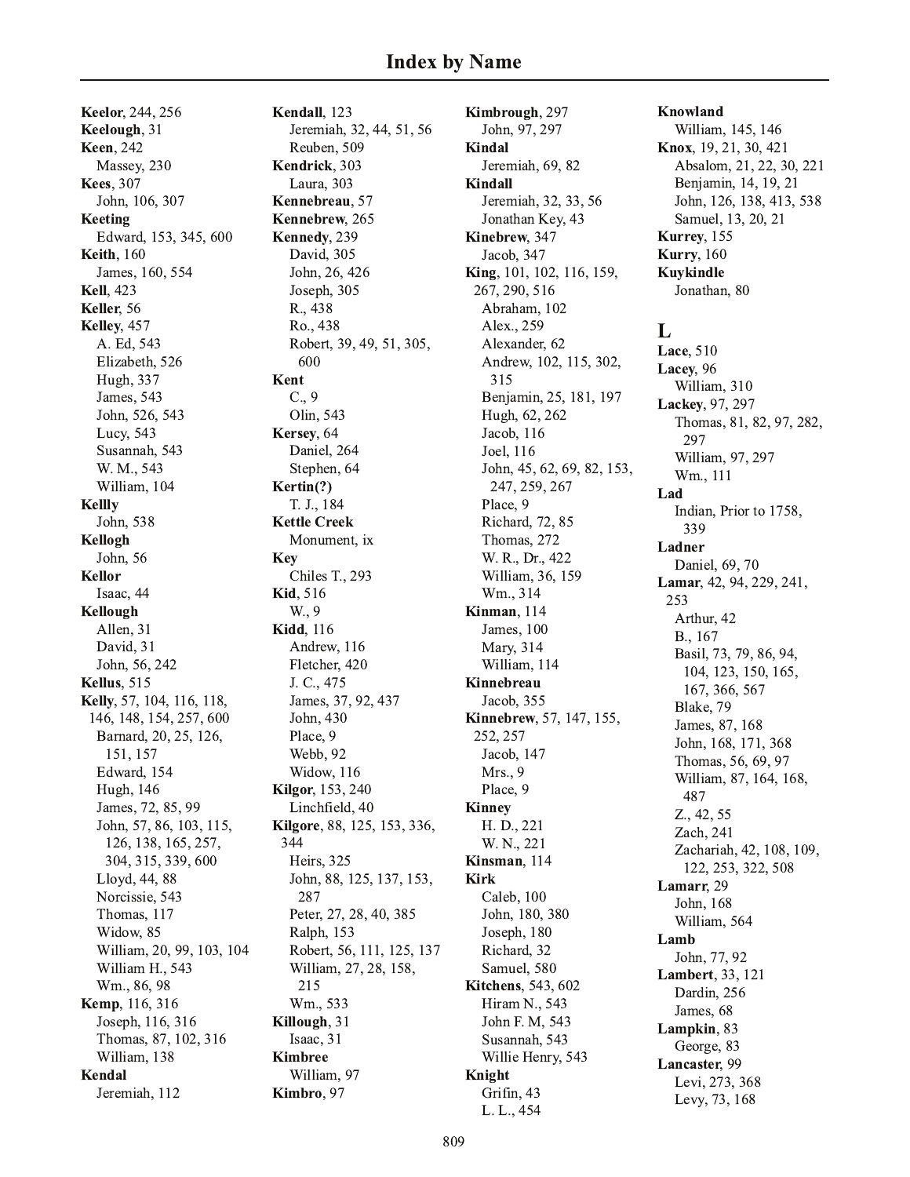# Index by Name

**Keelor**, 244, 256
**Keelough**, 31
**Keen**, 242
  Massey, 230
**Kees**, 307
  John, 106, 307
**Keeting**
  Edward, 153, 345, 600
**Keith**, 160
  James, 160, 554
**Kell**, 423
**Keller**, 56
**Kelley**, 457
  A. Ed, 543
  Elizabeth, 526
  Hugh, 337
  James, 543
  John, 526, 543
  Lucy, 543
  Susannah, 543
  W. M., 543
  William, 104
**Kellly**
  John, 538
**Kellogh**
  John, 56
**Kellor**
  Isaac, 44
**Kellough**
  Allen, 31
  David, 31
  John, 56, 242
**Kellus**, 515
**Kelly**, 57, 104, 116, 118, 146, 148, 154, 257, 600
  Barnard, 20, 25, 126, 151, 157
  Edward, 154
  Hugh, 146
  James, 72, 85, 99
  John, 57, 86, 103, 115, 126, 138, 165, 257, 304, 315, 339, 600
  Lloyd, 44, 88
  Norcissie, 543
  Thomas, 117
  Widow, 85
  William, 20, 99, 103, 104
  William H., 543
  Wm., 86, 98
**Kemp**, 116, 316
  Joseph, 116, 316
  Thomas, 87, 102, 316
  William, 138
**Kendal**
  Jeremiah, 112
**Kendall**, 123
  Jeremiah, 32, 44, 51, 56
  Reuben, 509
**Kendrick**, 303
  Laura, 303
**Kennebreau**, 57
**Kennebrew**, 265
**Kennedy**, 239
  David, 305
  John, 26, 426
  Joseph, 305
  R., 438
  Ro., 438
  Robert, 39, 49, 51, 305, 600
**Kent**
  C., 9
  Olin, 543
**Kersey**, 64
  Daniel, 264
  Stephen, 64
**Kertin(?)**
  T. J., 184
**Kettle Creek**
  Monument, ix
**Key**
  Chiles T., 293
**Kid**, 516
  W., 9
**Kidd**, 116
  Andrew, 116
  Fletcher, 420
  J. C., 475
  James, 37, 92, 437
  John, 430
  Place, 9
  Webb, 92
  Widow, 116
**Kilgor**, 153, 240
  Linchfield, 40
**Kilgore**, 88, 125, 153, 336, 344
  Heirs, 325
  John, 88, 125, 137, 153, 287
  Peter, 27, 28, 40, 385
  Ralph, 153
  Robert, 56, 111, 125, 137
  William, 27, 28, 158, 215
  Wm., 533
**Killough**, 31
  Isaac, 31
**Kimbree**
  William, 97
**Kimbro**, 97
**Kimbrough**, 297
  John, 97, 297
**Kindal**
  Jeremiah, 69, 82
**Kindall**
  Jeremiah, 32, 33, 56
  Jonathan Key, 43
**Kinebrew**, 347
  Jacob, 347
**King**, 101, 102, 116, 159, 267, 290, 516
  Abraham, 102
  Alex., 259
  Alexander, 62
  Andrew, 102, 115, 302, 315
  Benjamin, 25, 181, 197
  Hugh, 62, 262
  Jacob, 116
  Joel, 116
  John, 45, 62, 69, 82, 153, 247, 259, 267
  Place, 9
  Richard, 72, 85
  Thomas, 272
  W. R., Dr., 422
  William, 36, 159
  Wm., 314
**Kinman**, 114
  James, 100
  Mary, 314
  William, 114
**Kinnebreau**
  Jacob, 355
**Kinnebrew**, 57, 147, 155, 252, 257
  Jacob, 147
  Mrs., 9
  Place, 9
**Kinney**
  H. D., 221
  W. N., 221
**Kinsman**, 114
**Kirk**
  Caleb, 100
  John, 180, 380
  Joseph, 180
  Richard, 32
  Samuel, 580
**Kitchens**, 543, 602
  Hiram N., 543
  John F. M, 543
  Susannah, 543
  Willie Henry, 543
**Knight**
  Grifin, 43
  L. L., 454
**Knowland**
  William, 145, 146
**Knox**, 19, 21, 30, 421
  Absalom, 21, 22, 30, 221
  Benjamin, 14, 19, 21
  John, 126, 138, 413, 538
  Samuel, 13, 20, 21
**Kurrey**, 155
**Kurry**, 160
**Kuykindle**
  Jonathan, 80

## L

**Lace**, 510
**Lacey**, 96
  William, 310
**Lackey**, 97, 297
  Thomas, 81, 82, 97, 282, 297
  William, 97, 297
  Wm., 111
**Lad**
  Indian, Prior to 1758, 339
**Ladner**
  Daniel, 69, 70
**Lamar**, 42, 94, 229, 241, 253
  Arthur, 42
  B., 167
  Basil, 73, 79, 86, 94, 104, 123, 150, 165, 167, 366, 567
  Blake, 79
  James, 87, 168
  John, 168, 171, 368
  Thomas, 56, 69, 97
  William, 87, 164, 168, 487
  Z., 42, 55
  Zach, 241
  Zachariah, 42, 108, 109, 122, 253, 322, 508
**Lamarr**, 29
  John, 168
  William, 564
**Lamb**
  John, 77, 92
**Lambert**, 33, 121
  Dardin, 256
  James, 68
**Lampkin**, 83
  George, 83
**Lancaster**, 99
  Levi, 273, 368
  Levy, 73, 168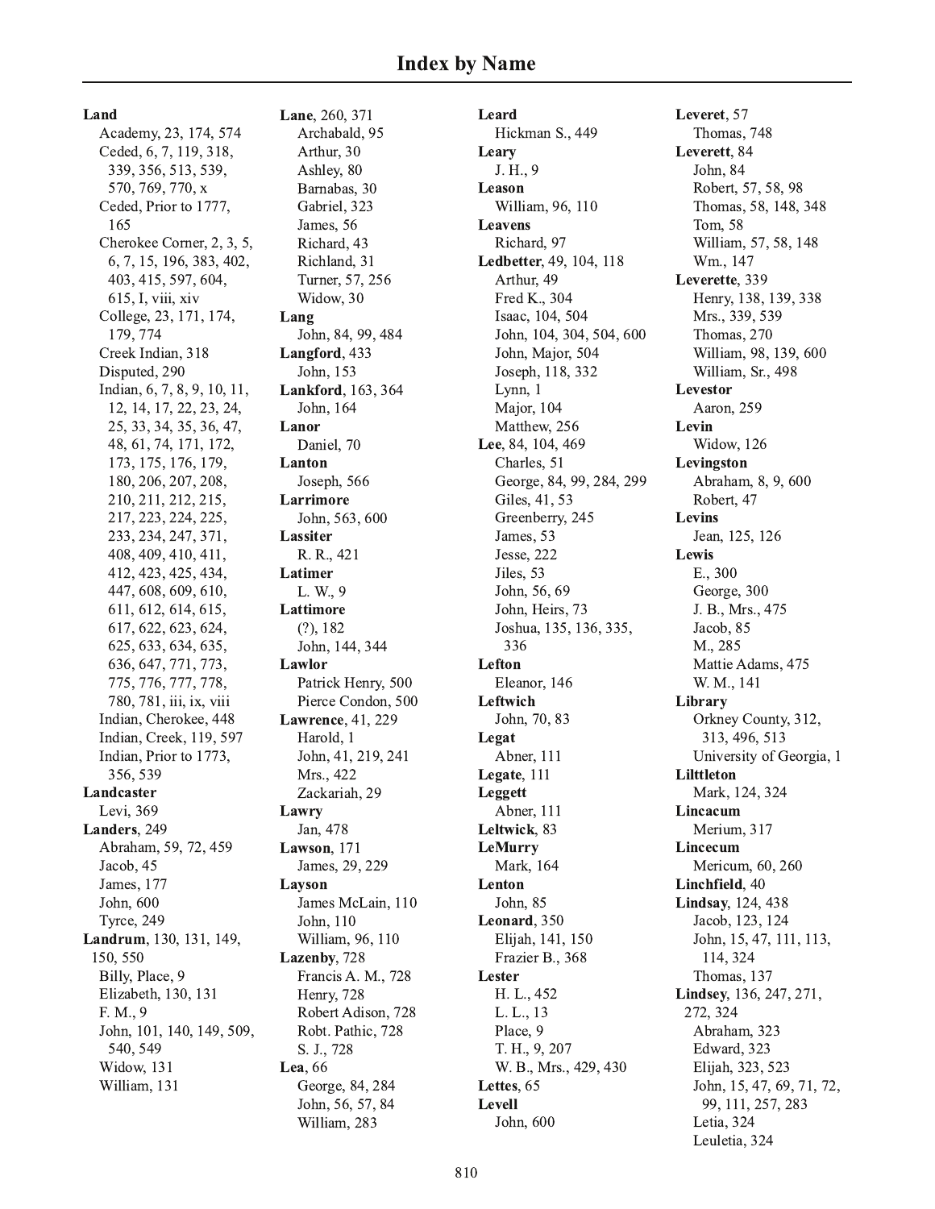## Index by Name

**Land**
- Academy, 23, 174, 574
- Ceded, 6, 7, 119, 318, 339, 356, 513, 539, 570, 769, 770, x
- Ceded, Prior to 1777, 165
- Cherokee Corner, 2, 3, 5, 6, 7, 15, 196, 383, 402, 403, 415, 597, 604, 615, I, viii, xiv
- College, 23, 171, 174, 179, 774
- Creek Indian, 318
- Disputed, 290
- Indian, 6, 7, 8, 9, 10, 11, 12, 14, 17, 22, 23, 24, 25, 33, 34, 35, 36, 47, 48, 61, 74, 171, 172, 173, 175, 176, 179, 180, 206, 207, 208, 210, 211, 212, 215, 217, 223, 224, 225, 233, 234, 247, 371, 408, 409, 410, 411, 412, 423, 425, 434, 447, 608, 609, 610, 611, 612, 614, 615, 617, 622, 623, 624, 625, 633, 634, 635, 636, 647, 771, 773, 775, 776, 777, 778, 780, 781, iii, ix, viii
- Indian, Cherokee, 448
- Indian, Creek, 119, 597
- Indian, Prior to 1773, 356, 539

**Landcaster**
- Levi, 369

**Landers**, 249
- Abraham, 59, 72, 459
- Jacob, 45
- James, 177
- John, 600
- Tyrce, 249

**Landrum**, 130, 131, 149, 150, 550
- Billy, Place, 9
- Elizabeth, 130, 131
- F. M., 9
- John, 101, 140, 149, 509, 540, 549
- Widow, 131
- William, 131

**Lane**, 260, 371
- Archabald, 95
- Arthur, 30
- Ashley, 80
- Barnabas, 30
- Gabriel, 323
- James, 56
- Richard, 43
- Richland, 31
- Turner, 57, 256
- Widow, 30

**Lang**
- John, 84, 99, 484

**Langford**, 433
- John, 153

**Lankford**, 163, 364
- John, 164

**Lanor**
- Daniel, 70

**Lanton**
- Joseph, 566

**Larrimore**
- John, 563, 600

**Lassiter**
- R. R., 421

**Latimer**
- L. W., 9

**Lattimore**
- (?), 182
- John, 144, 344

**Lawlor**
- Patrick Henry, 500
- Pierce Condon, 500

**Lawrence**, 41, 229
- Harold, 1
- John, 41, 219, 241
- Mrs., 422
- Zackariah, 29

**Lawry**
- Jan, 478

**Lawson**, 171
- James, 29, 229

**Layson**
- James McLain, 110
- John, 110
- William, 96, 110

**Lazenby**, 728
- Francis A. M., 728
- Henry, 728
- Robert Adison, 728
- Robt. Pathic, 728
- S. J., 728

**Lea**, 66
- George, 84, 284
- John, 56, 57, 84
- William, 283

**Leard**
- Hickman S., 449

**Leary**
- J. H., 9

**Leason**
- William, 96, 110

**Leavens**
- Richard, 97

**Ledbetter**, 49, 104, 118
- Arthur, 49
- Fred K., 304
- Isaac, 104, 504
- John, 104, 304, 504, 600
- John, Major, 504
- Joseph, 118, 332
- Lynn, 1
- Major, 104
- Matthew, 256

**Lee**, 84, 104, 469
- Charles, 51
- George, 84, 99, 284, 299
- Giles, 41, 53
- Greenberry, 245
- James, 53
- Jesse, 222
- Jiles, 53
- John, 56, 69
- John, Heirs, 73
- Joshua, 135, 136, 335, 336

**Lefton**
- Eleanor, 146

**Leftwich**
- John, 70, 83

**Legat**
- Abner, 111

**Legate**, 111

**Leggett**
- Abner, 111

**Leltwick**, 83

**LeMurry**
- Mark, 164

**Lenton**
- John, 85

**Leonard**, 350
- Elijah, 141, 150
- Frazier B., 368

**Lester**
- H. L., 452
- L. L., 13
- Place, 9
- T. H., 9, 207
- W. B., Mrs., 429, 430

**Lettes**, 65

**Levell**
- John, 600

**Leveret**, 57
- Thomas, 748

**Leverett**, 84
- John, 84
- Robert, 57, 58, 98
- Thomas, 58, 148, 348
- Tom, 58
- William, 57, 58, 148
- Wm., 147

**Leverette**, 339
- Henry, 138, 139, 338
- Mrs., 339, 539
- Thomas, 270
- William, 98, 139, 600
- William, Sr., 498

**Levestor**
- Aaron, 259

**Levin**
- Widow, 126

**Levingston**
- Abraham, 8, 9, 600
- Robert, 47

**Levins**
- Jean, 125, 126

**Lewis**
- E., 300
- George, 300
- J. B., Mrs., 475
- Jacob, 85
- M., 285
- Mattie Adams, 475
- W. M., 141

**Library**
- Orkney County, 312, 313, 496, 513
- University of Georgia, 1

**Lilttleton**
- Mark, 124, 324

**Lincacum**
- Merium, 317

**Lincecum**
- Mericum, 60, 260

**Linchfield**, 40

**Lindsay**, 124, 438
- Jacob, 123, 124
- John, 15, 47, 111, 113, 114, 324
- Thomas, 137

**Lindsey**, 136, 247, 271, 272, 324
- Abraham, 323
- Edward, 323
- Elijah, 323, 523
- John, 15, 47, 69, 71, 72, 99, 111, 257, 283
- Letia, 324
- Leuletia, 324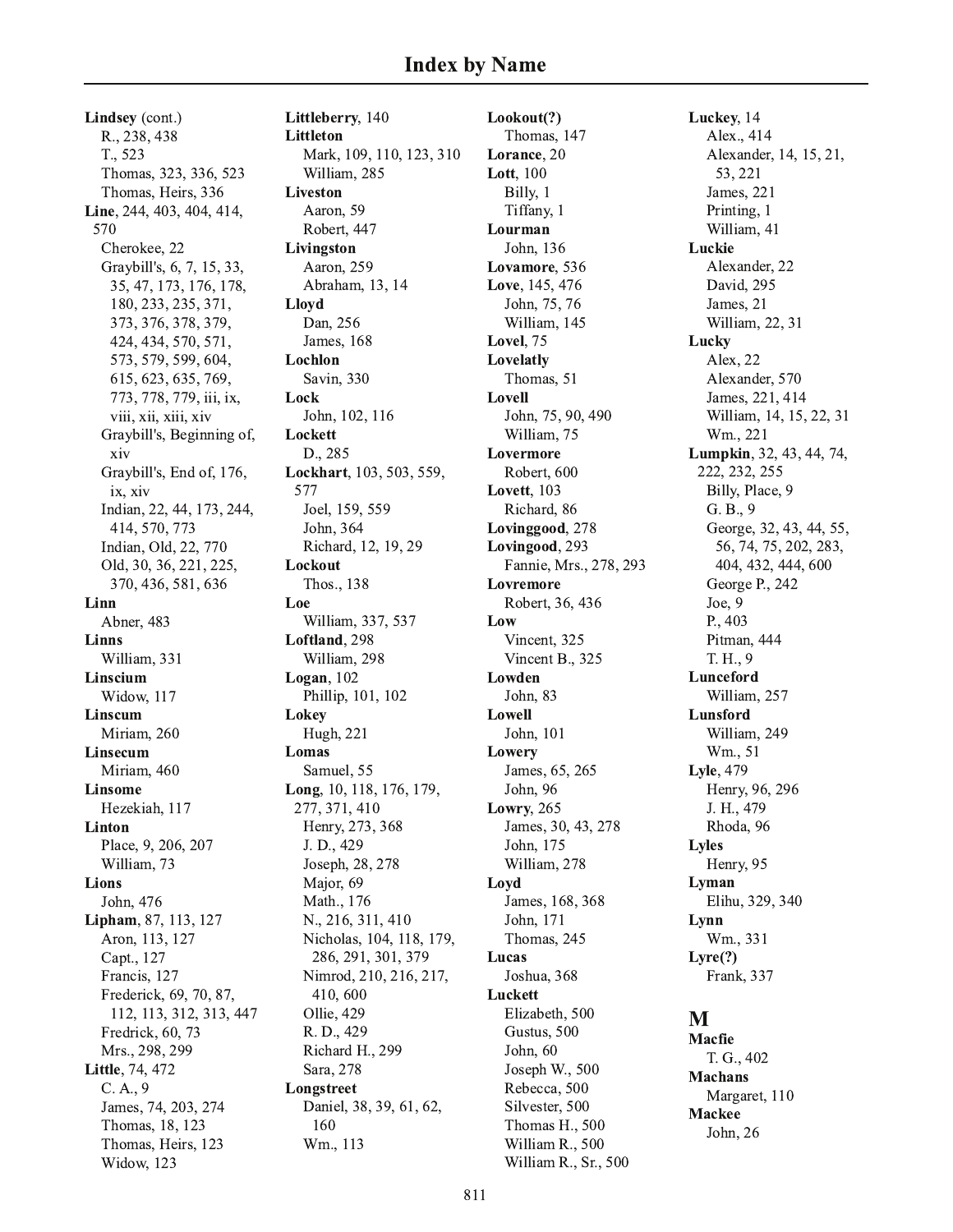# Index by Name

**Lindsey** (cont.)
- R., 238, 438
- T., 523
- Thomas, 323, 336, 523
- Thomas, Heirs, 336

**Line**, 244, 403, 404, 414, 570
- Cherokee, 22
- Graybill's, 6, 7, 15, 33, 35, 47, 173, 176, 178, 180, 233, 235, 371, 373, 376, 378, 379, 424, 434, 570, 571, 573, 579, 599, 604, 615, 623, 635, 769, 773, 778, 779, iii, ix, viii, xii, xiii, xiv
- Graybill's, Beginning of, xiv
- Graybill's, End of, 176, ix, xiv
- Indian, 22, 44, 173, 244, 414, 570, 773
- Indian, Old, 22, 770
- Old, 30, 36, 221, 225, 370, 436, 581, 636

**Linn**
- Abner, 483

**Linns**
- William, 331

**Linscium**
- Widow, 117

**Linscum**
- Miriam, 260

**Linsecum**
- Miriam, 460

**Linsome**
- Hezekiah, 117

**Linton**
- Place, 9, 206, 207
- William, 73

**Lions**
- John, 476

**Lipham**, 87, 113, 127
- Aron, 113, 127
- Capt., 127
- Francis, 127
- Frederick, 69, 70, 87, 112, 113, 312, 313, 447
- Fredrick, 60, 73
- Mrs., 298, 299

**Little**, 74, 472
- C. A., 9
- James, 74, 203, 274
- Thomas, 18, 123
- Thomas, Heirs, 123
- Widow, 123

**Littleberry**, 140

**Littleton**
- Mark, 109, 110, 123, 310
- William, 285

**Liveston**
- Aaron, 59
- Robert, 447

**Livingston**
- Aaron, 259
- Abraham, 13, 14

**Lloyd**
- Dan, 256
- James, 168

**Lochlon**
- Savin, 330

**Lock**
- John, 102, 116

**Lockett**
- D., 285

**Lockhart**, 103, 503, 559, 577
- Joel, 159, 559
- John, 364
- Richard, 12, 19, 29

**Lockout**
- Thos., 138

**Loe**
- William, 337, 537

**Loftland**, 298
- William, 298

**Logan**, 102
- Phillip, 101, 102

**Lokey**
- Hugh, 221

**Lomas**
- Samuel, 55

**Long**, 10, 118, 176, 179, 277, 371, 410
- Henry, 273, 368
- J. D., 429
- Joseph, 28, 278
- Major, 69
- Math., 176
- N., 216, 311, 410
- Nicholas, 104, 118, 179, 286, 291, 301, 379
- Nimrod, 210, 216, 217, 410, 600
- Ollie, 429
- R. D., 429
- Richard H., 299
- Sara, 278

**Longstreet**
- Daniel, 38, 39, 61, 62, 160
- Wm., 113

**Lookout(?)**
- Thomas, 147

**Lorance**, 20

**Lott**, 100
- Billy, 1
- Tiffany, 1

**Lourman**
- John, 136

**Lovamore**, 536

**Love**, 145, 476
- John, 75, 76
- William, 145

**Lovel**, 75

**Lovelatly**
- Thomas, 51

**Lovell**
- John, 75, 90, 490
- William, 75

**Lovermore**
- Robert, 600

**Lovett**, 103
- Richard, 86

**Lovinggood**, 278

**Lovingood**, 293
- Fannie, Mrs., 278, 293

**Lovremore**
- Robert, 36, 436

**Low**
- Vincent, 325
- Vincent B., 325

**Lowden**
- John, 83

**Lowell**
- John, 101

**Lowery**
- James, 65, 265
- John, 96

**Lowry**, 265
- James, 30, 43, 278
- John, 175
- William, 278

**Loyd**
- James, 168, 368
- John, 171
- Thomas, 245

**Lucas**
- Joshua, 368

**Luckett**
- Elizabeth, 500
- Gustus, 500
- John, 60
- Joseph W., 500
- Rebecca, 500
- Silvester, 500
- Thomas H., 500
- William R., 500
- William R., Sr., 500

**Luckey**, 14
- Alex., 414
- Alexander, 14, 15, 21, 53, 221
- James, 221
- Printing, 1
- William, 41

**Luckie**
- Alexander, 22
- David, 295
- James, 21
- William, 22, 31

**Lucky**
- Alex, 22
- Alexander, 570
- James, 221, 414
- William, 14, 15, 22, 31
- Wm., 221

**Lumpkin**, 32, 43, 44, 74, 222, 232, 255
- Billy, Place, 9
- G. B., 9
- George, 32, 43, 44, 55, 56, 74, 75, 202, 283, 404, 432, 444, 600
- George P., 242
- Joe, 9
- P., 403
- Pitman, 444
- T. H., 9

**Lunceford**
- William, 257

**Lunsford**
- William, 249
- Wm., 51

**Lyle**, 479
- Henry, 96, 296
- J. H., 479
- Rhoda, 96

**Lyles**
- Henry, 95

**Lyman**
- Elihu, 329, 340

**Lynn**
- Wm., 331

**Lyre(?)**
- Frank, 337

## M

**Macfie**
- T. G., 402

**Machans**
- Margaret, 110

**Mackee**
- John, 26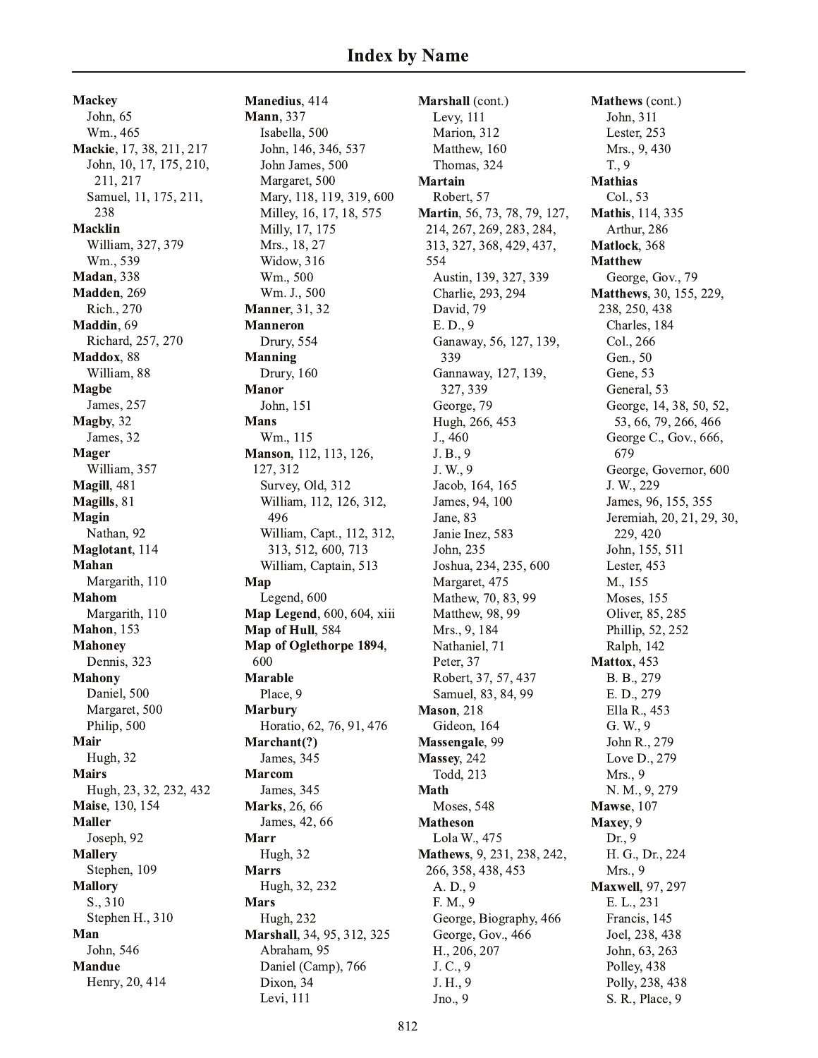# Index by Name

**Mackey**
John, 65
Wm., 465
**Mackie**, 17, 38, 211, 217
John, 10, 17, 175, 210, 211, 217
Samuel, 11, 175, 211, 238
**Macklin**
William, 327, 379
Wm., 539
**Madan**, 338
**Madden**, 269
Rich., 270
**Maddin**, 69
Richard, 257, 270
**Maddox**, 88
William, 88
**Magbe**
James, 257
**Magby**, 32
James, 32
**Mager**
William, 357
**Magill**, 481
**Magills**, 81
**Magin**
Nathan, 92
**Maglotant**, 114
**Mahan**
Margarith, 110
**Mahom**
Margarith, 110
**Mahon**, 153
**Mahoney**
Dennis, 323
**Mahony**
Daniel, 500
Margaret, 500
Philip, 500
**Mair**
Hugh, 32
**Mairs**
Hugh, 23, 32, 232, 432
**Maise**, 130, 154
**Maller**
Joseph, 92
**Mallery**
Stephen, 109
**Mallory**
S., 310
Stephen H., 310
**Man**
John, 546
**Mandue**
Henry, 20, 414

**Manedius**, 414
**Mann**, 337
Isabella, 500
John, 146, 346, 537
John James, 500
Margaret, 500
Mary, 118, 119, 319, 600
Milley, 16, 17, 18, 575
Milly, 17, 175
Mrs., 18, 27
Widow, 316
Wm., 500
Wm. J., 500
**Manner**, 31, 32
**Manneron**
Drury, 554
**Manning**
Drury, 160
**Manor**
John, 151
**Mans**
Wm., 115
**Manson**, 112, 113, 126, 127, 312
Survey, Old, 312
William, 112, 126, 312, 496
William, Capt., 112, 312, 313, 512, 600, 713
William, Captain, 513
**Map**
Legend, 600
**Map Legend**, 600, 604, xiii
**Map of Hull**, 584
**Map of Oglethorpe 1894**, 600
**Marable**
Place, 9
**Marbury**
Horatio, 62, 76, 91, 476
**Marchant(?)**
James, 345
**Marcom**
James, 345
**Marks**, 26, 66
James, 42, 66
**Marr**
Hugh, 32
**Marrs**
Hugh, 32, 232
**Mars**
Hugh, 232
**Marshall**, 34, 95, 312, 325
Abraham, 95
Daniel (Camp), 766
Dixon, 34
Levi, 111

**Marshall** (cont.)
Levy, 111
Marion, 312
Matthew, 160
Thomas, 324
**Martain**
Robert, 57
**Martin**, 56, 73, 78, 79, 127, 214, 267, 269, 283, 284, 313, 327, 368, 429, 437, 554
Austin, 139, 327, 339
Charlie, 293, 294
David, 79
E. D., 9
Ganaway, 56, 127, 139, 339
Gannaway, 127, 139, 327, 339
George, 79
Hugh, 266, 453
J., 460
J. B., 9
J. W., 9
Jacob, 164, 165
James, 94, 100
Jane, 83
Janie Inez, 583
John, 235
Joshua, 234, 235, 600
Margaret, 475
Mathew, 70, 83, 99
Matthew, 98, 99
Mrs., 9, 184
Nathaniel, 71
Peter, 37
Robert, 37, 57, 437
Samuel, 83, 84, 99
**Mason**, 218
Gideon, 164
**Massengale**, 99
**Massey**, 242
Todd, 213
**Math**
Moses, 548
**Matheson**
Lola W., 475
**Mathews**, 9, 231, 238, 242, 266, 358, 438, 453
A. D., 9
F. M., 9
George, Biography, 466
George, Gov., 466
H., 206, 207
J. C., 9
J. H., 9
Jno., 9

**Mathews** (cont.)
John, 311
Lester, 253
Mrs., 9, 430
T., 9
**Mathias**
Col., 53
**Mathis**, 114, 335
Arthur, 286
**Matlock**, 368
**Matthew**
George, Gov., 79
**Matthews**, 30, 155, 229, 238, 250, 438
Charles, 184
Col., 266
Gen., 50
Gene, 53
General, 53
George, 14, 38, 50, 52, 53, 66, 79, 266, 466
George C., Gov., 666, 679
George, Governor, 600
J. W., 229
James, 96, 155, 355
Jeremiah, 20, 21, 29, 30, 229, 420
John, 155, 511
Lester, 453
M., 155
Moses, 155
Oliver, 85, 285
Phillip, 52, 252
Ralph, 142
**Mattox**, 453
B. B., 279
E. D., 279
Ella R., 453
G. W., 9
John R., 279
Love D., 279
Mrs., 9
N. M., 9, 279
**Mawse**, 107
**Maxey**, 9
Dr., 9
H. G., Dr., 224
Mrs., 9
**Maxwell**, 97, 297
E. L., 231
Francis, 145
Joel, 238, 438
John, 63, 263
Polley, 438
Polly, 238, 438
S. R., Place, 9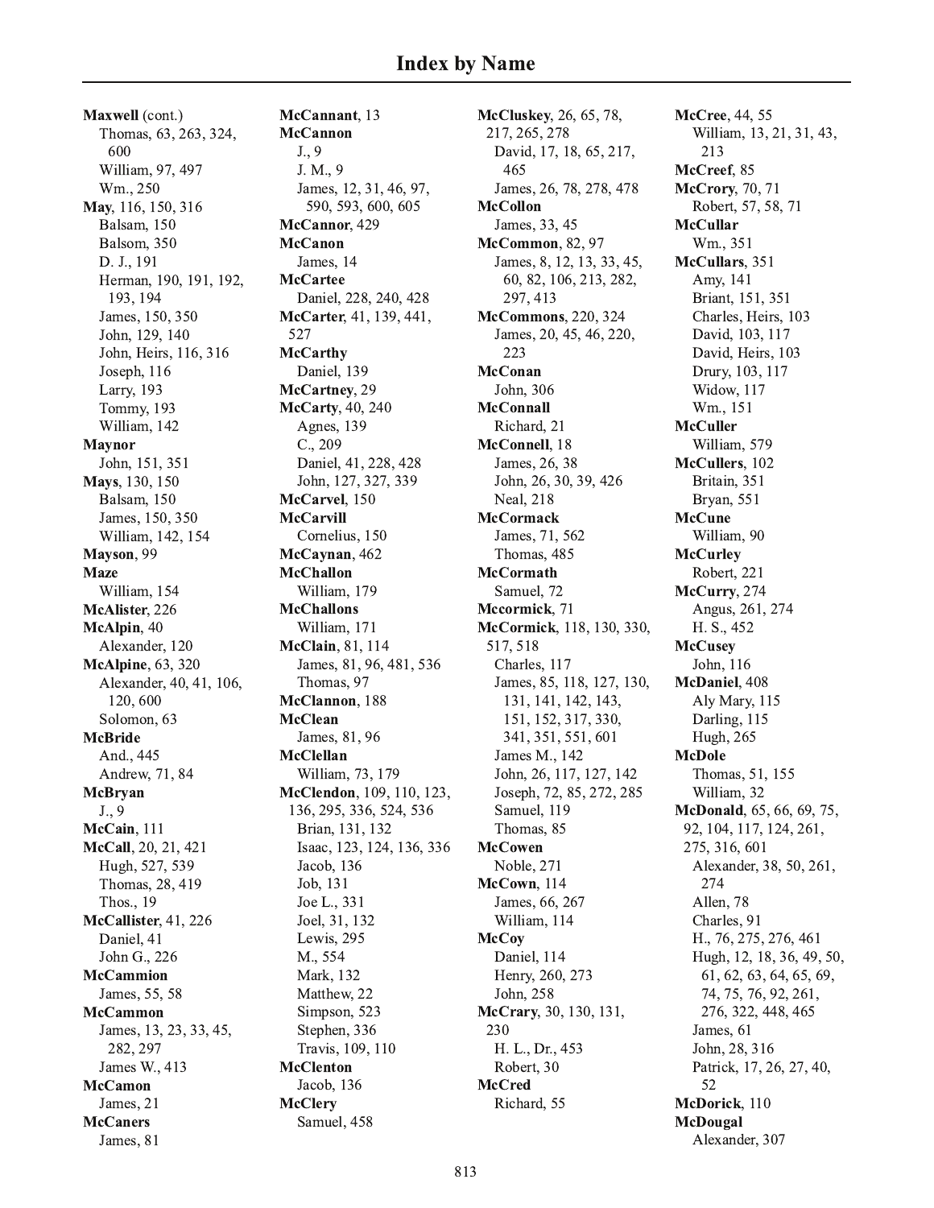# Index by Name

**Maxwell** (cont.)
- Thomas, 63, 263, 324, 600
- William, 97, 497
- Wm., 250

**May**, 116, 150, 316
- Balsam, 150
- Balsom, 350
- D. J., 191
- Herman, 190, 191, 192, 193, 194
- James, 150, 350
- John, 129, 140
- John, Heirs, 116, 316
- Joseph, 116
- Larry, 193
- Tommy, 193
- William, 142

**Maynor**
- John, 151, 351

**Mays**, 130, 150
- Balsam, 150
- James, 150, 350
- William, 142, 154

**Mayson**, 99

**Maze**
- William, 154

**McAlister**, 226

**McAlpin**, 40
- Alexander, 120

**McAlpine**, 63, 320
- Alexander, 40, 41, 106, 120, 600
- Solomon, 63

**McBride**
- And., 445
- Andrew, 71, 84

**McBryan**
- J., 9

**McCain**, 111

**McCall**, 20, 21, 421
- Hugh, 527, 539
- Thomas, 28, 419
- Thos., 19

**McCallister**, 41, 226
- Daniel, 41
- John G., 226

**McCammion**
- James, 55, 58

**McCammon**
- James, 13, 23, 33, 45, 282, 297
- James W., 413

**McCamon**
- James, 21

**McCaners**
- James, 81

**McCannant**, 13

**McCannon**
- J., 9
- J. M., 9
- James, 12, 31, 46, 97, 590, 593, 600, 605

**McCannor**, 429

**McCanon**
- James, 14

**McCartee**
- Daniel, 228, 240, 428

**McCarter**, 41, 139, 441, 527

**McCarthy**
- Daniel, 139

**McCartney**, 29

**McCarty**, 40, 240
- Agnes, 139
- C., 209
- Daniel, 41, 228, 428
- John, 127, 327, 339

**McCarvel**, 150

**McCarvill**
- Cornelius, 150

**McCaynan**, 462

**McChallon**
- William, 179

**McChallons**
- William, 171

**McClain**, 81, 114
- James, 81, 96, 481, 536
- Thomas, 97

**McClannon**, 188

**McClean**
- James, 81, 96

**McClellan**
- William, 73, 179

**McClendon**, 109, 110, 123, 136, 295, 336, 524, 536
- Brian, 131, 132
- Isaac, 123, 124, 136, 336
- Jacob, 136
- Job, 131
- Joe L., 331
- Joel, 31, 132
- Lewis, 295
- M., 554
- Mark, 132
- Matthew, 22
- Simpson, 523
- Stephen, 336
- Travis, 109, 110

**McClenton**
- Jacob, 136

**McClery**
- Samuel, 458

**McCluskey**, 26, 65, 78, 217, 265, 278
- David, 17, 18, 65, 217, 465
- James, 26, 78, 278, 478

**McCollon**
- James, 33, 45

**McCommon**, 82, 97
- James, 8, 12, 13, 33, 45, 60, 82, 106, 213, 282, 297, 413

**McCommons**, 220, 324
- James, 20, 45, 46, 220, 223

**McConan**
- John, 306

**McConnall**
- Richard, 21

**McConnell**, 18
- James, 26, 38
- John, 26, 30, 39, 426
- Neal, 218

**McCormack**
- James, 71, 562
- Thomas, 485

**McCormath**
- Samuel, 72

**Mccormick**, 71

**McCormick**, 118, 130, 330, 517, 518
- Charles, 117
- James, 85, 118, 127, 130, 131, 141, 142, 143, 151, 152, 317, 330, 341, 351, 551, 601
- James M., 142
- John, 26, 117, 127, 142
- Joseph, 72, 85, 272, 285
- Samuel, 119
- Thomas, 85

**McCowen**
- Noble, 271

**McCown**, 114
- James, 66, 267
- William, 114

**McCoy**
- Daniel, 114
- Henry, 260, 273
- John, 258

**McCrary**, 30, 130, 131, 230
- H. L., Dr., 453
- Robert, 30

**McCred**
- Richard, 55

**McCree**, 44, 55
- William, 13, 21, 31, 43, 213

**McCreef**, 85

**McCrory**, 70, 71
- Robert, 57, 58, 71

**McCullar**
- Wm., 351

**McCullars**, 351
- Amy, 141
- Briant, 151, 351
- Charles, Heirs, 103
- David, 103, 117
- David, Heirs, 103
- Drury, 103, 117
- Widow, 117
- Wm., 151

**McCuller**
- William, 579

**McCullers**, 102
- Britain, 351
- Bryan, 551

**McCune**
- William, 90

**McCurley**
- Robert, 221

**McCurry**, 274
- Angus, 261, 274
- H. S., 452

**McCusey**
- John, 116

**McDaniel**, 408
- Aly Mary, 115
- Darling, 115
- Hugh, 265

**McDole**
- Thomas, 51, 155
- William, 32

**McDonald**, 65, 66, 69, 75, 92, 104, 117, 124, 261, 275, 316, 601
- Alexander, 38, 50, 261, 274
- Allen, 78
- Charles, 91
- H., 76, 275, 276, 461
- Hugh, 12, 18, 36, 49, 50, 61, 62, 63, 64, 65, 69, 74, 75, 76, 92, 261, 276, 322, 448, 465
- James, 61
- John, 28, 316
- Patrick, 17, 26, 27, 40, 52

**McDorick**, 110

**McDougal**
- Alexander, 307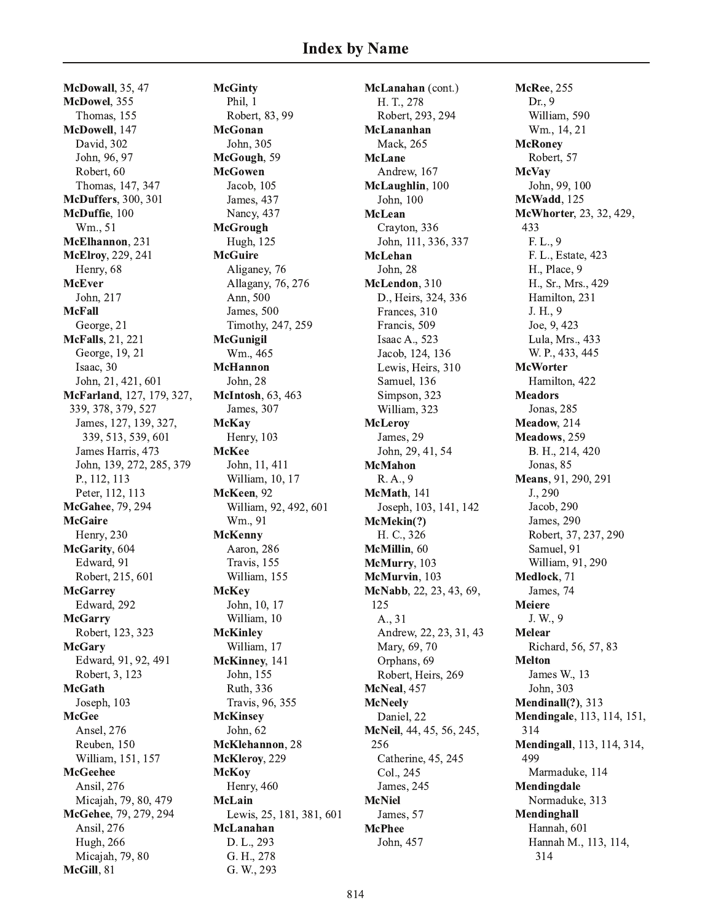# Index by Name

**McDowall**, 35, 47
**McDowel**, 355
  Thomas, 155
**McDowell**, 147
  David, 302
  John, 96, 97
  Robert, 60
  Thomas, 147, 347
**McDuffers**, 300, 301
**McDuffie**, 100
  Wm., 51
**McElhannon**, 231
**McElroy**, 229, 241
  Henry, 68
**McEver**
  John, 217
**McFall**
  George, 21
**McFalls**, 21, 221
  George, 19, 21
  Isaac, 30
  John, 21, 421, 601
**McFarland**, 127, 179, 327, 339, 378, 379, 527
  James, 127, 139, 327, 339, 513, 539, 601
  James Harris, 473
  John, 139, 272, 285, 379
  P., 112, 113
  Peter, 112, 113
**McGahee**, 79, 294
**McGaire**
  Henry, 230
**McGarity**, 604
  Edward, 91
  Robert, 215, 601
**McGarrey**
  Edward, 292
**McGarry**
  Robert, 123, 323
**McGary**
  Edward, 91, 92, 491
  Robert, 3, 123
**McGath**
  Joseph, 103
**McGee**
  Ansel, 276
  Reuben, 150
  William, 151, 157
**McGeehee**
  Ansil, 276
  Micajah, 79, 80, 479
**McGehee**, 79, 279, 294
  Ansil, 276
  Hugh, 266
  Micajah, 79, 80
**McGill**, 81
**McGinty**
  Phil, 1
  Robert, 83, 99
**McGonan**
  John, 305
**McGough**, 59
**McGowen**
  Jacob, 105
  James, 437
  Nancy, 437
**McGrough**
  Hugh, 125
**McGuire**
  Aliganey, 76
  Allagany, 76, 276
  Ann, 500
  James, 500
  Timothy, 247, 259
**McGunigil**
  Wm., 465
**McHannon**
  John, 28
**McIntosh**, 63, 463
  James, 307
**McKay**
  Henry, 103
**McKee**
  John, 11, 411
  William, 10, 17
**McKeen**, 92
  William, 92, 492, 601
  Wm., 91
**McKenny**
  Aaron, 286
  Travis, 155
  William, 155
**McKey**
  John, 10, 17
  William, 10
**McKinley**
  William, 17
**McKinney**, 141
  John, 155
  Ruth, 336
  Travis, 96, 355
**McKinsey**
  John, 62
**McKlehannon**, 28
**McKleroy**, 229
**McKoy**
  Henry, 460
**McLain**
  Lewis, 25, 181, 381, 601
**McLanahan**
  D. L., 293
  G. H., 278
  G. W., 293
**McLanahan** (cont.)
  H. T., 278
  Robert, 293, 294
**McLananhan**
  Mack, 265
**McLane**
  Andrew, 167
**McLaughlin**, 100
  John, 100
**McLean**
  Crayton, 336
  John, 111, 336, 337
**McLehan**
  John, 28
**McLendon**, 310
  D., Heirs, 324, 336
  Frances, 310
  Francis, 509
  Isaac A., 523
  Jacob, 124, 136
  Lewis, Heirs, 310
  Samuel, 136
  Simpson, 323
  William, 323
**McLeroy**
  James, 29
  John, 29, 41, 54
**McMahon**
  R. A., 9
**McMath**, 141
  Joseph, 103, 141, 142
**McMekin(?)**
  H. C., 326
**McMillin**, 60
**McMurry**, 103
**McMurvin**, 103
**McNabb**, 22, 23, 43, 69, 125
  A., 31
  Andrew, 22, 23, 31, 43
  Mary, 69, 70
  Orphans, 69
  Robert, Heirs, 269
**McNeal**, 457
**McNeely**
  Daniel, 22
**McNeil**, 44, 45, 56, 245, 256
  Catherine, 45, 245
  Col., 245
  James, 245
**McNiel**
  James, 57
**McPhee**
  John, 457
**McRee**, 255
  Dr., 9
  William, 590
  Wm., 14, 21
**McRoney**
  Robert, 57
**McVay**
  John, 99, 100
**McWadd**, 125
**McWhorter**, 23, 32, 429, 433
  F. L., 9
  F. L., Estate, 423
  H., Place, 9
  H., Sr., Mrs., 429
  Hamilton, 231
  J. H., 9
  Joe, 9, 423
  Lula, Mrs., 433
  W. P., 433, 445
**McWorter**
  Hamilton, 422
**Meadors**
  Jonas, 285
**Meadow**, 214
**Meadows**, 259
  B. H., 214, 420
  Jonas, 85
**Means**, 91, 290, 291
  J., 290
  Jacob, 290
  James, 290
  Robert, 37, 237, 290
  Samuel, 91
  William, 91, 290
**Medlock**, 71
  James, 74
**Meiere**
  J. W., 9
**Melear**
  Richard, 56, 57, 83
**Melton**
  James W., 13
  John, 303
**Mendinall(?)**, 313
**Mendingale**, 113, 114, 151, 314
**Mendingall**, 113, 114, 314, 499
  Marmaduke, 114
**Mendingdale**
  Normaduke, 313
**Mendinghall**
  Hannah, 601
  Hannah M., 113, 114, 314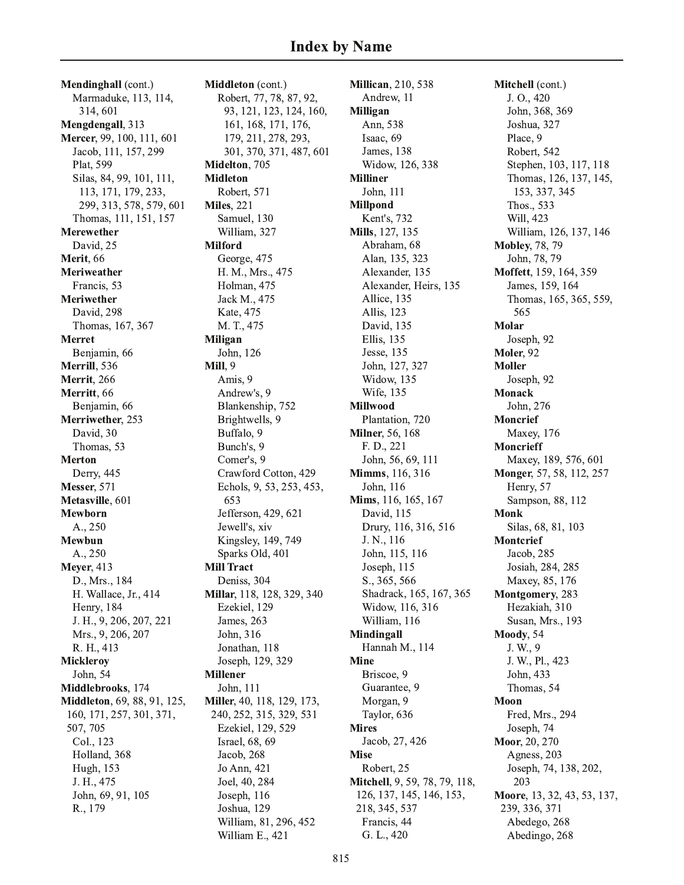# Index by Name

**Mendinghall** (cont.)
Marmaduke, 113, 114, 314, 601
**Mengdengall**, 313
**Mercer**, 99, 100, 111, 601
Jacob, 111, 157, 299
Plat, 599
Silas, 84, 99, 101, 111, 113, 171, 179, 233, 299, 313, 578, 579, 601
Thomas, 111, 151, 157
**Merewether**
David, 25
**Merit**, 66
**Meriweather**
Francis, 53
**Meriwether**
David, 298
Thomas, 167, 367
**Merret**
Benjamin, 66
**Merrill**, 536
**Merrit**, 266
**Merritt**, 66
Benjamin, 66
**Merriwether**, 253
David, 30
Thomas, 53
**Merton**
Derry, 445
**Messer**, 571
**Metasville**, 601
**Mewborn**
A., 250
**Mewbun**
A., 250
**Meyer**, 413
D., Mrs., 184
H. Wallace, Jr., 414
Henry, 184
J. H., 9, 206, 207, 221
Mrs., 9, 206, 207
R. H., 413
**Mickleroy**
John, 54
**Middlebrooks**, 174
**Middleton**, 69, 88, 91, 125, 160, 171, 257, 301, 371, 507, 705
Col., 123
Holland, 368
Hugh, 153
J. H., 475
John, 69, 91, 105
R., 179

**Middleton** (cont.)
Robert, 77, 78, 87, 92, 93, 121, 123, 124, 160, 161, 168, 171, 176, 179, 211, 278, 293, 301, 370, 371, 487, 601
**Midelton**, 705
**Midleton**
Robert, 571
**Miles**, 221
Samuel, 130
William, 327
**Milford**
George, 475
H. M., Mrs., 475
Holman, 475
Jack M., 475
Kate, 475
M. T., 475
**Miligan**
John, 126
**Mill**, 9
Amis, 9
Andrew's, 9
Blankenship, 752
Brightwells, 9
Buffalo, 9
Bunch's, 9
Comer's, 9
Crawford Cotton, 429
Echols, 9, 53, 253, 453, 653
Jefferson, 429, 621
Jewell's, xiv
Kingsley, 149, 749
Sparks Old, 401
**Mill Tract**
Deniss, 304
**Millar**, 118, 128, 329, 340
Ezekiel, 129
James, 263
John, 316
Jonathan, 118
Joseph, 129, 329
**Millener**
John, 111
**Miller**, 40, 118, 129, 173, 240, 252, 315, 329, 531
Ezekiel, 129, 529
Israel, 68, 69
Jacob, 268
Jo Ann, 421
Joel, 40, 284
Joseph, 116
Joshua, 129
William, 81, 296, 452
William E., 421

**Millican**, 210, 538
Andrew, 11
**Milligan**
Ann, 538
Isaac, 69
James, 138
Widow, 126, 338
**Milliner**
John, 111
**Millpond**
Kent's, 732
**Mills**, 127, 135
Abraham, 68
Alan, 135, 323
Alexander, 135
Alexander, Heirs, 135
Allice, 135
Allis, 123
David, 135
Ellis, 135
Jesse, 135
John, 127, 327
Widow, 135
Wife, 135
**Millwood**
Plantation, 720
**Milner**, 56, 168
F. D., 221
John, 56, 69, 111
**Mimms**, 116, 316
John, 116
**Mims**, 116, 165, 167
David, 115
Drury, 116, 316, 516
J. N., 116
John, 115, 116
Joseph, 115
S., 365, 566
Shadrack, 165, 167, 365
Widow, 116, 316
William, 116
**Mindingall**
Hannah M., 114
**Mine**
Briscoe, 9
Guarantee, 9
Morgan, 9
Taylor, 636
**Mires**
Jacob, 27, 426
**Mise**
Robert, 25
**Mitchell**, 9, 59, 78, 79, 118, 126, 137, 145, 146, 153, 218, 345, 537
Francis, 44
G. L., 420

**Mitchell** (cont.)
J. O., 420
John, 368, 369
Joshua, 327
Place, 9
Robert, 542
Stephen, 103, 117, 118
Thomas, 126, 137, 145, 153, 337, 345
Thos., 533
Will, 423
William, 126, 137, 146
**Mobley**, 78, 79
John, 78, 79
**Moffett**, 159, 164, 359
James, 159, 164
Thomas, 165, 365, 559, 565
**Molar**
Joseph, 92
**Moler**, 92
**Moller**
Joseph, 92
**Monack**
John, 276
**Moncrief**
Maxey, 176
**Moncrieff**
Maxey, 189, 576, 601
**Monger**, 57, 58, 112, 257
Henry, 57
Sampson, 88, 112
**Monk**
Silas, 68, 81, 103
**Montcrief**
Jacob, 285
Josiah, 284, 285
Maxey, 85, 176
**Montgomery**, 283
Hezakiah, 310
Susan, Mrs., 193
**Moody**, 54
J. W., 9
J. W., Pl., 423
John, 433
Thomas, 54
**Moon**
Fred, Mrs., 294
Joseph, 74
**Moor**, 20, 270
Agness, 203
Joseph, 74, 138, 202, 203
**Moore**, 13, 32, 43, 53, 137, 239, 336, 371
Abedego, 268
Abedingo, 268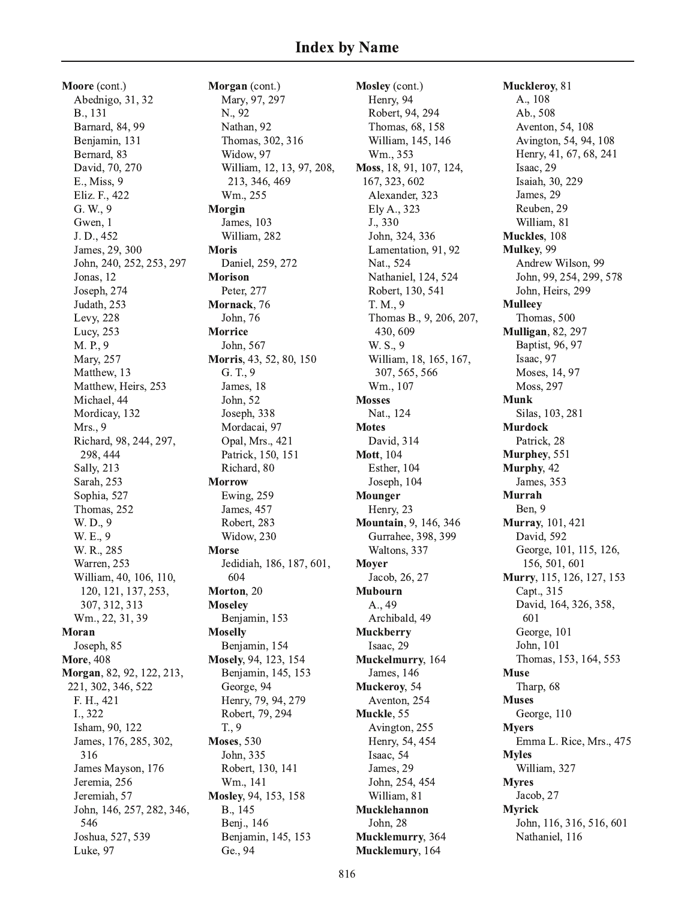# Index by Name

**Moore** (cont.)
- Abednigo, 31, 32
- B., 131
- Barnard, 84, 99
- Benjamin, 131
- Bernard, 83
- David, 70, 270
- E., Miss, 9
- Eliz. F., 422
- G. W., 9
- Gwen, 1
- J. D., 452
- James, 29, 300
- John, 240, 252, 253, 297
- Jonas, 12
- Joseph, 274
- Judath, 253
- Levy, 228
- Lucy, 253
- M. P., 9
- Mary, 257
- Matthew, 13
- Matthew, Heirs, 253
- Michael, 44
- Mordicay, 132
- Mrs., 9
- Richard, 98, 244, 297, 298, 444
- Sally, 213
- Sarah, 253
- Sophia, 527
- Thomas, 252
- W. D., 9
- W. E., 9
- W. R., 285
- Warren, 253
- William, 40, 106, 110, 120, 121, 137, 253, 307, 312, 313
- Wm., 22, 31, 39

**Moran**
- Joseph, 85

**More**, 408

**Morgan**, 82, 92, 122, 213, 221, 302, 346, 522
- F. H., 421
- I., 322
- Isham, 90, 122
- James, 176, 285, 302, 316
- James Mayson, 176
- Jeremia, 256
- Jeremiah, 57
- John, 146, 257, 282, 346, 546
- Joshua, 527, 539
- Luke, 97

**Morgan** (cont.)
- Mary, 97, 297
- N., 92
- Nathan, 92
- Thomas, 302, 316
- Widow, 97
- William, 12, 13, 97, 208, 213, 346, 469
- Wm., 255

**Morgin**
- James, 103
- William, 282

**Moris**
- Daniel, 259, 272

**Morison**
- Peter, 277

**Mornack**, 76
- John, 76

**Morrice**
- John, 567

**Morris**, 43, 52, 80, 150
- G. T., 9
- James, 18
- John, 52
- Joseph, 338
- Mordacai, 97
- Opal, Mrs., 421
- Patrick, 150, 151
- Richard, 80

**Morrow**
- Ewing, 259
- James, 457
- Robert, 283
- Widow, 230

**Morse**
- Jedidiah, 186, 187, 601, 604

**Morton**, 20

**Moseley**
- Benjamin, 153

**Moselly**
- Benjamin, 154

**Mosely**, 94, 123, 154
- Benjamin, 145, 153
- George, 94
- Henry, 79, 94, 279
- Robert, 79, 294
- T., 9

**Moses**, 530
- John, 335
- Robert, 130, 141
- Wm., 141

**Mosley**, 94, 153, 158
- B., 145
- Benj., 146
- Benjamin, 145, 153
- Ge., 94

**Mosley** (cont.)
- Henry, 94
- Robert, 94, 294
- Thomas, 68, 158
- William, 145, 146
- Wm., 353

**Moss**, 18, 91, 107, 124, 167, 323, 602
- Alexander, 323
- Ely A., 323
- J., 330
- John, 324, 336
- Lamentation, 91, 92
- Nat., 524
- Nathaniel, 124, 524
- Robert, 130, 541
- T. M., 9
- Thomas B., 9, 206, 207, 430, 609
- W. S., 9
- William, 18, 165, 167, 307, 565, 566
- Wm., 107

**Mosses**
- Nat., 124

**Motes**
- David, 314

**Mott**, 104
- Esther, 104
- Joseph, 104

**Mounger**
- Henry, 23

**Mountain**, 9, 146, 346
- Gurrahee, 398, 399
- Waltons, 337

**Moyer**
- Jacob, 26, 27

**Mubourn**
- A., 49
- Archibald, 49

**Muckberry**
- Isaac, 29

**Muckelmurry**, 164
- James, 146

**Muckeroy**, 54
- Aventon, 254

**Muckle**, 55
- Avington, 255
- Henry, 54, 454
- Isaac, 54
- James, 29
- John, 254, 454
- William, 81

**Mucklehannon**
- John, 28

**Mucklemurry**, 364

**Mucklemury**, 164

**Muckleroy**, 81
- A., 108
- Ab., 508
- Aventon, 54, 108
- Avington, 54, 94, 108
- Henry, 41, 67, 68, 241
- Isaac, 29
- Isaiah, 30, 229
- James, 29
- Reuben, 29
- William, 81

**Muckles**, 108

**Mulkey**, 99
- Andrew Wilson, 99
- John, 99, 254, 299, 578
- John, Heirs, 299

**Mulleey**
- Thomas, 500

**Mulligan**, 82, 297
- Baptist, 96, 97
- Isaac, 97
- Moses, 14, 97
- Moss, 297

**Munk**
- Silas, 103, 281

**Murdock**
- Patrick, 28

**Murphey**, 551

**Murphy**, 42
- James, 353

**Murrah**
- Ben, 9

**Murray**, 101, 421
- David, 592
- George, 101, 115, 126, 156, 501, 601

**Murry**, 115, 126, 127, 153
- Capt., 315
- David, 164, 326, 358, 601
- George, 101
- John, 101
- Thomas, 153, 164, 553

**Muse**
- Tharp, 68

**Muses**
- George, 110

**Myers**
- Emma L. Rice, Mrs., 475

**Myles**
- William, 327

**Myres**
- Jacob, 27

**Myrick**
- John, 116, 316, 516, 601
- Nathaniel, 116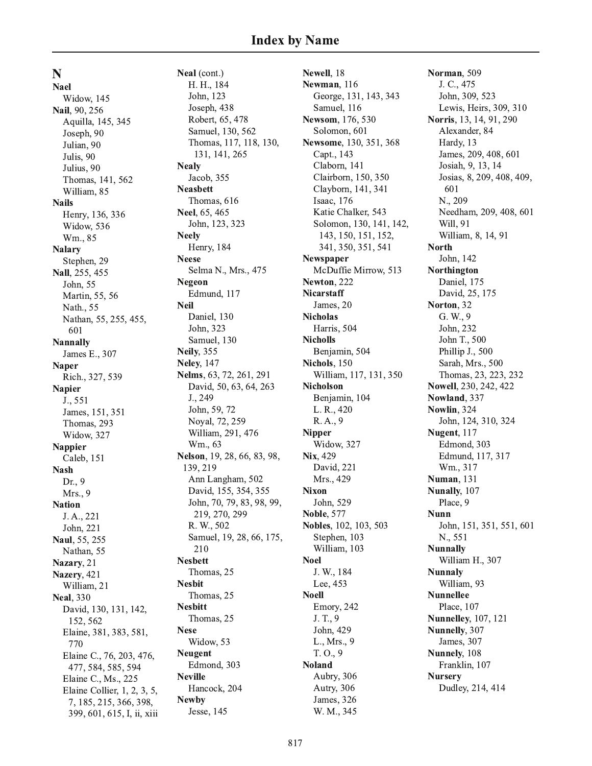# Index by Name

## N

**Nael**
Widow, 145

**Nail**, 90, 256
Aquilla, 145, 345
Joseph, 90
Julian, 90
Julis, 90
Julius, 90
Thomas, 141, 562
William, 85

**Nails**
Henry, 136, 336
Widow, 536
Wm., 85

**Nalary**
Stephen, 29

**Nall**, 255, 455
John, 55
Martin, 55, 56
Nath., 55
Nathan, 55, 255, 455, 601

**Nannally**
James E., 307

**Naper**
Rich., 327, 539

**Napier**
J., 551
James, 151, 351
Thomas, 293
Widow, 327

**Nappier**
Caleb, 151

**Nash**
Dr., 9
Mrs., 9

**Nation**
J. A., 221
John, 221

**Naul**, 55, 255
Nathan, 55

**Nazary**, 21

**Nazery**, 421
William, 21

**Neal**, 330
David, 130, 131, 142, 152, 562
Elaine, 381, 383, 581, 770
Elaine C., 76, 203, 476, 477, 584, 585, 594
Elaine C., Ms., 225
Elaine Collier, 1, 2, 3, 5, 7, 185, 215, 366, 398, 399, 601, 615, I, ii, xiii

**Neal** (cont.)
H. H., 184
John, 123
Joseph, 438
Robert, 65, 478
Samuel, 130, 562
Thomas, 117, 118, 130, 131, 141, 265

**Nealy**
Jacob, 355

**Neasbett**
Thomas, 616

**Neel**, 65, 465
John, 123, 323

**Neely**
Henry, 184

**Neese**
Selma N., Mrs., 475

**Negeon**
Edmund, 117

**Neil**
Daniel, 130
John, 323
Samuel, 130

**Neily**, 355

**Neley**, 147

**Nelms**, 63, 72, 261, 291
David, 50, 63, 64, 263
J., 249
John, 59, 72
Noyal, 72, 259
William, 291, 476
Wm., 63

**Nelson**, 19, 28, 66, 83, 98, 139, 219
Ann Langham, 502
David, 155, 354, 355
John, 70, 79, 83, 98, 99, 219, 270, 299
R. W., 502
Samuel, 19, 28, 66, 175, 210

**Nesbett**
Thomas, 25

**Nesbit**
Thomas, 25

**Nesbitt**
Thomas, 25

**Nese**
Widow, 53

**Neugent**
Edmond, 303

**Neville**
Hancock, 204

**Newby**
Jesse, 145

**Newell**, 18

**Newman**, 116
George, 131, 143, 343
Samuel, 116

**Newsom**, 176, 530
Solomon, 601

**Newsome**, 130, 351, 368
Capt., 143
Claborn, 141
Clairborn, 150, 350
Clayborn, 141, 341
Isaac, 176
Katie Chalker, 543
Solomon, 130, 141, 142, 143, 150, 151, 152, 341, 350, 351, 541

**Newspaper**
McDuffie Mirrow, 513

**Newton**, 222

**Nicarstaff**
James, 20

**Nicholas**
Harris, 504

**Nicholls**
Benjamin, 504

**Nichols**, 150
William, 117, 131, 350

**Nicholson**
Benjamin, 104
L. R., 420
R. A., 9

**Nipper**
Widow, 327

**Nix**, 429
David, 221
Mrs., 429

**Nixon**
John, 529

**Noble**, 577

**Nobles**, 102, 103, 503
Stephen, 103
William, 103

**Noel**
J. W., 184
Lee, 453

**Noell**
Emory, 242
J. T., 9
John, 429
L., Mrs., 9
T. O., 9

**Noland**
Aubry, 306
Autry, 306
James, 326
W. M., 345

**Norman**, 509
J. C., 475
John, 309, 523
Lewis, Heirs, 309, 310

**Norris**, 13, 14, 91, 290
Alexander, 84
Hardy, 13
James, 209, 408, 601
Josiah, 9, 13, 14
Josias, 8, 209, 408, 409, 601
N., 209
Needham, 209, 408, 601
Will, 91
William, 8, 14, 91

**North**
John, 142

**Northington**
Daniel, 175
David, 25, 175

**Norton**, 32
G. W., 9
John, 232
John T., 500
Phillip J., 500
Sarah, Mrs., 500
Thomas, 23, 223, 232

**Nowell**, 230, 242, 422

**Nowland**, 337

**Nowlin**, 324
John, 124, 310, 324

**Nugent**, 117
Edmond, 303
Edmund, 117, 317
Wm., 317

**Numan**, 131

**Nunally**, 107
Place, 9

**Nunn**
John, 151, 351, 551, 601
N., 551

**Nunnally**
William H., 307

**Nunnaly**
William, 93

**Nunnellee**
Place, 107

**Nunnelley**, 107, 121

**Nunnelly**, 307
James, 307

**Nunnely**, 108
Franklin, 107

**Nursery**
Dudley, 214, 414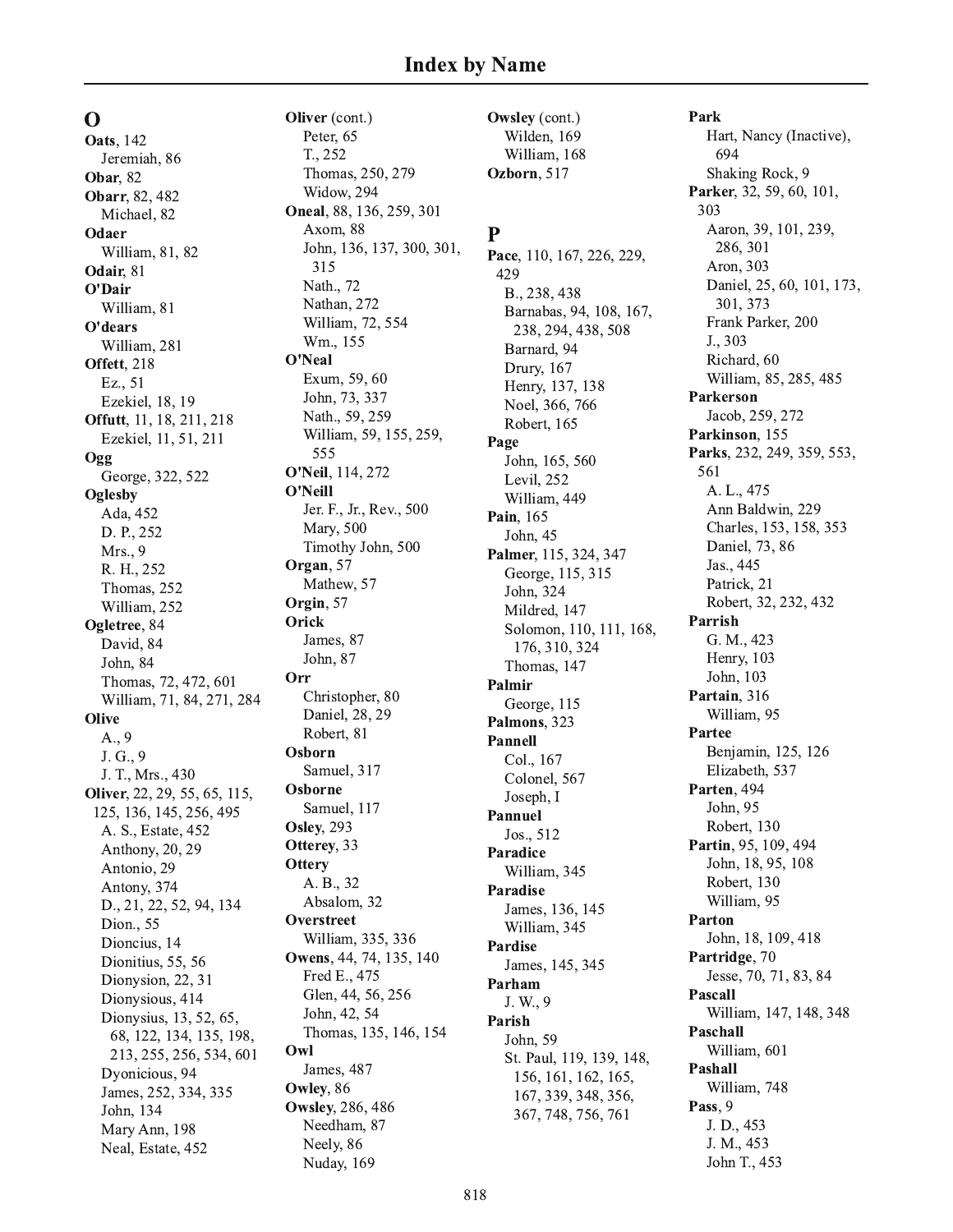# Index by Name

## O

**Oats**, 142
- Jeremiah, 86

**Obar**, 82

**Obarr**, 82, 482
- Michael, 82

**Odaer**
- William, 81, 82

**Odair**, 81

**O'Dair**
- William, 81

**O'dears**
- William, 281

**Offett**, 218
- Ez., 51
- Ezekiel, 18, 19

**Offutt**, 11, 18, 211, 218
- Ezekiel, 11, 51, 211

**Ogg**
- George, 322, 522

**Oglesby**
- Ada, 452
- D. P., 252
- Mrs., 9
- R. H., 252
- Thomas, 252
- William, 252

**Ogletree**, 84
- David, 84
- John, 84
- Thomas, 72, 472, 601
- William, 71, 84, 271, 284

**Olive**
- A., 9
- J. G., 9
- J. T., Mrs., 430

**Oliver**, 22, 29, 55, 65, 115, 125, 136, 145, 256, 495
- A. S., Estate, 452
- Anthony, 20, 29
- Antonio, 29
- Antony, 374
- D., 21, 22, 52, 94, 134
- Dion., 55
- Dioncius, 14
- Dionitius, 55, 56
- Dionysion, 22, 31
- Dionysious, 414
- Dionysius, 13, 52, 65, 68, 122, 134, 135, 198, 213, 255, 256, 534, 601
- Dyonicious, 94
- James, 252, 334, 335
- John, 134
- Mary Ann, 198
- Neal, Estate, 452

**Oliver** (cont.)
- Peter, 65
- T., 252
- Thomas, 250, 279
- Widow, 294

**Oneal**, 88, 136, 259, 301
- Axom, 88
- John, 136, 137, 300, 301, 315
- Nath., 72
- Nathan, 272
- William, 72, 554
- Wm., 155

**O'Neal**
- Exum, 59, 60
- John, 73, 337
- Nath., 59, 259
- William, 59, 155, 259, 555

**O'Neil**, 114, 272

**O'Neill**
- Jer. F., Jr., Rev., 500
- Mary, 500
- Timothy John, 500

**Organ**, 57
- Mathew, 57

**Orgin**, 57

**Orick**
- James, 87
- John, 87

**Orr**
- Christopher, 80
- Daniel, 28, 29
- Robert, 81

**Osborn**
- Samuel, 317

**Osborne**
- Samuel, 117

**Osley**, 293

**Otterey**, 33

**Ottery**
- A. B., 32
- Absalom, 32

**Overstreet**
- William, 335, 336

**Owens**, 44, 74, 135, 140
- Fred E., 475
- Glen, 44, 56, 256
- John, 42, 54
- Thomas, 135, 146, 154

**Owl**
- James, 487

**Owley**, 86

**Owsley**, 286, 486
- Needham, 87
- Neely, 86
- Nuday, 169

**Owsley** (cont.)
- Wilden, 169
- William, 168

**Ozborn**, 517

## P

**Pace**, 110, 167, 226, 229, 429
- B., 238, 438
- Barnabas, 94, 108, 167, 238, 294, 438, 508
- Barnard, 94
- Drury, 167
- Henry, 137, 138
- Noel, 366, 766
- Robert, 165

**Page**
- John, 165, 560
- Levil, 252
- William, 449

**Pain**, 165
- John, 45

**Palmer**, 115, 324, 347
- George, 115, 315
- John, 324
- Mildred, 147
- Solomon, 110, 111, 168, 176, 310, 324
- Thomas, 147

**Palmir**
- George, 115

**Palmons**, 323

**Pannell**
- Col., 167
- Colonel, 567
- Joseph, I

**Pannuel**
- Jos., 512

**Paradice**
- William, 345

**Paradise**
- James, 136, 145
- William, 345

**Pardise**
- James, 145, 345

**Parham**
- J. W., 9

**Parish**
- John, 59
- St. Paul, 119, 139, 148, 156, 161, 162, 165, 167, 339, 348, 356, 367, 748, 756, 761

**Park**
- Hart, Nancy (Inactive), 694
- Shaking Rock, 9

**Parker**, 32, 59, 60, 101, 303
- Aaron, 39, 101, 239, 286, 301
- Aron, 303
- Daniel, 25, 60, 101, 173, 301, 373
- Frank Parker, 200
- J., 303
- Richard, 60
- William, 85, 285, 485

**Parkerson**
- Jacob, 259, 272

**Parkinson**, 155

**Parks**, 232, 249, 359, 553, 561
- A. L., 475
- Ann Baldwin, 229
- Charles, 153, 158, 353
- Daniel, 73, 86
- Jas., 445
- Patrick, 21
- Robert, 32, 232, 432

**Parrish**
- G. M., 423
- Henry, 103
- John, 103

**Partain**, 316
- William, 95

**Partee**
- Benjamin, 125, 126
- Elizabeth, 537

**Parten**, 494
- John, 95
- Robert, 130

**Partin**, 95, 109, 494
- John, 18, 95, 108
- Robert, 130
- William, 95

**Parton**
- John, 18, 109, 418

**Partridge**, 70
- Jesse, 70, 71, 83, 84

**Pascall**
- William, 147, 148, 348

**Paschall**
- William, 601

**Pashall**
- William, 748

**Pass**, 9
- J. D., 453
- J. M., 453
- John T., 453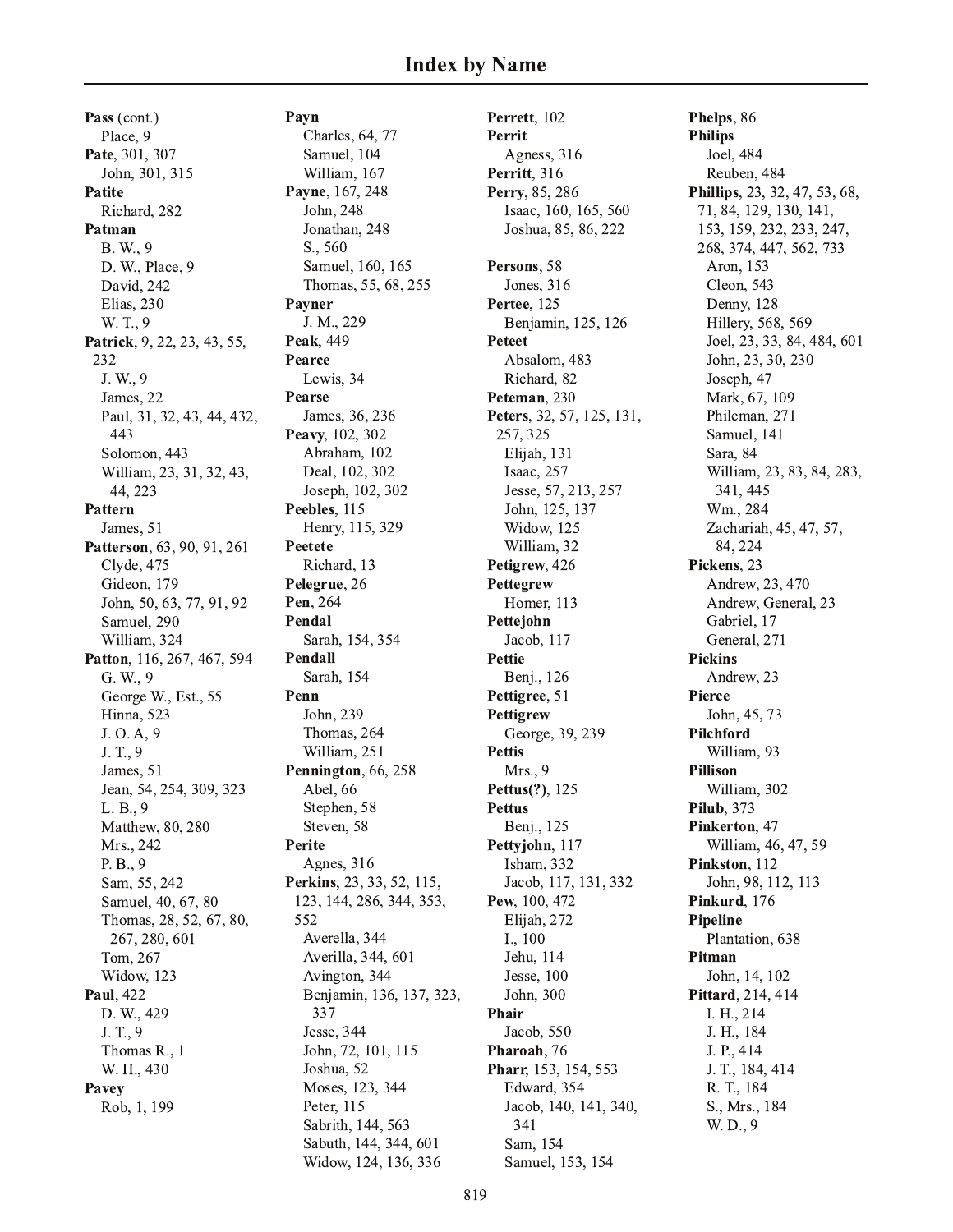# Index by Name

**Pass** (cont.)
- Place, 9

**Pate**, 301, 307
- John, 301, 315

**Patite**
- Richard, 282

**Patman**
- B. W., 9
- D. W., Place, 9
- David, 242
- Elias, 230
- W. T., 9

**Patrick**, 9, 22, 23, 43, 55, 232
- J. W., 9
- James, 22
- Paul, 31, 32, 43, 44, 432, 443
- Solomon, 443
- William, 23, 31, 32, 43, 44, 223

**Pattern**
- James, 51

**Patterson**, 63, 90, 91, 261
- Clyde, 475
- Gideon, 179
- John, 50, 63, 77, 91, 92
- Samuel, 290
- William, 324

**Patton**, 116, 267, 467, 594
- G. W., 9
- George W., Est., 55
- Hinna, 523
- J. O. A, 9
- J. T., 9
- James, 51
- Jean, 54, 254, 309, 323
- L. B., 9
- Matthew, 80, 280
- Mrs., 242
- P. B., 9
- Sam, 55, 242
- Samuel, 40, 67, 80
- Thomas, 28, 52, 67, 80, 267, 280, 601
- Tom, 267
- Widow, 123

**Paul**, 422
- D. W., 429
- J. T., 9
- Thomas R., 1
- W. H., 430

**Pavey**
- Rob, 1, 199

**Payn**
- Charles, 64, 77
- Samuel, 104
- William, 167

**Payne**, 167, 248
- John, 248
- Jonathan, 248
- S., 560
- Samuel, 160, 165
- Thomas, 55, 68, 255

**Payner**
- J. M., 229

**Peak**, 449

**Pearce**
- Lewis, 34

**Pearse**
- James, 36, 236

**Peavy**, 102, 302
- Abraham, 102
- Deal, 102, 302
- Joseph, 102, 302

**Peebles**, 115
- Henry, 115, 329

**Peetete**
- Richard, 13

**Pelegrue**, 26

**Pen**, 264

**Pendal**
- Sarah, 154, 354

**Pendall**
- Sarah, 154

**Penn**
- John, 239
- Thomas, 264
- William, 251

**Pennington**, 66, 258
- Abel, 66
- Stephen, 58
- Steven, 58

**Perite**
- Agnes, 316

**Perkins**, 23, 33, 52, 115, 123, 144, 286, 344, 353, 552
- Averella, 344
- Averilla, 344, 601
- Avington, 344
- Benjamin, 136, 137, 323, 337
- Jesse, 344
- John, 72, 101, 115
- Joshua, 52
- Moses, 123, 344
- Peter, 115
- Sabrith, 144, 563
- Sabuth, 144, 344, 601
- Widow, 124, 136, 336

**Perrett**, 102

**Perrit**
- Agness, 316

**Perritt**, 316

**Perry**, 85, 286
- Isaac, 160, 165, 560
- Joshua, 85, 86, 222

**Persons**, 58
- Jones, 316

**Pertee**, 125
- Benjamin, 125, 126

**Peteet**
- Absalom, 483
- Richard, 82

**Peteman**, 230

**Peters**, 32, 57, 125, 131, 257, 325
- Elijah, 131
- Isaac, 257
- Jesse, 57, 213, 257
- John, 125, 137
- Widow, 125
- William, 32

**Petigrew**, 426

**Pettegrew**
- Homer, 113

**Pettejohn**
- Jacob, 117

**Pettie**
- Benj., 126

**Pettigree**, 51

**Pettigrew**
- George, 39, 239

**Pettis**
- Mrs., 9

**Pettus(?)**, 125

**Pettus**
- Benj., 125

**Pettyjohn**, 117
- Isham, 332
- Jacob, 117, 131, 332

**Pew**, 100, 472
- Elijah, 272
- I., 100
- Jehu, 114
- Jesse, 100
- John, 300

**Phair**
- Jacob, 550

**Pharoah**, 76

**Pharr**, 153, 154, 553
- Edward, 354
- Jacob, 140, 141, 340, 341
- Sam, 154
- Samuel, 153, 154

**Phelps**, 86

**Philips**
- Joel, 484
- Reuben, 484

**Phillips**, 23, 32, 47, 53, 68, 71, 84, 129, 130, 141, 153, 159, 232, 233, 247, 268, 374, 447, 562, 733
- Aron, 153
- Cleon, 543
- Denny, 128
- Hillery, 568, 569
- Joel, 23, 33, 84, 484, 601
- John, 23, 30, 230
- Joseph, 47
- Mark, 67, 109
- Phileman, 271
- Samuel, 141
- Sara, 84
- William, 23, 83, 84, 283, 341, 445
- Wm., 284
- Zachariah, 45, 47, 57, 84, 224

**Pickens**, 23
- Andrew, 23, 470
- Andrew, General, 23
- Gabriel, 17
- General, 271

**Pickins**
- Andrew, 23

**Pierce**
- John, 45, 73

**Pilchford**
- William, 93

**Pillison**
- William, 302

**Pilub**, 373

**Pinkerton**, 47
- William, 46, 47, 59

**Pinkston**, 112
- John, 98, 112, 113

**Pinkurd**, 176

**Pipeline**
- Plantation, 638

**Pitman**
- John, 14, 102

**Pittard**, 214, 414
- I. H., 214
- J. H., 184
- J. P., 414
- J. T., 184, 414
- R. T., 184
- S., Mrs., 184
- W. D., 9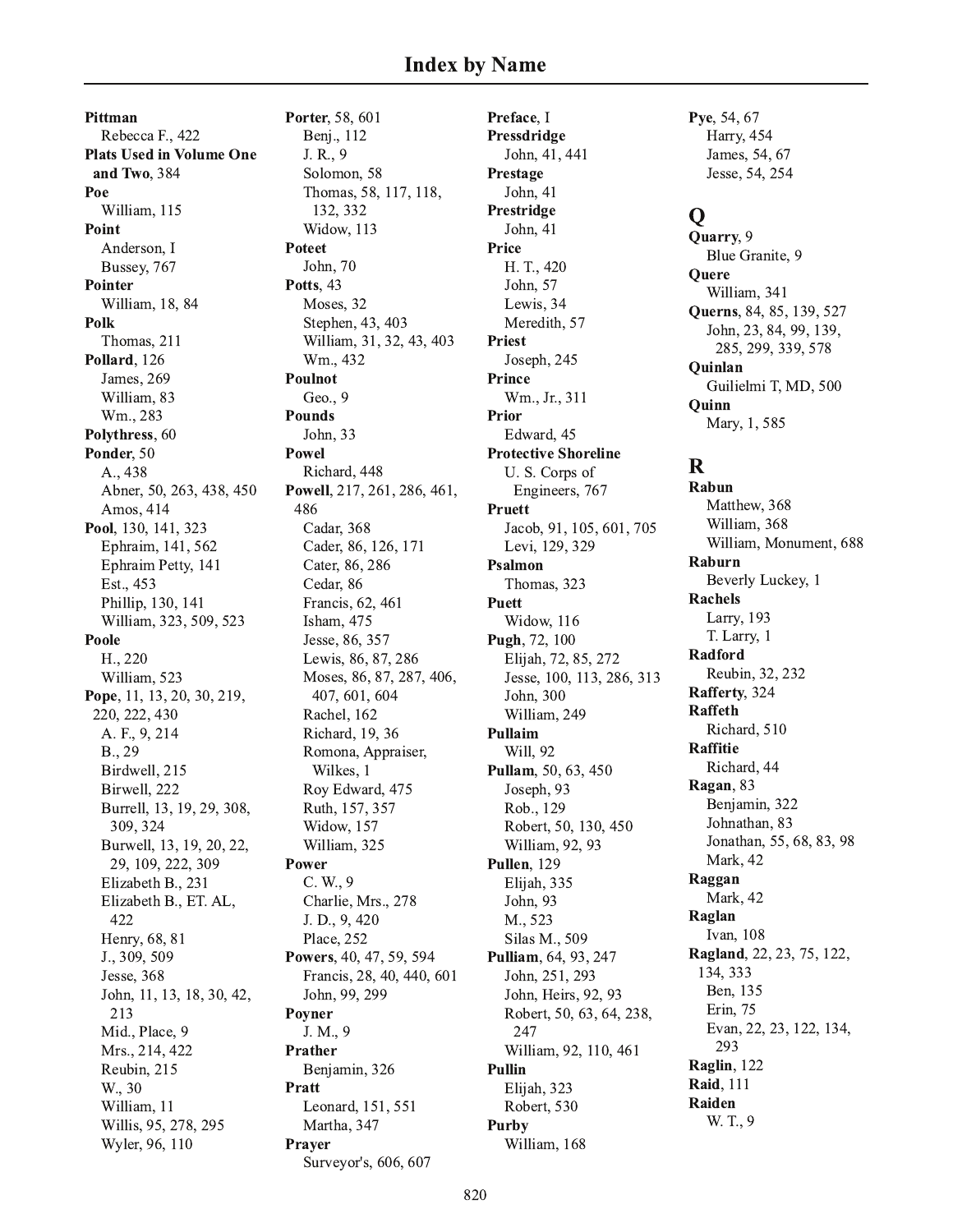# Index by Name

**Pittman**
Rebecca F., 422
**Plats Used in Volume One and Two**, 384
**Poe**
William, 115
**Point**
Anderson, I
Bussey, 767
**Pointer**
William, 18, 84
**Polk**
Thomas, 211
**Pollard**, 126
James, 269
William, 83
Wm., 283
**Polythress**, 60
**Ponder**, 50
A., 438
Abner, 50, 263, 438, 450
Amos, 414
**Pool**, 130, 141, 323
Ephraim, 141, 562
Ephraim Petty, 141
Est., 453
Phillip, 130, 141
William, 323, 509, 523
**Poole**
H., 220
William, 523
**Pope**, 11, 13, 20, 30, 219, 220, 222, 430
A. F., 9, 214
B., 29
Birdwell, 215
Birwell, 222
Burrell, 13, 19, 29, 308, 309, 324
Burwell, 13, 19, 20, 22, 29, 109, 222, 309
Elizabeth B., 231
Elizabeth B., ET. AL, 422
Henry, 68, 81
J., 309, 509
Jesse, 368
John, 11, 13, 18, 30, 42, 213
Mid., Place, 9
Mrs., 214, 422
Reubin, 215
W., 30
William, 11
Willis, 95, 278, 295
Wyler, 96, 110

**Porter**, 58, 601
Benj., 112
J. R., 9
Solomon, 58
Thomas, 58, 117, 118, 132, 332
Widow, 113
**Poteet**
John, 70
**Potts**, 43
Moses, 32
Stephen, 43, 403
William, 31, 32, 43, 403
Wm., 432
**Poulnot**
Geo., 9
**Pounds**
John, 33
**Powel**
Richard, 448
**Powell**, 217, 261, 286, 461, 486
Cadar, 368
Cader, 86, 126, 171
Cater, 86, 286
Cedar, 86
Francis, 62, 461
Isham, 475
Jesse, 86, 357
Lewis, 86, 87, 286
Moses, 86, 87, 287, 406, 407, 601, 604
Rachel, 162
Richard, 19, 36
Romona, Appraiser, Wilkes, 1
Roy Edward, 475
Ruth, 157, 357
Widow, 157
William, 325
**Power**
C. W., 9
Charlie, Mrs., 278
J. D., 9, 420
Place, 252
**Powers**, 40, 47, 59, 594
Francis, 28, 40, 440, 601
John, 99, 299
**Poyner**
J. M., 9
**Prather**
Benjamin, 326
**Pratt**
Leonard, 151, 551
Martha, 347
**Prayer**
Surveyor's, 606, 607

**Preface**, I
**Pressdridge**
John, 41, 441
**Prestage**
John, 41
**Prestridge**
John, 41
**Price**
H. T., 420
John, 57
Lewis, 34
Meredith, 57
**Priest**
Joseph, 245
**Prince**
Wm., Jr., 311
**Prior**
Edward, 45
**Protective Shoreline**
U. S. Corps of Engineers, 767
**Pruett**
Jacob, 91, 105, 601, 705
Levi, 129, 329
**Psalmon**
Thomas, 323
**Puett**
Widow, 116
**Pugh**, 72, 100
Elijah, 72, 85, 272
Jesse, 100, 113, 286, 313
John, 300
William, 249
**Pullaim**
Will, 92
**Pullam**, 50, 63, 450
Joseph, 93
Rob., 129
Robert, 50, 130, 450
William, 92, 93
**Pullen**, 129
Elijah, 335
John, 93
M., 523
Silas M., 509
**Pulliam**, 64, 93, 247
John, 251, 293
John, Heirs, 92, 93
Robert, 50, 63, 64, 238, 247
William, 92, 110, 461
**Pullin**
Elijah, 323
Robert, 530
**Purby**
William, 168

**Pye**, 54, 67
Harry, 454
James, 54, 67
Jesse, 54, 254

## Q

**Quarry**, 9
Blue Granite, 9
**Quere**
William, 341
**Querns**, 84, 85, 139, 527
John, 23, 84, 99, 139, 285, 299, 339, 578
**Quinlan**
Guilielmi T, MD, 500
**Quinn**
Mary, 1, 585

## R

**Rabun**
Matthew, 368
William, 368
William, Monument, 688
**Raburn**
Beverly Luckey, 1
**Rachels**
Larry, 193
T. Larry, 1
**Radford**
Reubin, 32, 232
**Rafferty**, 324
**Raffeth**
Richard, 510
**Raffitie**
Richard, 44
**Ragan**, 83
Benjamin, 322
Johnathan, 83
Jonathan, 55, 68, 83, 98
Mark, 42
**Raggan**
Mark, 42
**Raglan**
Ivan, 108
**Ragland**, 22, 23, 75, 122, 134, 333
Ben, 135
Erin, 75
Evan, 22, 23, 122, 134, 293
**Raglin**, 122
**Raid**, 111
**Raiden**
W. T., 9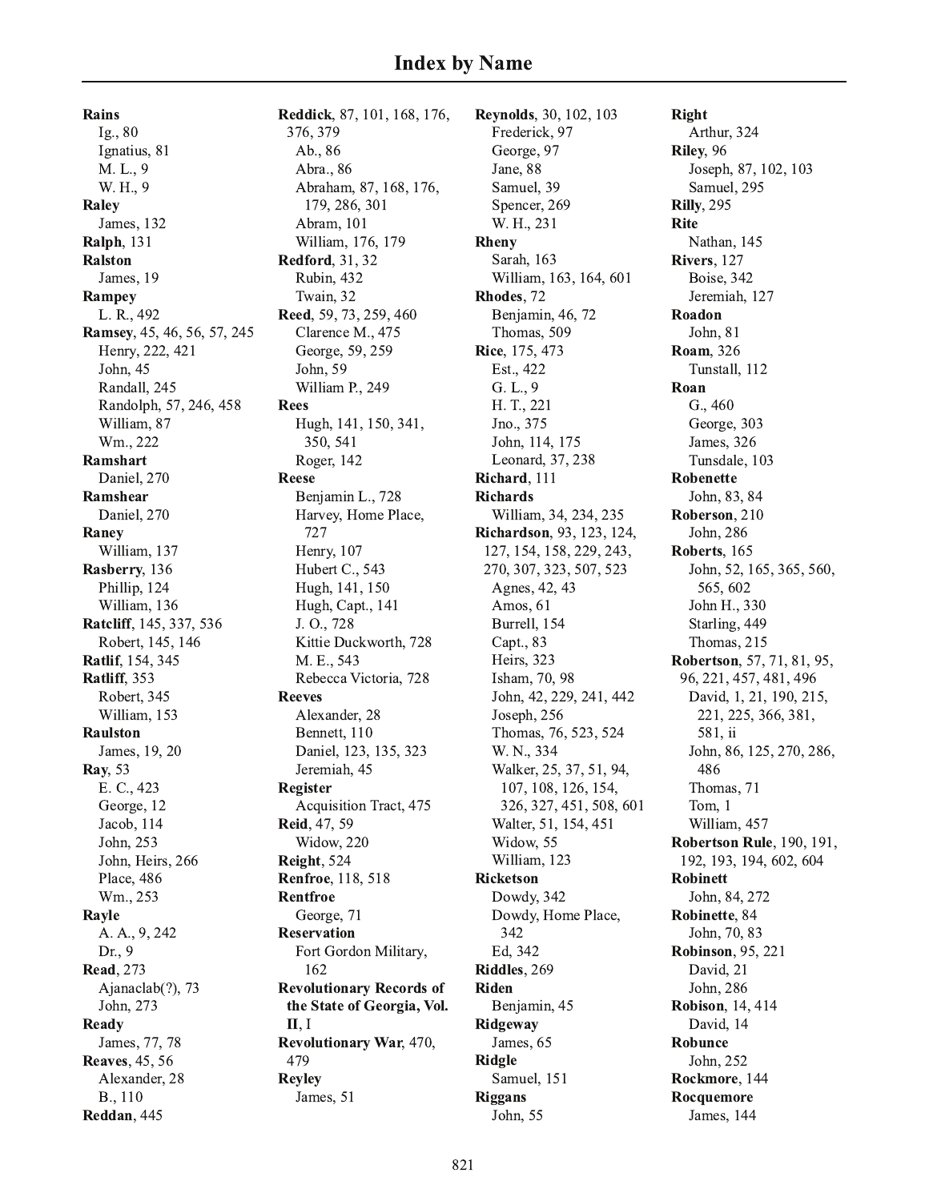# Index by Name

**Rains**
- Ig., 80
- Ignatius, 81
- M. L., 9
- W. H., 9

**Raley**
- James, 132

**Ralph**, 131

**Ralston**
- James, 19

**Rampey**
- L. R., 492

**Ramsey**, 45, 46, 56, 57, 245
- Henry, 222, 421
- John, 45
- Randall, 245
- Randolph, 57, 246, 458
- William, 87
- Wm., 222

**Ramshart**
- Daniel, 270

**Ramshear**
- Daniel, 270

**Raney**
- William, 137

**Rasberry**, 136
- Phillip, 124
- William, 136

**Ratcliff**, 145, 337, 536
- Robert, 145, 146

**Ratlif**, 154, 345

**Ratliff**, 353
- Robert, 345
- William, 153

**Raulston**
- James, 19, 20

**Ray**, 53
- E. C., 423
- George, 12
- Jacob, 114
- John, 253
- John, Heirs, 266
- Place, 486
- Wm., 253

**Rayle**
- A. A., 9, 242
- Dr., 9

**Read**, 273
- Ajanaclab(?), 73
- John, 273

**Ready**
- James, 77, 78

**Reaves**, 45, 56
- Alexander, 28
- B., 110

**Reddan**, 445

**Reddick**, 87, 101, 168, 176, 376, 379
- Ab., 86
- Abra., 86
- Abraham, 87, 168, 176, 179, 286, 301
- Abram, 101
- William, 176, 179

**Redford**, 31, 32
- Rubin, 432
- Twain, 32

**Reed**, 59, 73, 259, 460
- Clarence M., 475
- George, 59, 259
- John, 59
- William P., 249

**Rees**
- Hugh, 141, 150, 341, 350, 541
- Roger, 142

**Reese**
- Benjamin L., 728
- Harvey, Home Place, 727
- Henry, 107
- Hubert C., 543
- Hugh, 141, 150
- Hugh, Capt., 141
- J. O., 728
- Kittie Duckworth, 728
- M. E., 543
- Rebecca Victoria, 728

**Reeves**
- Alexander, 28
- Bennett, 110
- Daniel, 123, 135, 323
- Jeremiah, 45

**Register**
- Acquisition Tract, 475

**Reid**, 47, 59
- Widow, 220

**Reight**, 524

**Renfroe**, 118, 518

**Rentfroe**
- George, 71

**Reservation**
- Fort Gordon Military, 162

**Revolutionary Records of the State of Georgia, Vol. II**, I

**Revolutionary War**, 470, 479

**Reyley**
- James, 51

**Reynolds**, 30, 102, 103
- Frederick, 97
- George, 97
- Jane, 88
- Samuel, 39
- Spencer, 269
- W. H., 231

**Rheny**
- Sarah, 163
- William, 163, 164, 601

**Rhodes**, 72
- Benjamin, 46, 72
- Thomas, 509

**Rice**, 175, 473
- Est., 422
- G. L., 9
- H. T., 221
- Jno., 375
- John, 114, 175
- Leonard, 37, 238

**Richard**, 111

**Richards**
- William, 34, 234, 235

**Richardson**, 93, 123, 124, 127, 154, 158, 229, 243, 270, 307, 323, 507, 523
- Agnes, 42, 43
- Amos, 61
- Burrell, 154
- Capt., 83
- Heirs, 323
- Isham, 70, 98
- John, 42, 229, 241, 442
- Joseph, 256
- Thomas, 76, 523, 524
- W. N., 334
- Walker, 25, 37, 51, 94, 107, 108, 126, 154, 326, 327, 451, 508, 601
- Walter, 51, 154, 451
- Widow, 55
- William, 123

**Ricketson**
- Dowdy, 342
- Dowdy, Home Place, 342
- Ed, 342

**Riddles**, 269

**Riden**
- Benjamin, 45

**Ridgeway**
- James, 65

**Ridgle**
- Samuel, 151

**Riggans**
- John, 55

**Right**
- Arthur, 324

**Riley**, 96
- Joseph, 87, 102, 103
- Samuel, 295

**Rilly**, 295

**Rite**
- Nathan, 145

**Rivers**, 127
- Boise, 342
- Jeremiah, 127

**Roadon**
- John, 81

**Roam**, 326
- Tunstall, 112

**Roan**
- G., 460
- George, 303
- James, 326
- Tunsdale, 103

**Robenette**
- John, 83, 84

**Roberson**, 210
- John, 286

**Roberts**, 165
- John, 52, 165, 365, 560, 565, 602
- John H., 330
- Starling, 449
- Thomas, 215

**Robertson**, 57, 71, 81, 95, 96, 221, 457, 481, 496
- David, 1, 21, 190, 215, 221, 225, 366, 381, 581, ii
- John, 86, 125, 270, 286, 486
- Thomas, 71
- Tom, 1
- William, 457

**Robertson Rule**, 190, 191, 192, 193, 194, 602, 604

**Robinett**
- John, 84, 272

**Robinette**, 84
- John, 70, 83

**Robinson**, 95, 221
- David, 21
- John, 286

**Robison**, 14, 414
- David, 14

**Robunce**
- John, 252

**Rockmore**, 144

**Rocquemore**
- James, 144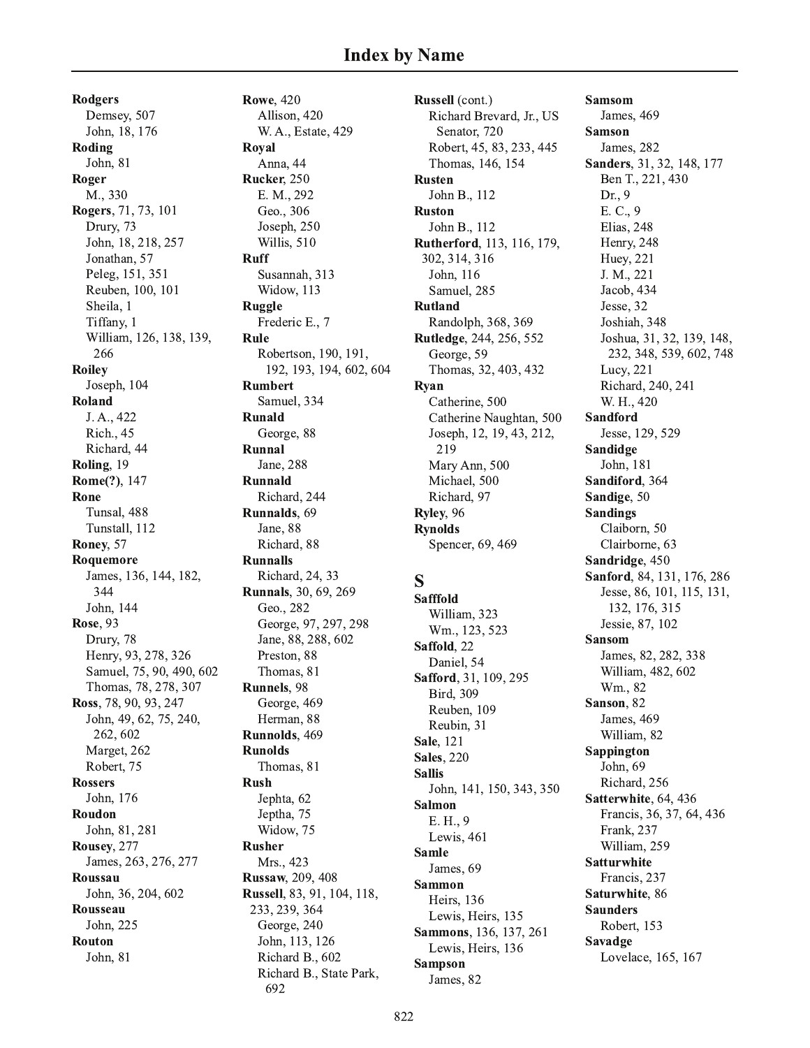# Index by Name

**Rodgers**
  Demsey, 507
  John, 18, 176
**Roding**
  John, 81
**Roger**
  M., 330
**Rogers**, 71, 73, 101
  Drury, 73
  John, 18, 218, 257
  Jonathan, 57
  Peleg, 151, 351
  Reuben, 100, 101
  Sheila, 1
  Tiffany, 1
  William, 126, 138, 139, 266
**Roiley**
  Joseph, 104
**Roland**
  J. A., 422
  Rich., 45
  Richard, 44
**Roling**, 19
**Rome(?)**, 147
**Rone**
  Tunsal, 488
  Tunstall, 112
**Roney**, 57
**Roquemore**
  James, 136, 144, 182, 344
  John, 144
**Rose**, 93
  Drury, 78
  Henry, 93, 278, 326
  Samuel, 75, 90, 490, 602
  Thomas, 78, 278, 307
**Ross**, 78, 90, 93, 247
  John, 49, 62, 75, 240, 262, 602
  Marget, 262
  Robert, 75
**Rossers**
  John, 176
**Roudon**
  John, 81, 281
**Rousey**, 277
  James, 263, 276, 277
**Roussau**
  John, 36, 204, 602
**Rousseau**
  John, 225
**Routon**
  John, 81
**Rowe**, 420
  Allison, 420
  W. A., Estate, 429
**Royal**
  Anna, 44
**Rucker**, 250
  E. M., 292
  Geo., 306
  Joseph, 250
  Willis, 510
**Ruff**
  Susannah, 313
  Widow, 113
**Ruggle**
  Frederic E., 7
**Rule**
  Robertson, 190, 191, 192, 193, 194, 602, 604
**Rumbert**
  Samuel, 334
**Runald**
  George, 88
**Runnal**
  Jane, 288
**Runnald**
  Richard, 244
**Runnalds**, 69
  Jane, 88
  Richard, 88
**Runnalls**
  Richard, 24, 33
**Runnals**, 30, 69, 269
  Geo., 282
  George, 97, 297, 298
  Jane, 88, 288, 602
  Preston, 88
  Thomas, 81
**Runnels**, 98
  George, 469
  Herman, 88
**Runnolds**, 469
**Runolds**
  Thomas, 81
**Rush**
  Jephta, 62
  Jeptha, 75
  Widow, 75
**Rusher**
  Mrs., 423
**Russaw**, 209, 408
**Russell**, 83, 91, 104, 118, 233, 239, 364
  George, 240
  John, 113, 126
  Richard B., 602
  Richard B., State Park, 692
**Russell** (cont.)
  Richard Brevard, Jr., US Senator, 720
  Robert, 45, 83, 233, 445
  Thomas, 146, 154
**Rusten**
  John B., 112
**Ruston**
  John B., 112
**Rutherford**, 113, 116, 179, 302, 314, 316
  John, 116
  Samuel, 285
**Rutland**
  Randolph, 368, 369
**Rutledge**, 244, 256, 552
  George, 59
  Thomas, 32, 403, 432
**Ryan**
  Catherine, 500
  Catherine Naughtan, 500
  Joseph, 12, 19, 43, 212, 219
  Mary Ann, 500
  Michael, 500
  Richard, 97
**Ryley**, 96
**Rynolds**
  Spencer, 69, 469

## S

**Safffold**
  William, 323
  Wm., 123, 523
**Saffold**, 22
  Daniel, 54
**Safford**, 31, 109, 295
  Bird, 309
  Reuben, 109
  Reubin, 31
**Sale**, 121
**Sales**, 220
**Sallis**
  John, 141, 150, 343, 350
**Salmon**
  E. H., 9
  Lewis, 461
**Samle**
  James, 69
**Sammon**
  Heirs, 136
  Lewis, Heirs, 135
**Sammons**, 136, 137, 261
  Lewis, Heirs, 136
**Sampson**
  James, 82
**Samsom**
  James, 469
**Samson**
  James, 282
**Sanders**, 31, 32, 148, 177
  Ben T., 221, 430
  Dr., 9
  E. C., 9
  Elias, 248
  Henry, 248
  Huey, 221
  J. M., 221
  Jacob, 434
  Jesse, 32
  Joshiah, 348
  Joshua, 31, 32, 139, 148, 232, 348, 539, 602, 748
  Lucy, 221
  Richard, 240, 241
  W. H., 420
**Sandford**
  Jesse, 129, 529
**Sandidge**
  John, 181
**Sandiford**, 364
**Sandige**, 50
**Sandings**
  Claiborn, 50
  Clairborne, 63
**Sandridge**, 450
**Sanford**, 84, 131, 176, 286
  Jesse, 86, 101, 115, 131, 132, 176, 315
  Jessie, 87, 102
**Sansom**
  James, 82, 282, 338
  William, 482, 602
  Wm., 82
**Sanson**, 82
  James, 469
  William, 82
**Sappington**
  John, 69
  Richard, 256
**Satterwhite**, 64, 436
  Francis, 36, 37, 64, 436
  Frank, 237
  William, 259
**Satturwhite**
  Francis, 237
**Saturwhite**, 86
**Saunders**
  Robert, 153
**Savadge**
  Lovelace, 165, 167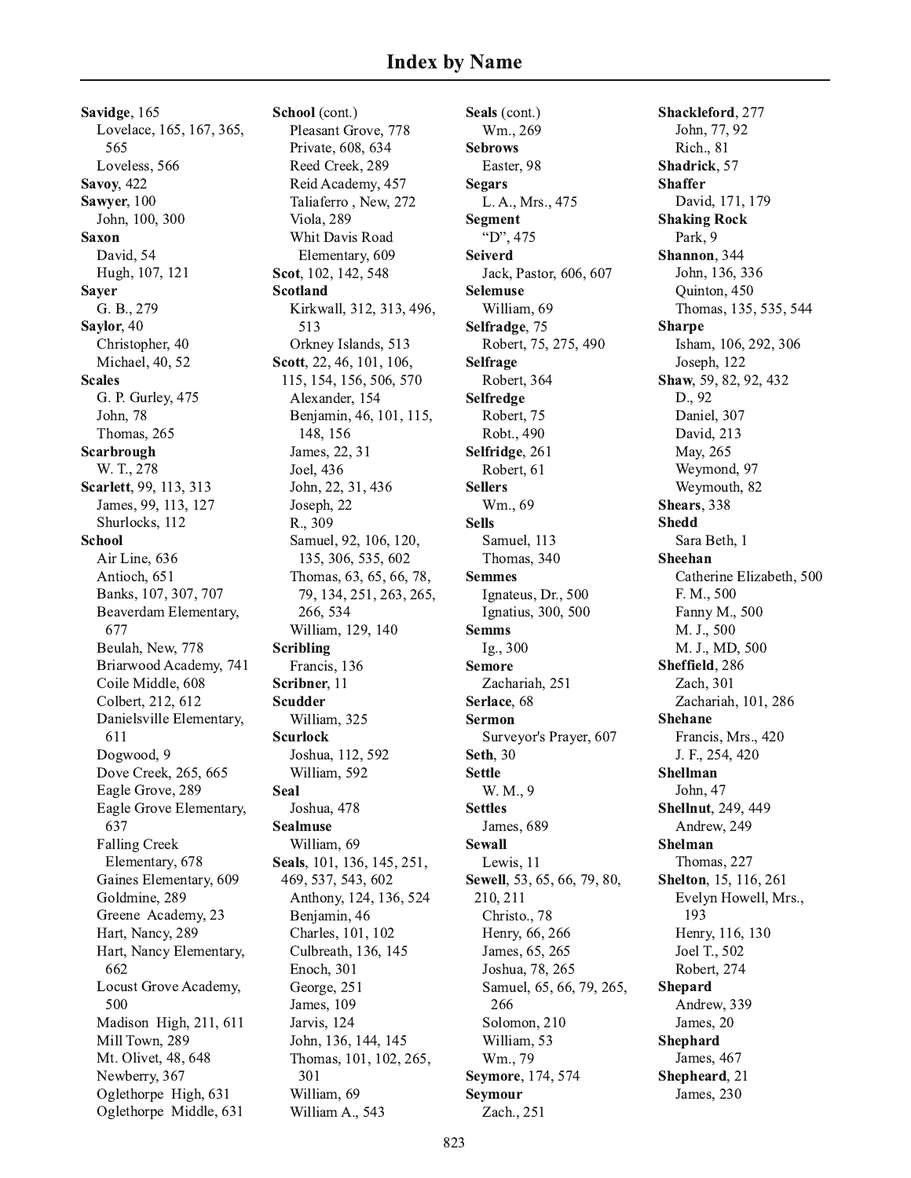# Index by Name

**Savidge**, 165
- Lovelace, 165, 167, 365, 565
- Loveless, 566

**Savoy**, 422

**Sawyer**, 100
- John, 100, 300

**Saxon**
- David, 54
- Hugh, 107, 121

**Sayer**
- G. B., 279

**Saylor**, 40
- Christopher, 40
- Michael, 40, 52

**Scales**
- G. P. Gurley, 475
- John, 78
- Thomas, 265

**Scarbrough**
- W. T., 278

**Scarlett**, 99, 113, 313
- James, 99, 113, 127
- Shurlocks, 112

**School**
- Air Line, 636
- Antioch, 651
- Banks, 107, 307, 707
- Beaverdam Elementary, 677
- Beulah, New, 778
- Briarwood Academy, 741
- Coile Middle, 608
- Colbert, 212, 612
- Danielsville Elementary, 611
- Dogwood, 9
- Dove Creek, 265, 665
- Eagle Grove, 289
- Eagle Grove Elementary, 637
- Falling Creek Elementary, 678
- Gaines Elementary, 609
- Goldmine, 289
- Greene Academy, 23
- Hart, Nancy, 289
- Hart, Nancy Elementary, 662
- Locust Grove Academy, 500
- Madison High, 211, 611
- Mill Town, 289
- Mt. Olivet, 48, 648
- Newberry, 367
- Oglethorpe High, 631
- Oglethorpe Middle, 631

**School** (cont.)
- Pleasant Grove, 778
- Private, 608, 634
- Reed Creek, 289
- Reid Academy, 457
- Taliaferro , New, 272
- Viola, 289
- Whit Davis Road Elementary, 609

**Scot**, 102, 142, 548

**Scotland**
- Kirkwall, 312, 313, 496, 513
- Orkney Islands, 513

**Scott**, 22, 46, 101, 106, 115, 154, 156, 506, 570
- Alexander, 154
- Benjamin, 46, 101, 115, 148, 156
- James, 22, 31
- Joel, 436
- John, 22, 31, 436
- Joseph, 22
- R., 309
- Samuel, 92, 106, 120, 135, 306, 535, 602
- Thomas, 63, 65, 66, 78, 79, 134, 251, 263, 265, 266, 534
- William, 129, 140

**Scribling**
- Francis, 136

**Scribner**, 11

**Scudder**
- William, 325

**Scurlock**
- Joshua, 112, 592
- William, 592

**Seal**
- Joshua, 478

**Sealmuse**
- William, 69

**Seals**, 101, 136, 145, 251, 469, 537, 543, 602
- Anthony, 124, 136, 524
- Benjamin, 46
- Charles, 101, 102
- Culbreath, 136, 145
- Enoch, 301
- George, 251
- James, 109
- Jarvis, 124
- John, 136, 144, 145
- Thomas, 101, 102, 265, 301
- William, 69
- William A., 543

**Seals** (cont.)
- Wm., 269

**Sebrows**
- Easter, 98

**Segars**
- L. A., Mrs., 475

**Segment**
- "D", 475

**Seiverd**
- Jack, Pastor, 606, 607

**Selemuse**
- William, 69

**Selfradge**, 75
- Robert, 75, 275, 490

**Selfrage**
- Robert, 364

**Selfredge**
- Robert, 75
- Robt., 490

**Selfridge**, 261
- Robert, 61

**Sellers**
- Wm., 69

**Sells**
- Samuel, 113
- Thomas, 340

**Semmes**
- Ignateus, Dr., 500
- Ignatius, 300, 500

**Semms**
- Ig., 300

**Semore**
- Zachariah, 251

**Serlace**, 68

**Sermon**
- Surveyor's Prayer, 607

**Seth**, 30

**Settle**
- W. M., 9

**Settles**
- James, 689

**Sewall**
- Lewis, 11

**Sewell**, 53, 65, 66, 79, 80, 210, 211
- Christo., 78
- Henry, 66, 266
- James, 65, 265
- Joshua, 78, 265
- Samuel, 65, 66, 79, 265, 266
- Solomon, 210
- William, 53
- Wm., 79

**Seymore**, 174, 574

**Seymour**
- Zach., 251

**Shackleford**, 277
- John, 77, 92
- Rich., 81

**Shadrick**, 57

**Shaffer**
- David, 171, 179

**Shaking Rock**
- Park, 9

**Shannon**, 344
- John, 136, 336
- Quinton, 450
- Thomas, 135, 535, 544

**Sharpe**
- Isham, 106, 292, 306
- Joseph, 122

**Shaw**, 59, 82, 92, 432
- D., 92
- Daniel, 307
- David, 213
- May, 265
- Weymond, 97
- Weymouth, 82

**Shears**, 338

**Shedd**
- Sara Beth, 1

**Sheehan**
- Catherine Elizabeth, 500
- F. M., 500
- Fanny M., 500
- M. J., 500
- M. J., MD, 500

**Sheffield**, 286
- Zach, 301
- Zachariah, 101, 286

**Shehane**
- Francis, Mrs., 420
- J. F., 254, 420

**Shellman**
- John, 47

**Shellnut**, 249, 449
- Andrew, 249

**Shelman**
- Thomas, 227

**Shelton**, 15, 116, 261
- Evelyn Howell, Mrs., 193
- Henry, 116, 130
- Joel T., 502
- Robert, 274

**Shepard**
- Andrew, 339
- James, 20

**Shephard**
- James, 467

**Shepheard**, 21
- James, 230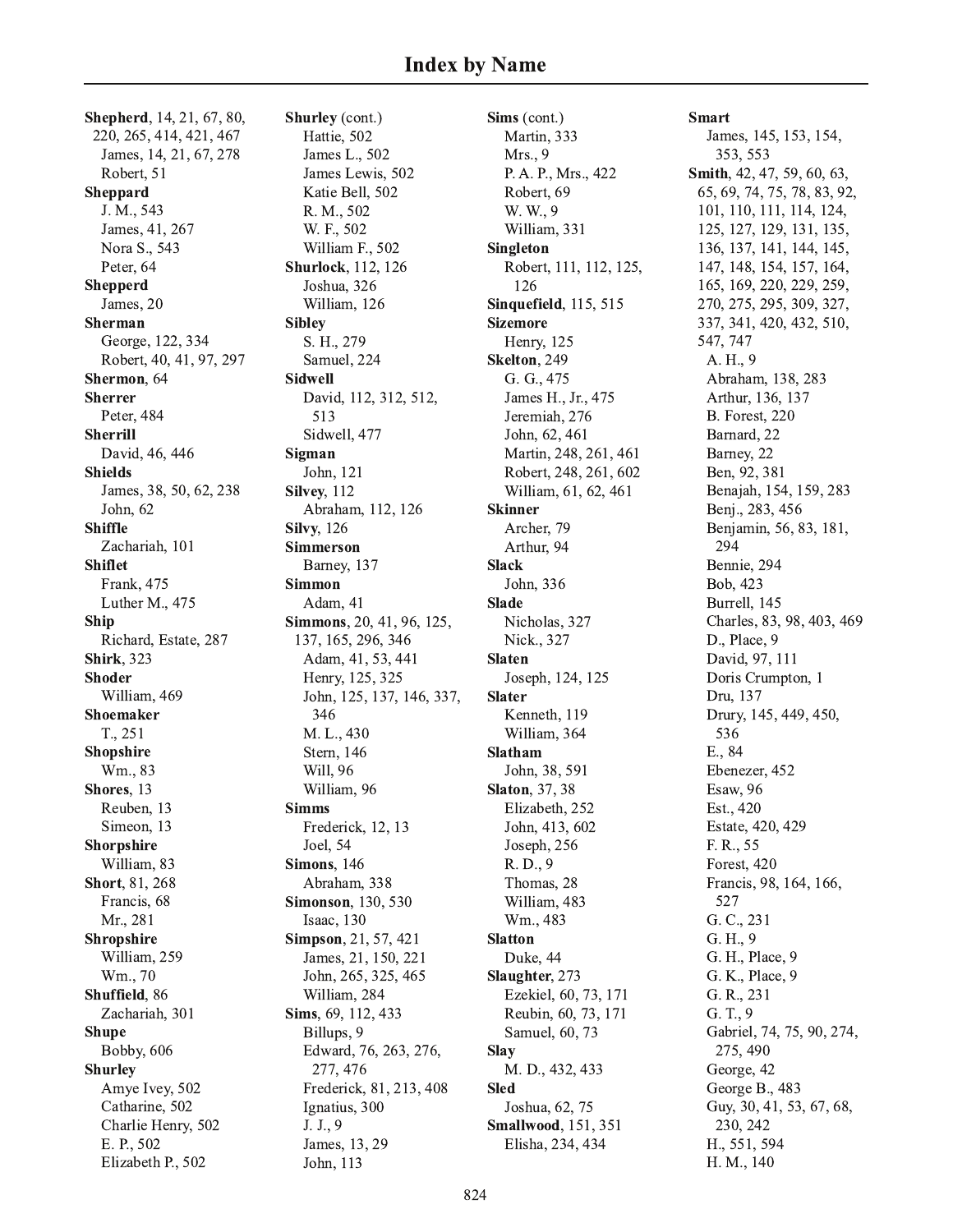# Index by Name

**Shepherd**, 14, 21, 67, 80, 220, 265, 414, 421, 467
  James, 14, 21, 67, 278
  Robert, 51
**Sheppard**
  J. M., 543
  James, 41, 267
  Nora S., 543
  Peter, 64
**Shepperd**
  James, 20
**Sherman**
  George, 122, 334
  Robert, 40, 41, 97, 297
**Shermon**, 64
**Sherrer**
  Peter, 484
**Sherrill**
  David, 46, 446
**Shields**
  James, 38, 50, 62, 238
  John, 62
**Shiffle**
  Zachariah, 101
**Shiflet**
  Frank, 475
  Luther M., 475
**Ship**
  Richard, Estate, 287
**Shirk**, 323
**Shoder**
  William, 469
**Shoemaker**
  T., 251
**Shopshire**
  Wm., 83
**Shores**, 13
  Reuben, 13
  Simeon, 13
**Shorpshire**
  William, 83
**Short**, 81, 268
  Francis, 68
  Mr., 281
**Shropshire**
  William, 259
  Wm., 70
**Shuffield**, 86
  Zachariah, 301
**Shupe**
  Bobby, 606
**Shurley**
  Amye Ivey, 502
  Catharine, 502
  Charlie Henry, 502
  E. P., 502
  Elizabeth P., 502
**Shurley** (cont.)
  Hattie, 502
  James L., 502
  James Lewis, 502
  Katie Bell, 502
  R. M., 502
  W. F., 502
  William F., 502
**Shurlock**, 112, 126
  Joshua, 326
  William, 126
**Sibley**
  S. H., 279
  Samuel, 224
**Sidwell**
  David, 112, 312, 512, 513
  Sidwell, 477
**Sigman**
  John, 121
**Silvey**, 112
  Abraham, 112, 126
**Silvy**, 126
**Simmerson**
  Barney, 137
**Simmon**
  Adam, 41
**Simmons**, 20, 41, 96, 125, 137, 165, 296, 346
  Adam, 41, 53, 441
  Henry, 125, 325
  John, 125, 137, 146, 337, 346
  M. L., 430
  Stern, 146
  Will, 96
  William, 96
**Simms**
  Frederick, 12, 13
  Joel, 54
**Simons**, 146
  Abraham, 338
**Simonson**, 130, 530
  Isaac, 130
**Simpson**, 21, 57, 421
  James, 21, 150, 221
  John, 265, 325, 465
  William, 284
**Sims**, 69, 112, 433
  Billups, 9
  Edward, 76, 263, 276, 277, 476
  Frederick, 81, 213, 408
  Ignatius, 300
  J. J., 9
  James, 13, 29
  John, 113
**Sims** (cont.)
  Martin, 333
  Mrs., 9
  P. A. P., Mrs., 422
  Robert, 69
  W. W., 9
  William, 331
**Singleton**
  Robert, 111, 112, 125, 126
**Sinquefield**, 115, 515
**Sizemore**
  Henry, 125
**Skelton**, 249
  G. G., 475
  James H., Jr., 475
  Jeremiah, 276
  John, 62, 461
  Martin, 248, 261, 461
  Robert, 248, 261, 602
  William, 61, 62, 461
**Skinner**
  Archer, 79
  Arthur, 94
**Slack**
  John, 336
**Slade**
  Nicholas, 327
  Nick., 327
**Slaten**
  Joseph, 124, 125
**Slater**
  Kenneth, 119
  William, 364
**Slatham**
  John, 38, 591
**Slaton**, 37, 38
  Elizabeth, 252
  John, 413, 602
  Joseph, 256
  R. D., 9
  Thomas, 28
  William, 483
  Wm., 483
**Slatton**
  Duke, 44
**Slaughter**, 273
  Ezekiel, 60, 73, 171
  Reubin, 60, 73, 171
  Samuel, 60, 73
**Slay**
  M. D., 432, 433
**Sled**
  Joshua, 62, 75
**Smallwood**, 151, 351
  Elisha, 234, 434
**Smart**
  James, 145, 153, 154, 353, 553
**Smith**, 42, 47, 59, 60, 63, 65, 69, 74, 75, 78, 83, 92, 101, 110, 111, 114, 124, 125, 127, 129, 131, 135, 136, 137, 141, 144, 145, 147, 148, 154, 157, 164, 165, 169, 220, 229, 259, 270, 275, 295, 309, 327, 337, 341, 420, 432, 510, 547, 747
  A. H., 9
  Abraham, 138, 283
  Arthur, 136, 137
  B. Forest, 220
  Barnard, 22
  Barney, 22
  Ben, 92, 381
  Benajah, 154, 159, 283
  Benj., 283, 456
  Benjamin, 56, 83, 181, 294
  Bennie, 294
  Bob, 423
  Burrell, 145
  Charles, 83, 98, 403, 469
  D., Place, 9
  David, 97, 111
  Doris Crumpton, 1
  Dru, 137
  Drury, 145, 449, 450, 536
  E., 84
  Ebenezer, 452
  Esaw, 96
  Est., 420
  Estate, 420, 429
  F. R., 55
  Forest, 420
  Francis, 98, 164, 166, 527
  G. C., 231
  G. H., 9
  G. H., Place, 9
  G. K., Place, 9
  G. R., 231
  G. T., 9
  Gabriel, 74, 75, 90, 274, 275, 490
  George, 42
  George B., 483
  Guy, 30, 41, 53, 67, 68, 230, 242
  H., 551, 594
  H. M., 140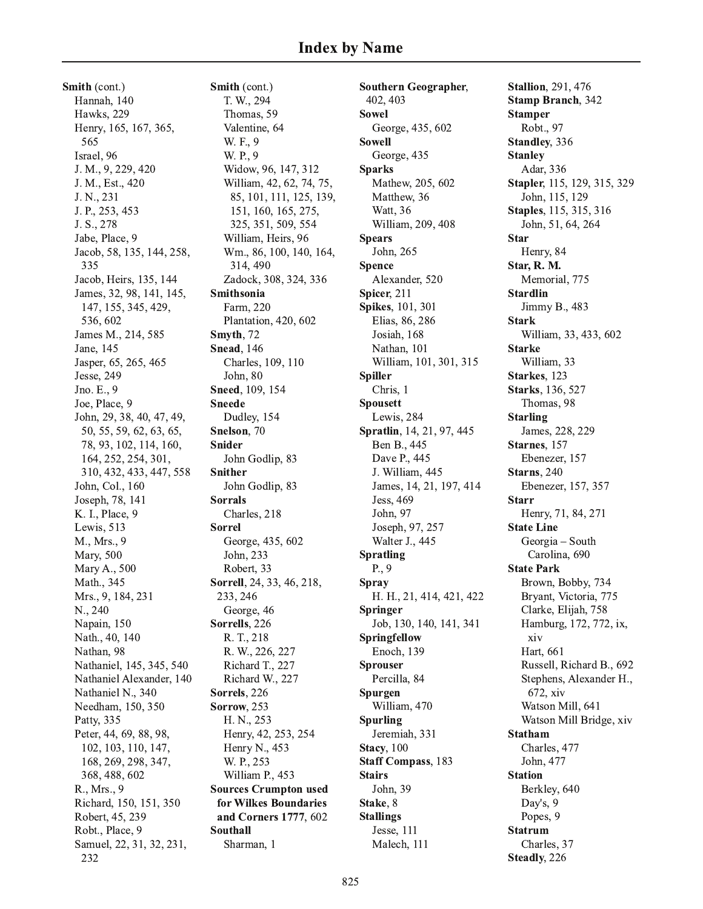# Index by Name

**Smith** (cont.)
- Hannah, 140
- Hawks, 229
- Henry, 165, 167, 365, 565
- Israel, 96
- J. M., 9, 229, 420
- J. M., Est., 420
- J. N., 231
- J. P., 253, 453
- J. S., 278
- Jabe, Place, 9
- Jacob, 58, 135, 144, 258, 335
- Jacob, Heirs, 135, 144
- James, 32, 98, 141, 145, 147, 155, 345, 429, 536, 602
- James M., 214, 585
- Jane, 145
- Jasper, 65, 265, 465
- Jesse, 249
- Jno. E., 9
- Joe, Place, 9
- John, 29, 38, 40, 47, 49, 50, 55, 59, 62, 63, 65, 78, 93, 102, 114, 160, 164, 252, 254, 301, 310, 432, 433, 447, 558
- John, Col., 160
- Joseph, 78, 141
- K. I., Place, 9
- Lewis, 513
- M., Mrs., 9
- Mary, 500
- Mary A., 500
- Math., 345
- Mrs., 9, 184, 231
- N., 240
- Napain, 150
- Nath., 40, 140
- Nathan, 98
- Nathaniel, 145, 345, 540
- Nathaniel Alexander, 140
- Nathaniel N., 340
- Needham, 150, 350
- Patty, 335
- Peter, 44, 69, 88, 98, 102, 103, 110, 147, 168, 269, 298, 347, 368, 488, 602
- R., Mrs., 9
- Richard, 150, 151, 350
- Robert, 45, 239
- Robt., Place, 9
- Samuel, 22, 31, 32, 231, 232

**Smith** (cont.)
- T. W., 294
- Thomas, 59
- Valentine, 64
- W. F., 9
- W. P., 9
- Widow, 96, 147, 312
- William, 42, 62, 74, 75, 85, 101, 111, 125, 139, 151, 160, 165, 275, 325, 351, 509, 554
- William, Heirs, 96
- Wm., 86, 100, 140, 164, 314, 490
- Zadock, 308, 324, 336

**Smithsonia**
- Farm, 220
- Plantation, 420, 602

**Smyth**, 72

**Snead**, 146
- Charles, 109, 110
- John, 80

**Sneed**, 109, 154

**Sneede**
- Dudley, 154

**Snelson**, 70

**Snider**
- John Godlip, 83

**Snither**
- John Godlip, 83

**Sorrals**
- Charles, 218

**Sorrel**
- George, 435, 602
- John, 233
- Robert, 33

**Sorrell**, 24, 33, 46, 218, 233, 246
- George, 46

**Sorrells**, 226
- R. T., 218
- R. W., 226, 227
- Richard T., 227
- Richard W., 227

**Sorrels**, 226

**Sorrow**, 253
- H. N., 253
- Henry, 42, 253, 254
- Henry N., 453
- W. P., 253
- William P., 453

**Sources Crumpton used for Wilkes Boundaries and Corners 1777**, 602

**Southall**
- Sharman, 1

**Southern Geographer**, 402, 403

**Sowel**
- George, 435, 602

**Sowell**
- George, 435

**Sparks**
- Mathew, 205, 602
- Matthew, 36
- Watt, 36
- William, 209, 408

**Spears**
- John, 265

**Spence**
- Alexander, 520

**Spicer**, 211

**Spikes**, 101, 301
- Elias, 86, 286
- Josiah, 168
- Nathan, 101
- William, 101, 301, 315

**Spiller**
- Chris, 1

**Spousett**
- Lewis, 284

**Spratlin**, 14, 21, 97, 445
- Ben B., 445
- Dave P., 445
- J. William, 445
- James, 14, 21, 197, 414
- Jess, 469
- John, 97
- Joseph, 97, 257
- Walter J., 445

**Spratling**
- P., 9

**Spray**
- H. H., 21, 414, 421, 422

**Springer**
- Job, 130, 140, 141, 341

**Springfellow**
- Enoch, 139

**Sprouser**
- Percilla, 84

**Spurgen**
- William, 470

**Spurling**
- Jeremiah, 331

**Stacy**, 100

**Staff Compass**, 183

**Stairs**
- John, 39

**Stake**, 8

**Stallings**
- Jesse, 111
- Malech, 111

**Stallion**, 291, 476

**Stamp Branch**, 342

**Stamper**
- Robt., 97

**Standley**, 336

**Stanley**
- Adar, 336

**Stapler**, 115, 129, 315, 329
- John, 115, 129

**Staples**, 115, 315, 316
- John, 51, 64, 264

**Star**
- Henry, 84

**Star, R. M.**
- Memorial, 775

**Stardlin**
- Jimmy B., 483

**Stark**
- William, 33, 433, 602

**Starke**
- William, 33

**Starkes**, 123

**Starks**, 136, 527
- Thomas, 98

**Starling**
- James, 228, 229

**Starnes**, 157
- Ebenezer, 157

**Starns**, 240
- Ebenezer, 157, 357

**Starr**
- Henry, 71, 84, 271

**State Line**
- Georgia – South Carolina, 690

**State Park**
- Brown, Bobby, 734
- Bryant, Victoria, 775
- Clarke, Elijah, 758
- Hamburg, 172, 772, ix, xiv
- Hart, 661
- Russell, Richard B., 692
- Stephens, Alexander H., 672, xiv
- Watson Mill, 641
- Watson Mill Bridge, xiv

**Statham**
- Charles, 477
- John, 477

**Station**
- Berkley, 640
- Day's, 9
- Popes, 9

**Statrum**
- Charles, 37

**Steadly**, 226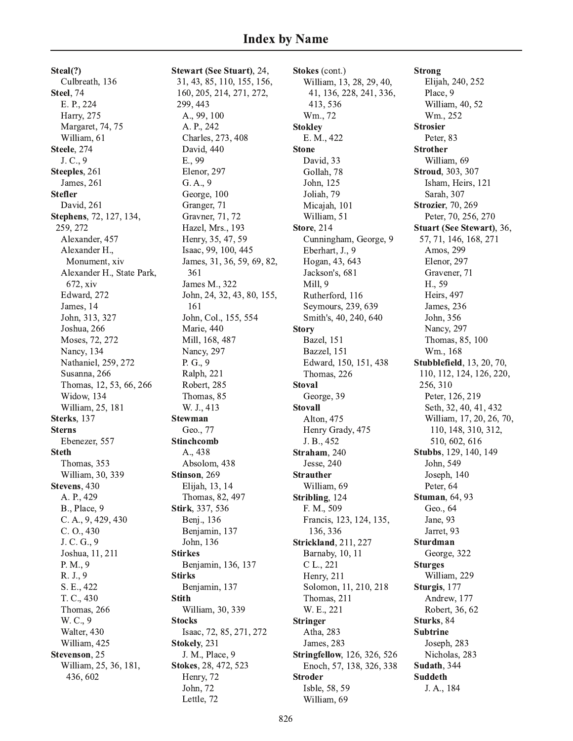# Index by Name

**Steal(?)**
- Culbreath, 136

**Steel**, 74
- E. P., 224
- Harry, 275
- Margaret, 74, 75
- William, 61

**Steele**, 274
- J. C., 9

**Steeples**, 261
- James, 261

**Stefler**
- David, 261

**Stephens**, 72, 127, 134, 259, 272
- Alexander, 457
- Alexander H., Monument, xiv
- Alexander H., State Park, 672, xiv
- Edward, 272
- James, 14
- John, 313, 327
- Joshua, 266
- Moses, 72, 272
- Nancy, 134
- Nathaniel, 259, 272
- Susanna, 266
- Thomas, 12, 53, 66, 266
- Widow, 134
- William, 25, 181

**Sterks**, 137

**Sterns**
- Ebenezer, 557

**Steth**
- Thomas, 353
- William, 30, 339

**Stevens**, 430
- A. P., 429
- B., Place, 9
- C. A., 9, 429, 430
- C. O., 430
- J. C. G., 9
- Joshua, 11, 211
- P. M., 9
- R. J., 9
- S. E., 422
- T. C., 430
- Thomas, 266
- W. C., 9
- Walter, 430
- William, 425

**Stevenson**, 25
- William, 25, 36, 181, 436, 602

**Stewart (See Stuart)**, 24, 31, 43, 85, 110, 155, 156, 160, 205, 214, 271, 272, 299, 443
- A., 99, 100
- A. P., 242
- Charles, 273, 408
- David, 440
- E., 99
- Elenor, 297
- G. A., 9
- George, 100
- Granger, 71
- Gravner, 71, 72
- Hazel, Mrs., 193
- Henry, 35, 47, 59
- Isaac, 99, 100, 445
- James, 31, 36, 59, 69, 82, 361
- James M., 322
- John, 24, 32, 43, 80, 155, 161
- John, Col., 155, 554
- Marie, 440
- Mill, 168, 487
- Nancy, 297
- P. G., 9
- Ralph, 221
- Robert, 285
- Thomas, 85
- W. J., 413

**Stewman**
- Geo., 77

**Stinchcomb**
- A., 438
- Absolom, 438

**Stinson**, 269
- Elijah, 13, 14
- Thomas, 82, 497

**Stirk**, 337, 536
- Benj., 136
- Benjamin, 137
- John, 136

**Stirkes**
- Benjamin, 136, 137

**Stirks**
- Benjamin, 137

**Stith**
- William, 30, 339

**Stocks**
- Isaac, 72, 85, 271, 272

**Stokely**, 231
- J. M., Place, 9

**Stokes**, 28, 472, 523
- Henry, 72
- John, 72
- Lettle, 72

**Stokes** (cont.)
- William, 13, 28, 29, 40, 41, 136, 228, 241, 336, 413, 536
- Wm., 72

**Stokley**
- E. M., 422

**Stone**
- David, 33
- Gollah, 78
- John, 125
- Joliah, 79
- Micajah, 101
- William, 51

**Store**, 214
- Cunningham, George, 9
- Eberhart, J., 9
- Hogan, 43, 643
- Jackson's, 681
- Mill, 9
- Rutherford, 116
- Seymours, 239, 639
- Smith's, 40, 240, 640

**Story**
- Bazel, 151
- Bazzel, 151
- Edward, 150, 151, 438
- Thomas, 226

**Stoval**
- George, 39

**Stovall**
- Alton, 475
- Henry Grady, 475
- J. B., 452

**Straham**, 240
- Jesse, 240

**Strauther**
- William, 69

**Stribling**, 124
- F. M., 509
- Francis, 123, 124, 135, 136, 336

**Strickland**, 211, 227
- Barnaby, 10, 11
- C L., 221
- Henry, 211
- Solomon, 11, 210, 218
- Thomas, 211
- W. E., 221

**Stringer**
- Atha, 283
- James, 283

**Stringfellow**, 126, 326, 526
- Enoch, 57, 138, 326, 338

**Stroder**
- Isble, 58, 59
- William, 69

**Strong**
- Elijah, 240, 252
- Place, 9
- William, 40, 52
- Wm., 252

**Strosier**
- Peter, 83

**Strother**
- William, 69

**Stroud**, 303, 307
- Isham, Heirs, 121
- Sarah, 307

**Strozier**, 70, 269
- Peter, 70, 256, 270

**Stuart (See Stewart)**, 36, 57, 71, 146, 168, 271
- Amos, 299
- Elenor, 297
- Gravener, 71
- H., 59
- Heirs, 497
- James, 236
- John, 356
- Nancy, 297
- Thomas, 85, 100
- Wm., 168

**Stubblefield**, 13, 20, 70, 110, 112, 124, 126, 220, 256, 310
- Peter, 126, 219
- Seth, 32, 40, 41, 432
- William, 17, 20, 26, 70, 110, 148, 310, 312, 510, 602, 616

**Stubbs**, 129, 140, 149
- John, 549
- Joseph, 140
- Peter, 64

**Stuman**, 64, 93
- Geo., 64
- Jane, 93
- Jarret, 93

**Sturdman**
- George, 322

**Sturges**
- William, 229

**Sturgis**, 177
- Andrew, 177
- Robert, 36, 62

**Sturks**, 84

**Subtrine**
- Joseph, 283
- Nicholas, 283

**Sudath**, 344

**Suddeth**
- J. A., 184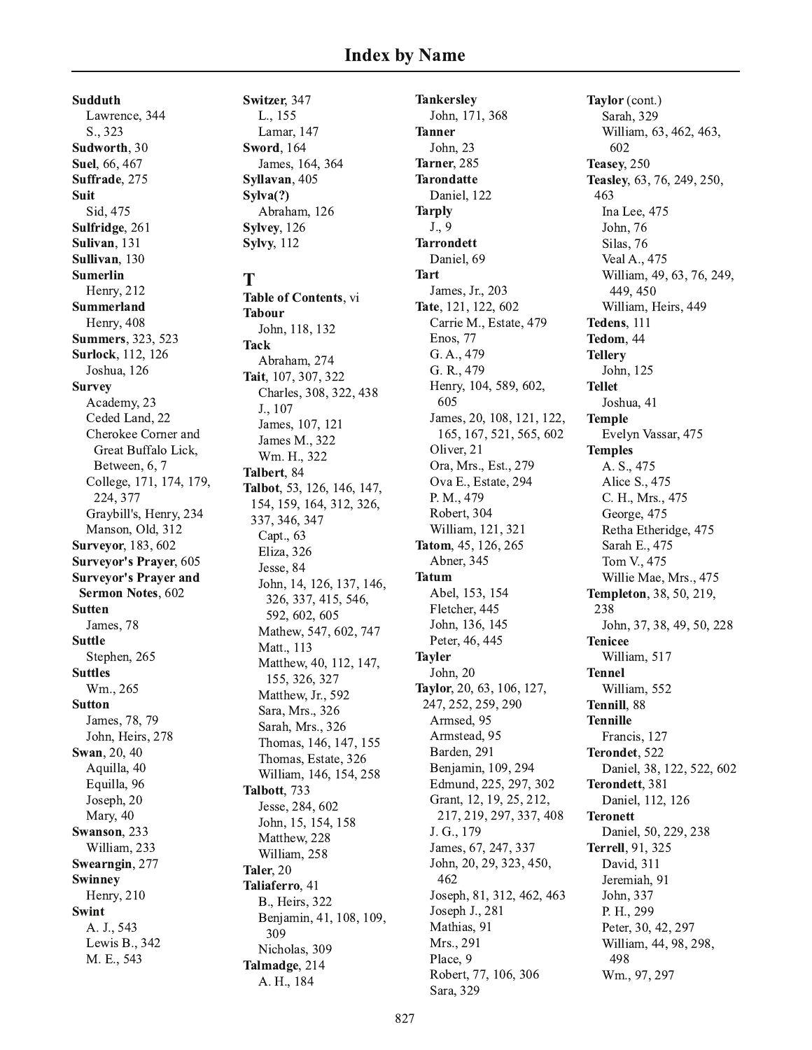# Index by Name

**Sudduth**
  Lawrence, 344
  S., 323
**Sudworth**, 30
**Suel**, 66, 467
**Suffrade**, 275
**Suit**
  Sid, 475
**Sulfridge**, 261
**Sulivan**, 131
**Sullivan**, 130
**Sumerlin**
  Henry, 212
**Summerland**
  Henry, 408
**Summers**, 323, 523
**Surlock**, 112, 126
  Joshua, 126
**Survey**
  Academy, 23
  Ceded Land, 22
  Cherokee Corner and Great Buffalo Lick, Between, 6, 7
  College, 171, 174, 179, 224, 377
  Graybill's, Henry, 234
  Manson, Old, 312
**Surveyor**, 183, 602
**Surveyor's Prayer**, 605
**Surveyor's Prayer and Sermon Notes**, 602
**Sutten**
  James, 78
**Suttle**
  Stephen, 265
**Suttles**
  Wm., 265
**Sutton**
  James, 78, 79
  John, Heirs, 278
**Swan**, 20, 40
  Aquilla, 40
  Equilla, 96
  Joseph, 20
  Mary, 40
**Swanson**, 233
  William, 233
**Swearngin**, 277
**Swinney**
  Henry, 210
**Swint**
  A. J., 543
  Lewis B., 342
  M. E., 543
**Switzer**, 347
  L., 155
  Lamar, 147
**Sword**, 164
  James, 164, 364
**Syllavan**, 405
**Sylva(?)**
  Abraham, 126
**Sylvey**, 126
**Sylvy**, 112

## T

**Table of Contents**, vi
**Tabour**
  John, 118, 132
**Tack**
  Abraham, 274
**Tait**, 107, 307, 322
  Charles, 308, 322, 438
  J., 107
  James, 107, 121
  James M., 322
  Wm. H., 322
**Talbert**, 84
**Talbot**, 53, 126, 146, 147, 154, 159, 164, 312, 326, 337, 346, 347
  Capt., 63
  Eliza, 326
  Jesse, 84
  John, 14, 126, 137, 146, 326, 337, 415, 546, 592, 602, 605
  Mathew, 547, 602, 747
  Matt., 113
  Matthew, 40, 112, 147, 155, 326, 327
  Matthew, Jr., 592
  Sara, Mrs., 326
  Sarah, Mrs., 326
  Thomas, 146, 147, 155
  Thomas, Estate, 326
  William, 146, 154, 258
**Talbott**, 733
  Jesse, 284, 602
  John, 15, 154, 158
  Matthew, 228
  William, 258
**Taler**, 20
**Taliaferro**, 41
  B., Heirs, 322
  Benjamin, 41, 108, 109, 309
  Nicholas, 309
**Talmadge**, 214
  A. H., 184
**Tankersley**
  John, 171, 368
**Tanner**
  John, 23
**Tarner**, 285
**Tarondatte**
  Daniel, 122
**Tarply**
  J., 9
**Tarrondett**
  Daniel, 69
**Tart**
  James, Jr., 203
**Tate**, 121, 122, 602
  Carrie M., Estate, 479
  Enos, 77
  G. A., 479
  G. R., 479
  Henry, 104, 589, 602, 605
  James, 20, 108, 121, 122, 165, 167, 521, 565, 602
  Oliver, 21
  Ora, Mrs., Est., 279
  Ova E., Estate, 294
  P. M., 479
  Robert, 304
  William, 121, 321
**Tatom**, 45, 126, 265
  Abner, 345
**Tatum**
  Abel, 153, 154
  Fletcher, 445
  John, 136, 145
  Peter, 46, 445
**Tayler**
  John, 20
**Taylor**, 20, 63, 106, 127, 247, 252, 259, 290
  Armsed, 95
  Armstead, 95
  Barden, 291
  Benjamin, 109, 294
  Edmund, 225, 297, 302
  Grant, 12, 19, 25, 212, 217, 219, 297, 337, 408
  J. G., 179
  James, 67, 247, 337
  John, 20, 29, 323, 450, 462
  Joseph, 81, 312, 462, 463
  Joseph J., 281
  Mathias, 91
  Mrs., 291
  Place, 9
  Robert, 77, 106, 306
  Sara, 329
**Taylor** (cont.)
  Sarah, 329
  William, 63, 462, 463, 602
**Teasey**, 250
**Teasley**, 63, 76, 249, 250, 463
  Ina Lee, 475
  John, 76
  Silas, 76
  Veal A., 475
  William, 49, 63, 76, 249, 449, 450
  William, Heirs, 449
**Tedens**, 111
**Tedom**, 44
**Tellery**
  John, 125
**Tellet**
  Joshua, 41
**Temple**
  Evelyn Vassar, 475
**Temples**
  A. S., 475
  Alice S., 475
  C. H., Mrs., 475
  George, 475
  Retha Etheridge, 475
  Sarah E., 475
  Tom V., 475
  Willie Mae, Mrs., 475
**Templeton**, 38, 50, 219, 238
  John, 37, 38, 49, 50, 228
**Tenicee**
  William, 517
**Tennel**
  William, 552
**Tennill**, 88
**Tennille**
  Francis, 127
**Terondet**, 522
  Daniel, 38, 122, 522, 602
**Terondett**, 381
  Daniel, 112, 126
**Teronett**
  Daniel, 50, 229, 238
**Terrell**, 91, 325
  David, 311
  Jeremiah, 91
  John, 337
  P. H., 299
  Peter, 30, 42, 297
  William, 44, 98, 298, 498
  Wm., 97, 297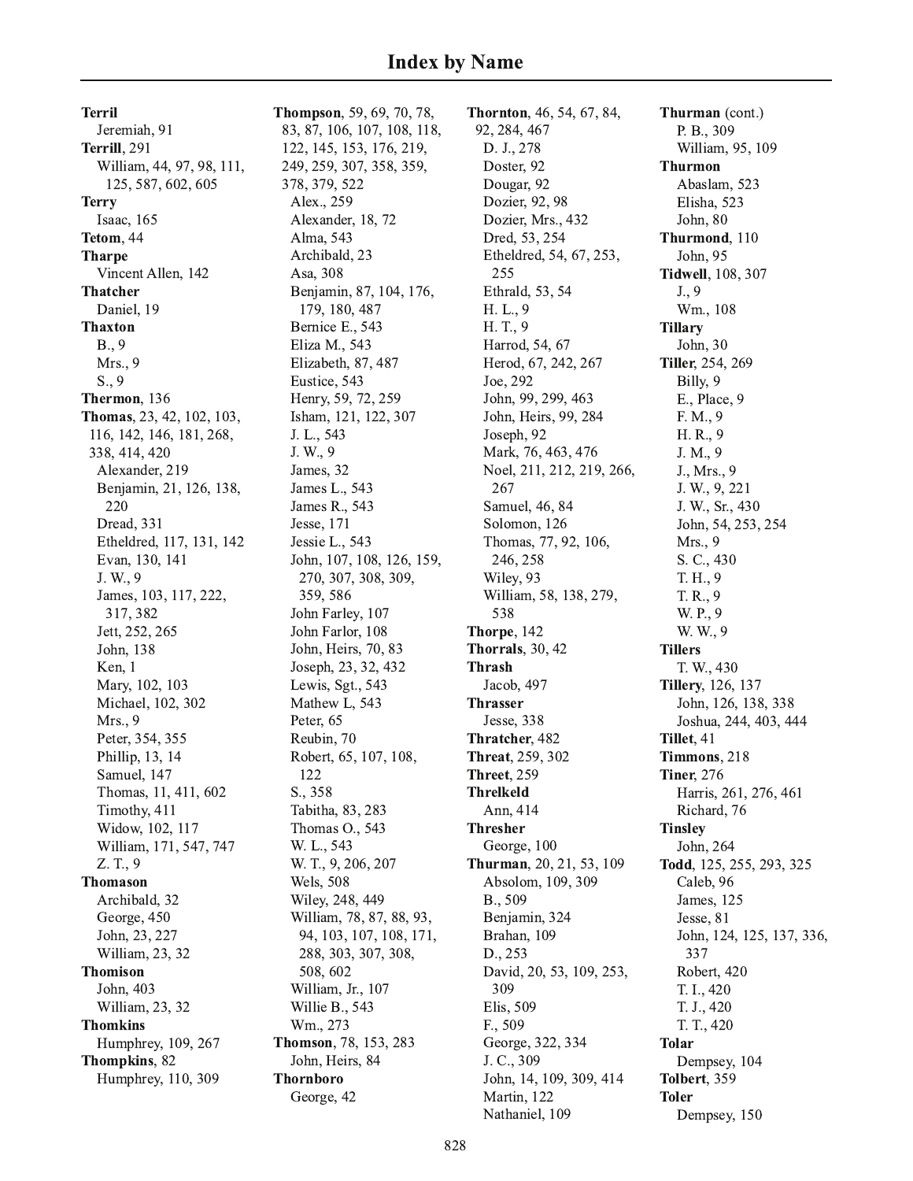# Index by Name

**Terril**
- Jeremiah, 91

**Terrill**, 291
- William, 44, 97, 98, 111, 125, 587, 602, 605

**Terry**
- Isaac, 165

**Tetom**, 44

**Tharpe**
- Vincent Allen, 142

**Thatcher**
- Daniel, 19

**Thaxton**
- B., 9
- Mrs., 9
- S., 9

**Thermon**, 136

**Thomas**, 23, 42, 102, 103, 116, 142, 146, 181, 268, 338, 414, 420
- Alexander, 219
- Benjamin, 21, 126, 138, 220
- Dread, 331
- Etheldred, 117, 131, 142
- Evan, 130, 141
- J. W., 9
- James, 103, 117, 222, 317, 382
- Jett, 252, 265
- John, 138
- Ken, 1
- Mary, 102, 103
- Michael, 102, 302
- Mrs., 9
- Peter, 354, 355
- Phillip, 13, 14
- Samuel, 147
- Thomas, 11, 411, 602
- Timothy, 411
- Widow, 102, 117
- William, 171, 547, 747
- Z. T., 9

**Thomason**
- Archibald, 32
- George, 450
- John, 23, 227
- William, 23, 32

**Thomison**
- John, 403
- William, 23, 32

**Thomkins**
- Humphrey, 109, 267

**Thompkins**, 82
- Humphrey, 110, 309

**Thompson**, 59, 69, 70, 78, 83, 87, 106, 107, 108, 118, 122, 145, 153, 176, 219, 249, 259, 307, 358, 359, 378, 379, 522
- Alex., 259
- Alexander, 18, 72
- Alma, 543
- Archibald, 23
- Asa, 308
- Benjamin, 87, 104, 176, 179, 180, 487
- Bernice E., 543
- Eliza M., 543
- Elizabeth, 87, 487
- Eustice, 543
- Henry, 59, 72, 259
- Isham, 121, 122, 307
- J. L., 543
- J. W., 9
- James, 32
- James L., 543
- James R., 543
- Jesse, 171
- Jessie L., 543
- John, 107, 108, 126, 159, 270, 307, 308, 309, 359, 586
- John Farley, 107
- John Farlor, 108
- John, Heirs, 70, 83
- Joseph, 23, 32, 432
- Lewis, Sgt., 543
- Mathew L, 543
- Peter, 65
- Reubin, 70
- Robert, 65, 107, 108, 122
- S., 358
- Tabitha, 83, 283
- Thomas O., 543
- W. L., 543
- W. T., 9, 206, 207
- Wels, 508
- Wiley, 248, 449
- William, 78, 87, 88, 93, 94, 103, 107, 108, 171, 288, 303, 307, 308, 508, 602
- William, Jr., 107
- Willie B., 543
- Wm., 273

**Thomson**, 78, 153, 283
- John, Heirs, 84

**Thornboro**
- George, 42

**Thornton**, 46, 54, 67, 84, 92, 284, 467
- D. J., 278
- Doster, 92
- Dougar, 92
- Dozier, 92, 98
- Dozier, Mrs., 432
- Dred, 53, 254
- Etheldred, 54, 67, 253, 255
- Ethrald, 53, 54
- H. L., 9
- H. T., 9
- Harrod, 54, 67
- Herod, 67, 242, 267
- Joe, 292
- John, 99, 299, 463
- John, Heirs, 99, 284
- Joseph, 92
- Mark, 76, 463, 476
- Noel, 211, 212, 219, 266, 267
- Samuel, 46, 84
- Solomon, 126
- Thomas, 77, 92, 106, 246, 258
- Wiley, 93
- William, 58, 138, 279, 538

**Thorpe**, 142

**Thorrals**, 30, 42

**Thrash**
- Jacob, 497

**Thrasser**
- Jesse, 338

**Thratcher**, 482

**Threat**, 259, 302

**Threet**, 259

**Threlkeld**
- Ann, 414

**Thresher**
- George, 100

**Thurman**, 20, 21, 53, 109
- Absolom, 109, 309
- B., 509
- Benjamin, 324
- Brahan, 109
- D., 253
- David, 20, 53, 109, 253, 309
- Elis, 509
- F., 509
- George, 322, 334
- J. C., 309
- John, 14, 109, 309, 414
- Martin, 122
- Nathaniel, 109

**Thurman** (cont.)
- P. B., 309
- William, 95, 109

**Thurmon**
- Abaslam, 523
- Elisha, 523
- John, 80

**Thurmond**, 110
- John, 95

**Tidwell**, 108, 307
- J., 9
- Wm., 108

**Tillary**
- John, 30

**Tiller**, 254, 269
- Billy, 9
- E., Place, 9
- F. M., 9
- H. R., 9
- J. M., 9
- J., Mrs., 9
- J. W., 9, 221
- J. W., Sr., 430
- John, 54, 253, 254
- Mrs., 9
- S. C., 430
- T. H., 9
- T. R., 9
- W. P., 9
- W. W., 9

**Tillers**
- T. W., 430

**Tillery**, 126, 137
- John, 126, 138, 338
- Joshua, 244, 403, 444

**Tillet**, 41

**Timmons**, 218

**Tiner**, 276
- Harris, 261, 276, 461
- Richard, 76

**Tinsley**
- John, 264

**Todd**, 125, 255, 293, 325
- Caleb, 96
- James, 125
- Jesse, 81
- John, 124, 125, 137, 336, 337
- Robert, 420
- T. I., 420
- T. J., 420
- T. T., 420

**Tolar**
- Dempsey, 104

**Tolbert**, 359

**Toler**
- Dempsey, 150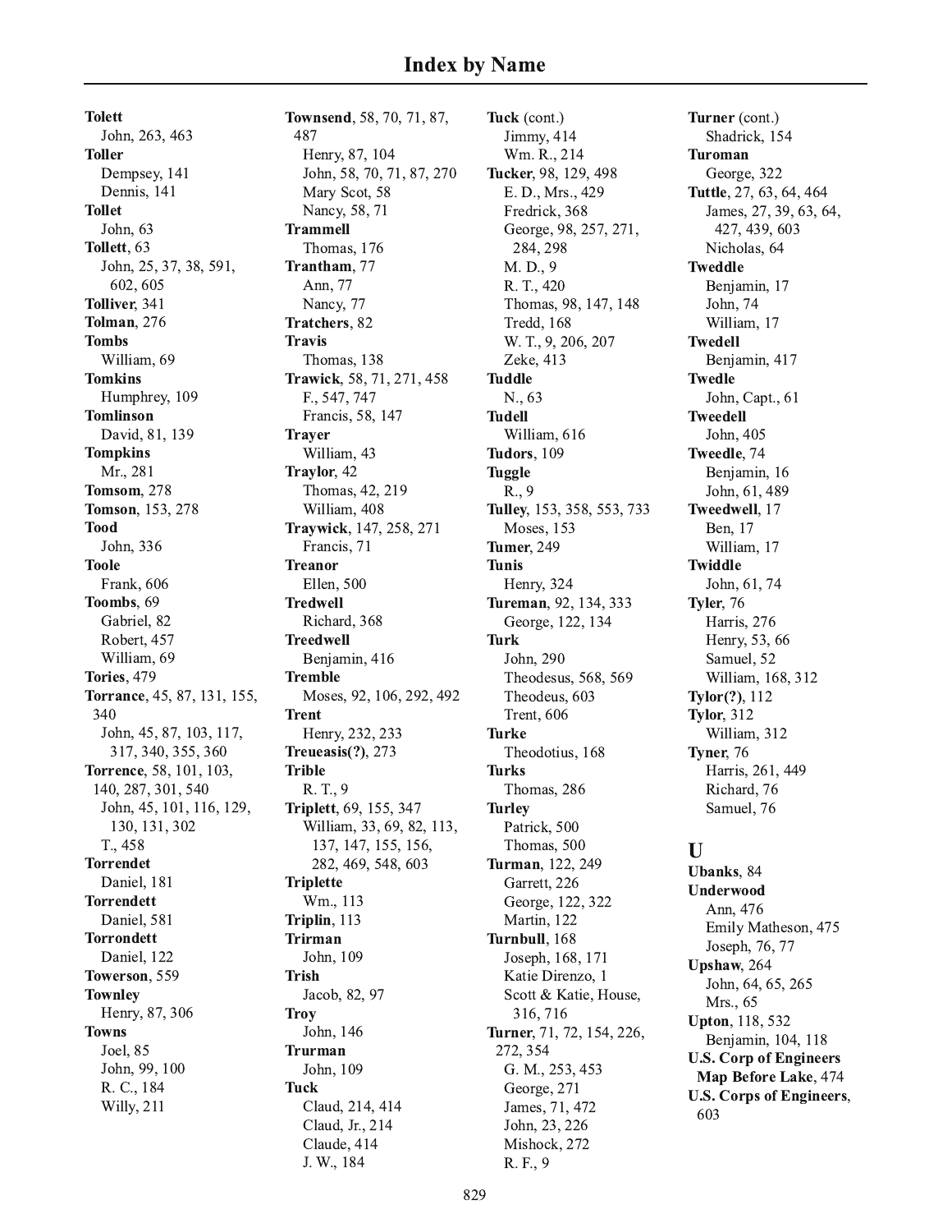# Index by Name

**Tolett**
John, 263, 463
**Toller**
Dempsey, 141
Dennis, 141
**Tollet**
John, 63
**Tollett**, 63
John, 25, 37, 38, 591, 602, 605
**Tolliver**, 341
**Tolman**, 276
**Tombs**
William, 69
**Tomkins**
Humphrey, 109
**Tomlinson**
David, 81, 139
**Tompkins**
Mr., 281
**Tomsom**, 278
**Tomson**, 153, 278
**Tood**
John, 336
**Toole**
Frank, 606
**Toombs**, 69
Gabriel, 82
Robert, 457
William, 69
**Tories**, 479
**Torrance**, 45, 87, 131, 155, 340
John, 45, 87, 103, 117, 317, 340, 355, 360
**Torrence**, 58, 101, 103, 140, 287, 301, 540
John, 45, 101, 116, 129, 130, 131, 302
T., 458
**Torrendet**
Daniel, 181
**Torrendett**
Daniel, 581
**Torrondett**
Daniel, 122
**Towerson**, 559
**Townley**
Henry, 87, 306
**Towns**
Joel, 85
John, 99, 100
R. C., 184
Willy, 211
**Townsend**, 58, 70, 71, 87, 487
Henry, 87, 104
John, 58, 70, 71, 87, 270
Mary Scot, 58
Nancy, 58, 71
**Trammell**
Thomas, 176
**Trantham**, 77
Ann, 77
Nancy, 77
**Tratchers**, 82
**Travis**
Thomas, 138
**Trawick**, 58, 71, 271, 458
F., 547, 747
Francis, 58, 147
**Trayer**
William, 43
**Traylor**, 42
Thomas, 42, 219
William, 408
**Traywick**, 147, 258, 271
Francis, 71
**Treanor**
Ellen, 500
**Tredwell**
Richard, 368
**Treedwell**
Benjamin, 416
**Tremble**
Moses, 92, 106, 292, 492
**Trent**
Henry, 232, 233
**Treueasis(?)**, 273
**Trible**
R. T., 9
**Triplett**, 69, 155, 347
William, 33, 69, 82, 113, 137, 147, 155, 156, 282, 469, 548, 603
**Triplette**
Wm., 113
**Triplin**, 113
**Trirman**
John, 109
**Trish**
Jacob, 82, 97
**Troy**
John, 146
**Trurman**
John, 109
**Tuck**
Claud, 214, 414
Claud, Jr., 214
Claude, 414
J. W., 184
**Tuck** (cont.)
Jimmy, 414
Wm. R., 214
**Tucker**, 98, 129, 498
E. D., Mrs., 429
Fredrick, 368
George, 98, 257, 271, 284, 298
M. D., 9
R. T., 420
Thomas, 98, 147, 148
Tredd, 168
W. T., 9, 206, 207
Zeke, 413
**Tuddle**
N., 63
**Tudell**
William, 616
**Tudors**, 109
**Tuggle**
R., 9
**Tulley**, 153, 358, 553, 733
Moses, 153
**Tumer**, 249
**Tunis**
Henry, 324
**Tureman**, 92, 134, 333
George, 122, 134
**Turk**
John, 290
Theodesus, 568, 569
Theodeus, 603
Trent, 606
**Turke**
Theodotius, 168
**Turks**
Thomas, 286
**Turley**
Patrick, 500
Thomas, 500
**Turman**, 122, 249
Garrett, 226
George, 122, 322
Martin, 122
**Turnbull**, 168
Joseph, 168, 171
Katie Direnzo, 1
Scott & Katie, House, 316, 716
**Turner**, 71, 72, 154, 226, 272, 354
G. M., 253, 453
George, 271
James, 71, 472
John, 23, 226
Mishock, 272
R. F., 9
**Turner** (cont.)
Shadrick, 154
**Turoman**
George, 322
**Tuttle**, 27, 63, 64, 464
James, 27, 39, 63, 64, 427, 439, 603
Nicholas, 64
**Tweddle**
Benjamin, 17
John, 74
William, 17
**Twedell**
Benjamin, 417
**Twedle**
John, Capt., 61
**Tweedell**
John, 405
**Tweedle**, 74
Benjamin, 16
John, 61, 489
**Tweedwell**, 17
Ben, 17
William, 17
**Twiddle**
John, 61, 74
**Tyler**, 76
Harris, 276
Henry, 53, 66
Samuel, 52
William, 168, 312
**Tylor(?)**, 112
**Tylor**, 312
William, 312
**Tyner**, 76
Harris, 261, 449
Richard, 76
Samuel, 76

## U

**Ubanks**, 84
**Underwood**
Ann, 476
Emily Matheson, 475
Joseph, 76, 77
**Upshaw**, 264
John, 64, 65, 265
Mrs., 65
**Upton**, 118, 532
Benjamin, 104, 118
**U.S. Corp of Engineers Map Before Lake**, 474
**U.S. Corps of Engineers**, 603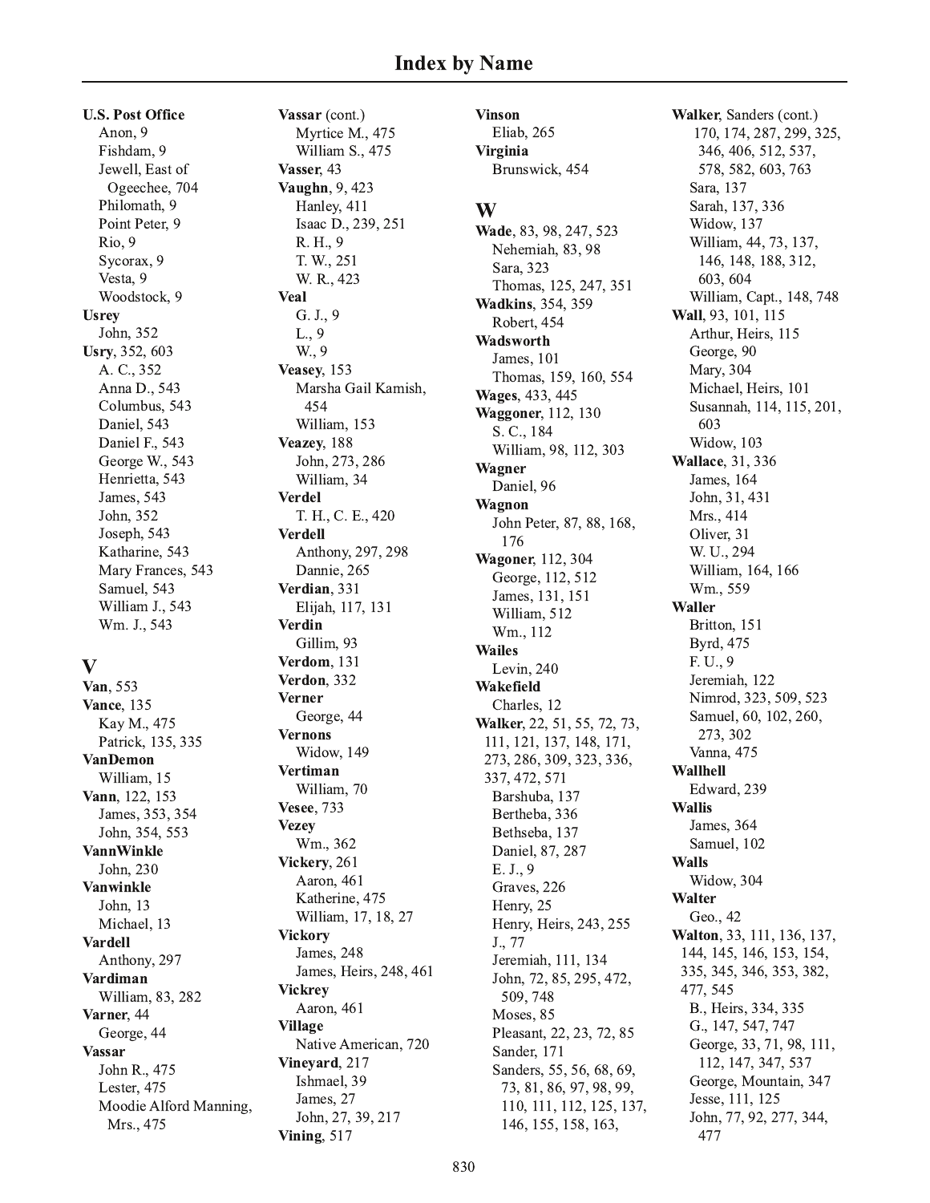# Index by Name

**U.S. Post Office**
- Anon, 9
- Fishdam, 9
- Jewell, East of Ogeechee, 704
- Philomath, 9
- Point Peter, 9
- Rio, 9
- Sycorax, 9
- Vesta, 9
- Woodstock, 9

**Usrey**
- John, 352

**Usry**, 352, 603
- A. C., 352
- Anna D., 543
- Columbus, 543
- Daniel, 543
- Daniel F., 543
- George W., 543
- Henrietta, 543
- James, 543
- John, 352
- Joseph, 543
- Katharine, 543
- Mary Frances, 543
- Samuel, 543
- William J., 543
- Wm. J., 543

## V

**Van**, 553

**Vance**, 135
- Kay M., 475
- Patrick, 135, 335

**VanDemon**
- William, 15

**Vann**, 122, 153
- James, 353, 354
- John, 354, 553

**VannWinkle**
- John, 230

**Vanwinkle**
- John, 13
- Michael, 13

**Vardell**
- Anthony, 297

**Vardiman**
- William, 83, 282

**Varner**, 44
- George, 44

**Vassar**
- John R., 475
- Lester, 475
- Moodie Alford Manning, Mrs., 475

**Vassar** (cont.)
- Myrtice M., 475
- William S., 475

**Vasser**, 43

**Vaughn**, 9, 423
- Hanley, 411
- Isaac D., 239, 251
- R. H., 9
- T. W., 251
- W. R., 423

**Veal**
- G. J., 9
- L., 9
- W., 9

**Veasey**, 153
- Marsha Gail Kamish, 454
- William, 153

**Veazey**, 188
- John, 273, 286
- William, 34

**Verdel**
- T. H., C. E., 420

**Verdell**
- Anthony, 297, 298
- Dannie, 265

**Verdian**, 331
- Elijah, 117, 131

**Verdin**
- Gillim, 93

**Verdom**, 131

**Verdon**, 332

**Verner**
- George, 44

**Vernons**
- Widow, 149

**Vertiman**
- William, 70

**Vesee**, 733

**Vezey**
- Wm., 362

**Vickery**, 261
- Aaron, 461
- Katherine, 475
- William, 17, 18, 27

**Vickory**
- James, 248
- James, Heirs, 248, 461

**Vickrey**
- Aaron, 461

**Village**
- Native American, 720

**Vineyard**, 217
- Ishmael, 39
- James, 27
- John, 27, 39, 217

**Vining**, 517

**Vinson**
- Eliab, 265

**Virginia**
- Brunswick, 454

## W

**Wade**, 83, 98, 247, 523
- Nehemiah, 83, 98
- Sara, 323
- Thomas, 125, 247, 351

**Wadkins**, 354, 359
- Robert, 454

**Wadsworth**
- James, 101
- Thomas, 159, 160, 554

**Wages**, 433, 445

**Waggoner**, 112, 130
- S. C., 184
- William, 98, 112, 303

**Wagner**
- Daniel, 96

**Wagnon**
- John Peter, 87, 88, 168, 176

**Wagoner**, 112, 304
- George, 112, 512
- James, 131, 151
- William, 512
- Wm., 112

**Wailes**
- Levin, 240

**Wakefield**
- Charles, 12

**Walker**, 22, 51, 55, 72, 73, 111, 121, 137, 148, 171, 273, 286, 309, 323, 336, 337, 472, 571
- Barshuba, 137
- Bertheba, 336
- Bethseba, 137
- Daniel, 87, 287
- E. J., 9
- Graves, 226
- Henry, 25
- Henry, Heirs, 243, 255
- J., 77
- Jeremiah, 111, 134
- John, 72, 85, 295, 472, 509, 748
- Moses, 85
- Pleasant, 22, 23, 72, 85
- Sander, 171
- Sanders, 55, 56, 68, 69, 73, 81, 86, 97, 98, 99, 110, 111, 112, 125, 137, 146, 155, 158, 163,

**Walker**, Sanders (cont.)
- 170, 174, 287, 299, 325, 346, 406, 512, 537, 578, 582, 603, 763
- Sara, 137
- Sarah, 137, 336
- Widow, 137
- William, 44, 73, 137, 146, 148, 188, 312, 603, 604
- William, Capt., 148, 748

**Wall**, 93, 101, 115
- Arthur, Heirs, 115
- George, 90
- Mary, 304
- Michael, Heirs, 101
- Susannah, 114, 115, 201, 603
- Widow, 103

**Wallace**, 31, 336
- James, 164
- John, 31, 431
- Mrs., 414
- Oliver, 31
- W. U., 294
- William, 164, 166
- Wm., 559

**Waller**
- Britton, 151
- Byrd, 475
- F. U., 9
- Jeremiah, 122
- Nimrod, 323, 509, 523
- Samuel, 60, 102, 260, 273, 302
- Vanna, 475

**Wallhell**
- Edward, 239

**Wallis**
- James, 364
- Samuel, 102

**Walls**
- Widow, 304

**Walter**
- Geo., 42

**Walton**, 33, 111, 136, 137, 144, 145, 146, 153, 154, 335, 345, 346, 353, 382, 477, 545
- B., Heirs, 334, 335
- G., 147, 547, 747
- George, 33, 71, 98, 111, 112, 147, 347, 537
- George, Mountain, 347
- Jesse, 111, 125
- John, 77, 92, 277, 344, 477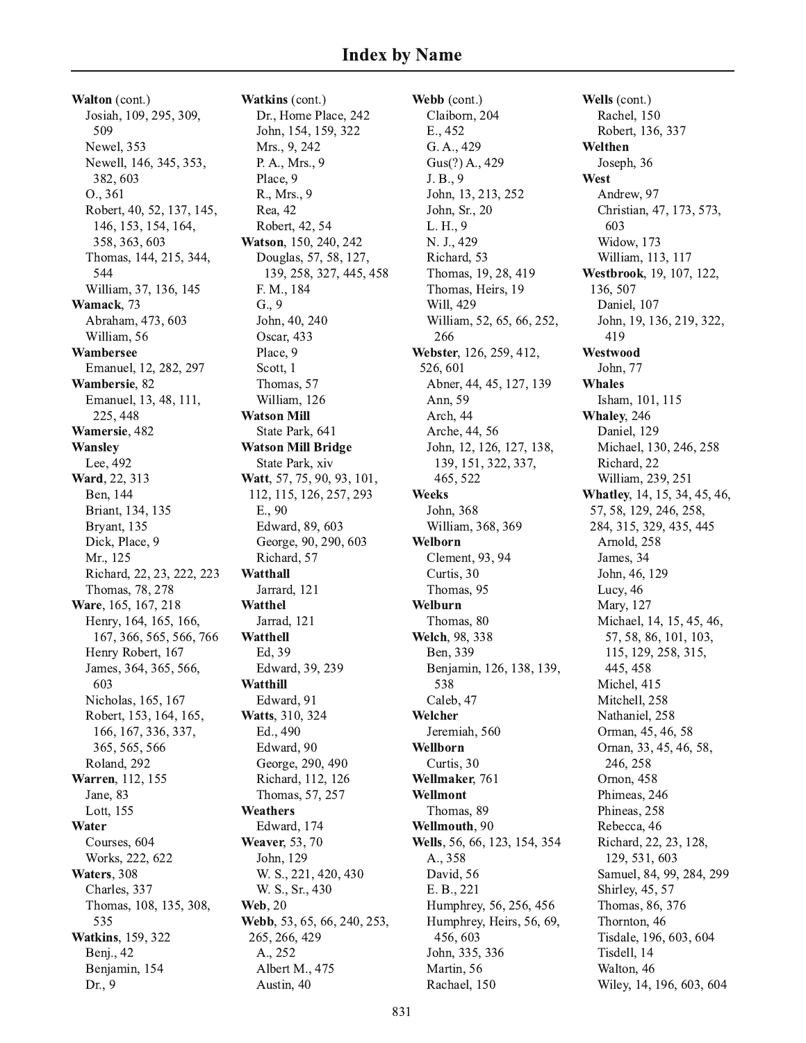# Index by Name

**Walton** (cont.)
- Josiah, 109, 295, 309, 509
- Newel, 353
- Newell, 146, 345, 353, 382, 603
- O., 361
- Robert, 40, 52, 137, 145, 146, 153, 154, 164, 358, 363, 603
- Thomas, 144, 215, 344, 544
- William, 37, 136, 145

**Wamack**, 73
- Abraham, 473, 603
- William, 56

**Wambersee**
- Emanuel, 12, 282, 297

**Wambersie**, 82
- Emanuel, 13, 48, 111, 225, 448

**Wamersie**, 482

**Wansley**
- Lee, 492

**Ward**, 22, 313
- Ben, 144
- Briant, 134, 135
- Bryant, 135
- Dick, Place, 9
- Mr., 125
- Richard, 22, 23, 222, 223
- Thomas, 78, 278

**Ware**, 165, 167, 218
- Henry, 164, 165, 166, 167, 366, 565, 566, 766
- Henry Robert, 167
- James, 364, 365, 566, 603
- Nicholas, 165, 167
- Robert, 153, 164, 165, 166, 167, 336, 337, 365, 565, 566
- Roland, 292

**Warren**, 112, 155
- Jane, 83
- Lott, 155

**Water**
- Courses, 604
- Works, 222, 622

**Waters**, 308
- Charles, 337
- Thomas, 108, 135, 308, 535

**Watkins**, 159, 322
- Benj., 42
- Benjamin, 154
- Dr., 9

**Watkins** (cont.)
- Dr., Home Place, 242
- John, 154, 159, 322
- Mrs., 9, 242
- P. A., Mrs., 9
- Place, 9
- R., Mrs., 9
- Rea, 42
- Robert, 42, 54

**Watson**, 150, 240, 242
- Douglas, 57, 58, 127, 139, 258, 327, 445, 458
- F. M., 184
- G., 9
- John, 40, 240
- Oscar, 433
- Place, 9
- Scott, 1
- Thomas, 57
- William, 126

**Watson Mill**
- State Park, 641

**Watson Mill Bridge**
- State Park, xiv

**Watt**, 57, 75, 90, 93, 101, 112, 115, 126, 257, 293
- E., 90
- Edward, 89, 603
- George, 90, 290, 603
- Richard, 57

**Watthall**
- Jarrard, 121

**Watthel**
- Jarrad, 121

**Watthell**
- Ed, 39
- Edward, 39, 239

**Watthill**
- Edward, 91

**Watts**, 310, 324
- Ed., 490
- Edward, 90
- George, 290, 490
- Richard, 112, 126
- Thomas, 57, 257

**Weathers**
- Edward, 174

**Weaver**, 53, 70
- John, 129
- W. S., 221, 420, 430
- W. S., Sr., 430

**Web**, 20

**Webb**, 53, 65, 66, 240, 253, 265, 266, 429
- A., 252
- Albert M., 475
- Austin, 40

**Webb** (cont.)
- Claiborn, 204
- E., 452
- G. A., 429
- Gus(?) A., 429
- J. B., 9
- John, 13, 213, 252
- John, Sr., 20
- L. H., 9
- N. J., 429
- Richard, 53
- Thomas, 19, 28, 419
- Thomas, Heirs, 19
- Will, 429
- William, 52, 65, 66, 252, 266

**Webster**, 126, 259, 412, 526, 601
- Abner, 44, 45, 127, 139
- Ann, 59
- Arch, 44
- Arche, 44, 56
- John, 12, 126, 127, 138, 139, 151, 322, 337, 465, 522

**Weeks**
- John, 368
- William, 368, 369

**Welborn**
- Clement, 93, 94
- Curtis, 30
- Thomas, 95

**Welburn**
- Thomas, 80

**Welch**, 98, 338
- Ben, 339
- Benjamin, 126, 138, 139, 538
- Caleb, 47

**Welcher**
- Jeremiah, 560

**Wellborn**
- Curtis, 30

**Wellmaker**, 761

**Wellmont**
- Thomas, 89

**Wellmouth**, 90

**Wells**, 56, 66, 123, 154, 354
- A., 358
- David, 56
- E. B., 221
- Humphrey, 56, 256, 456
- Humphrey, Heirs, 56, 69, 456, 603
- John, 335, 336
- Martin, 56
- Rachael, 150

**Wells** (cont.)
- Rachel, 150
- Robert, 136, 337

**Welthen**
- Joseph, 36

**West**
- Andrew, 97
- Christian, 47, 173, 573, 603
- Widow, 173
- William, 113, 117

**Westbrook**, 19, 107, 122, 136, 507
- Daniel, 107
- John, 19, 136, 219, 322, 419

**Westwood**
- John, 77

**Whales**
- Isham, 101, 115

**Whaley**, 246
- Daniel, 129
- Michael, 130, 246, 258
- Richard, 22
- William, 239, 251

**Whatley**, 14, 15, 34, 45, 46, 57, 58, 129, 246, 258, 284, 315, 329, 435, 445
- Arnold, 258
- James, 34
- John, 46, 129
- Lucy, 46
- Mary, 127
- Michael, 14, 15, 45, 46, 57, 58, 86, 101, 103, 115, 129, 258, 315, 445, 458
- Michel, 415
- Mitchell, 258
- Nathaniel, 258
- Orman, 45, 46, 58
- Ornan, 33, 45, 46, 58, 246, 258
- Ornon, 458
- Phimeas, 246
- Phineas, 258
- Rebecca, 46
- Richard, 22, 23, 128, 129, 531, 603
- Samuel, 84, 99, 284, 299
- Shirley, 45, 57
- Thomas, 86, 376
- Thornton, 46
- Tisdale, 196, 603, 604
- Tisdell, 14
- Walton, 46
- Wiley, 14, 196, 603, 604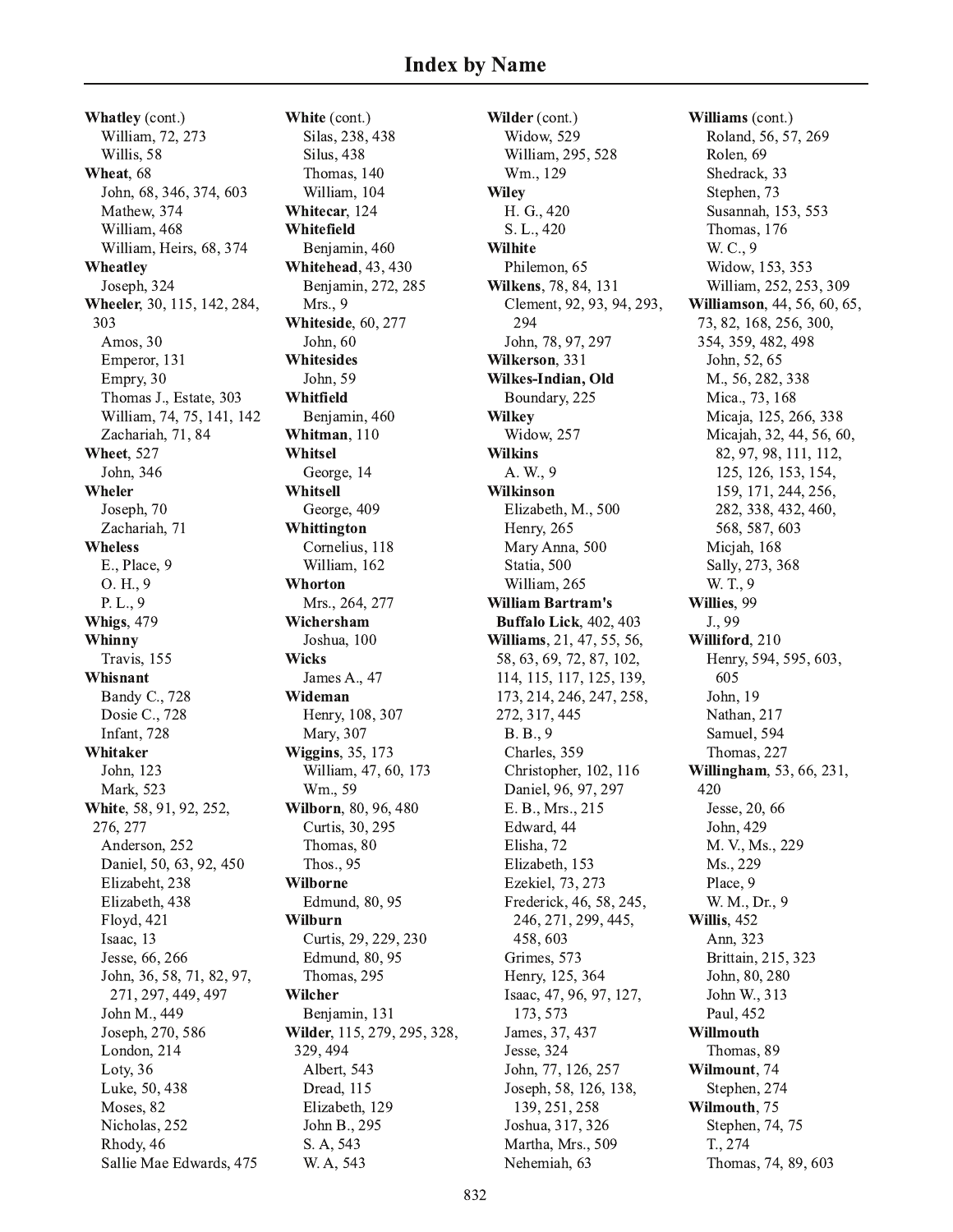# Index by Name

**Whatley** (cont.)
- William, 72, 273
- Willis, 58

**Wheat**, 68
- John, 68, 346, 374, 603
- Mathew, 374
- William, 468
- William, Heirs, 68, 374

**Wheatley**
- Joseph, 324

**Wheeler**, 30, 115, 142, 284, 303
- Amos, 30
- Emperor, 131
- Empry, 30
- Thomas J., Estate, 303
- William, 74, 75, 141, 142
- Zachariah, 71, 84

**Wheet**, 527
- John, 346

**Wheler**
- Joseph, 70
- Zachariah, 71

**Wheless**
- E., Place, 9
- O. H., 9
- P. L., 9

**Whigs**, 479

**Whinny**
- Travis, 155

**Whisnant**
- Bandy C., 728
- Dosie C., 728
- Infant, 728

**Whitaker**
- John, 123
- Mark, 523

**White**, 58, 91, 92, 252, 276, 277
- Anderson, 252
- Daniel, 50, 63, 92, 450
- Elizabeht, 238
- Elizabeth, 438
- Floyd, 421
- Isaac, 13
- Jesse, 66, 266
- John, 36, 58, 71, 82, 97, 271, 297, 449, 497
- John M., 449
- Joseph, 270, 586
- London, 214
- Loty, 36
- Luke, 50, 438
- Moses, 82
- Nicholas, 252
- Rhody, 46
- Sallie Mae Edwards, 475

**White** (cont.)
- Silas, 238, 438
- Silus, 438
- Thomas, 140
- William, 104

**Whitecar**, 124

**Whitefield**
- Benjamin, 460

**Whitehead**, 43, 430
- Benjamin, 272, 285
- Mrs., 9

**Whiteside**, 60, 277
- John, 60

**Whitesides**
- John, 59

**Whitfield**
- Benjamin, 460

**Whitman**, 110

**Whitsel**
- George, 14

**Whitsell**
- George, 409

**Whittington**
- Cornelius, 118
- William, 162

**Whorton**
- Mrs., 264, 277

**Wichersham**
- Joshua, 100

**Wicks**
- James A., 47

**Wideman**
- Henry, 108, 307
- Mary, 307

**Wiggins**, 35, 173
- William, 47, 60, 173
- Wm., 59

**Wilborn**, 80, 96, 480
- Curtis, 30, 295
- Thomas, 80
- Thos., 95

**Wilborne**
- Edmund, 80, 95

**Wilburn**
- Curtis, 29, 229, 230
- Edmund, 80, 95
- Thomas, 295

**Wilcher**
- Benjamin, 131

**Wilder**, 115, 279, 295, 328, 329, 494
- Albert, 543
- Dread, 115
- Elizabeth, 129
- John B., 295
- S. A, 543
- W. A, 543

**Wilder** (cont.)
- Widow, 529
- William, 295, 528
- Wm., 129

**Wiley**
- H. G., 420
- S. L., 420

**Wilhite**
- Philemon, 65

**Wilkens**, 78, 84, 131
- Clement, 92, 93, 94, 293, 294
- John, 78, 97, 297

**Wilkerson**, 331

**Wilkes-Indian, Old**
- Boundary, 225

**Wilkey**
- Widow, 257

**Wilkins**
- A. W., 9

**Wilkinson**
- Elizabeth, M., 500
- Henry, 265
- Mary Anna, 500
- Statia, 500
- William, 265

**William Bartram's Buffalo Lick**, 402, 403

**Williams**, 21, 47, 55, 56, 58, 63, 69, 72, 87, 102, 114, 115, 117, 125, 139, 173, 214, 246, 247, 258, 272, 317, 445
- B. B., 9
- Charles, 359
- Christopher, 102, 116
- Daniel, 96, 97, 297
- E. B., Mrs., 215
- Edward, 44
- Elisha, 72
- Elizabeth, 153
- Ezekiel, 73, 273
- Frederick, 46, 58, 245, 246, 271, 299, 445, 458, 603
- Grimes, 573
- Henry, 125, 364
- Isaac, 47, 96, 97, 127, 173, 573
- James, 37, 437
- Jesse, 324
- John, 77, 126, 257
- Joseph, 58, 126, 138, 139, 251, 258
- Joshua, 317, 326
- Martha, Mrs., 509
- Nehemiah, 63

**Williams** (cont.)
- Roland, 56, 57, 269
- Rolen, 69
- Shedrack, 33
- Stephen, 73
- Susannah, 153, 553
- Thomas, 176
- W. C., 9
- Widow, 153, 353
- William, 252, 253, 309

**Williamson**, 44, 56, 60, 65, 73, 82, 168, 256, 300, 354, 359, 482, 498
- John, 52, 65
- M., 56, 282, 338
- Mica., 73, 168
- Micaja, 125, 266, 338
- Micajah, 32, 44, 56, 60, 82, 97, 98, 111, 112, 125, 126, 153, 154, 159, 171, 244, 256, 282, 338, 432, 460, 568, 587, 603
- Micjah, 168
- Sally, 273, 368
- W. T., 9

**Willies**, 99
- J., 99

**Williford**, 210
- Henry, 594, 595, 603, 605
- John, 19
- Nathan, 217
- Samuel, 594
- Thomas, 227

**Willingham**, 53, 66, 231, 420
- Jesse, 20, 66
- John, 429
- M. V., Ms., 229
- Ms., 229
- Place, 9
- W. M., Dr., 9

**Willis**, 452
- Ann, 323
- Brittain, 215, 323
- John, 80, 280
- John W., 313
- Paul, 452

**Willmouth**
- Thomas, 89

**Wilmount**, 74
- Stephen, 274

**Wilmouth**, 75
- Stephen, 74, 75
- T., 274
- Thomas, 74, 89, 603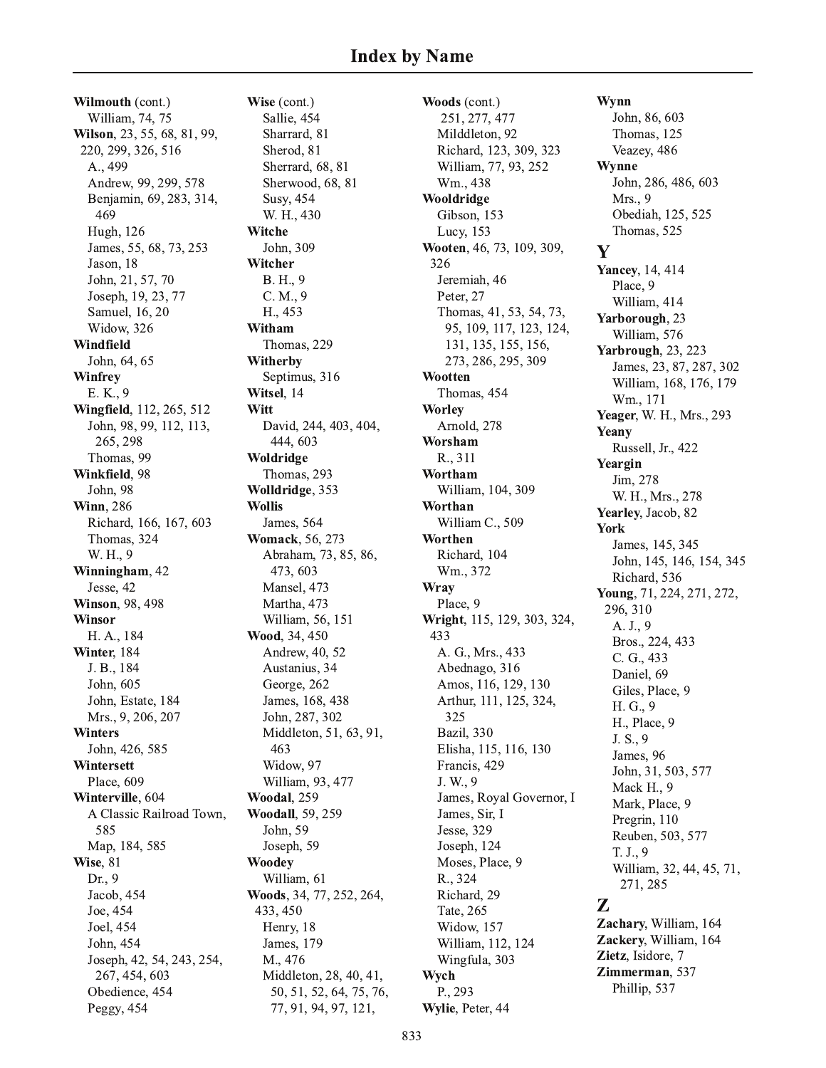# Index by Name

**Wilmouth** (cont.)
- William, 74, 75

**Wilson**, 23, 55, 68, 81, 99, 220, 299, 326, 516
- A., 499
- Andrew, 99, 299, 578
- Benjamin, 69, 283, 314, 469
- Hugh, 126
- James, 55, 68, 73, 253
- Jason, 18
- John, 21, 57, 70
- Joseph, 19, 23, 77
- Samuel, 16, 20
- Widow, 326

**Windfield**
- John, 64, 65

**Winfrey**
- E. K., 9

**Wingfield**, 112, 265, 512
- John, 98, 99, 112, 113, 265, 298
- Thomas, 99

**Winkfield**, 98
- John, 98

**Winn**, 286
- Richard, 166, 167, 603
- Thomas, 324
- W. H., 9

**Winningham**, 42
- Jesse, 42

**Winson**, 98, 498

**Winsor**
- H. A., 184

**Winter**, 184
- J. B., 184
- John, 605
- John, Estate, 184
- Mrs., 9, 206, 207

**Winters**
- John, 426, 585

**Wintersett**
- Place, 609

**Winterville**, 604
- A Classic Railroad Town, 585
- Map, 184, 585

**Wise**, 81
- Dr., 9
- Jacob, 454
- Joe, 454
- Joel, 454
- John, 454
- Joseph, 42, 54, 243, 254, 267, 454, 603
- Obedience, 454
- Peggy, 454

**Wise** (cont.)
- Sallie, 454
- Sharrard, 81
- Sherod, 81
- Sherrard, 68, 81
- Sherwood, 68, 81
- Susy, 454
- W. H., 430

**Witche**
- John, 309

**Witcher**
- B. H., 9
- C. M., 9
- H., 453

**Witham**
- Thomas, 229

**Witherby**
- Septimus, 316

**Witsel**, 14

**Witt**
- David, 244, 403, 404, 444, 603

**Woldridge**
- Thomas, 293

**Wolldridge**, 353

**Wollis**
- James, 564

**Womack**, 56, 273
- Abraham, 73, 85, 86, 473, 603
- Mansel, 473
- Martha, 473
- William, 56, 151

**Wood**, 34, 450
- Andrew, 40, 52
- Austanius, 34
- George, 262
- James, 168, 438
- John, 287, 302
- Middleton, 51, 63, 91, 463
- Widow, 97
- William, 93, 477

**Woodal**, 259

**Woodall**, 59, 259
- John, 59
- Joseph, 59

**Woodey**
- William, 61

**Woods**, 34, 77, 252, 264, 433, 450
- Henry, 18
- James, 179
- M., 476
- Middleton, 28, 40, 41, 50, 51, 52, 64, 75, 76, 77, 91, 94, 97, 121,

**Woods** (cont.)
- 251, 277, 477
- Milddleton, 92
- Richard, 123, 309, 323
- William, 77, 93, 252
- Wm., 438

**Wooldridge**
- Gibson, 153
- Lucy, 153

**Wooten**, 46, 73, 109, 309, 326
- Jeremiah, 46
- Peter, 27
- Thomas, 41, 53, 54, 73, 95, 109, 117, 123, 124, 131, 135, 155, 156, 273, 286, 295, 309

**Wootten**
- Thomas, 454

**Worley**
- Arnold, 278

**Worsham**
- R., 311

**Wortham**
- William, 104, 309

**Worthan**
- William C., 509

**Worthen**
- Richard, 104
- Wm., 372

**Wray**
- Place, 9

**Wright**, 115, 129, 303, 324, 433
- A. G., Mrs., 433
- Abednago, 316
- Amos, 116, 129, 130
- Arthur, 111, 125, 324, 325
- Bazil, 330
- Elisha, 115, 116, 130
- Francis, 429
- J. W., 9
- James, Royal Governor, I
- James, Sir, I
- Jesse, 329
- Joseph, 124
- Moses, Place, 9
- R., 324
- Richard, 29
- Tate, 265
- Widow, 157
- William, 112, 124
- Wingfula, 303

**Wych**
- P., 293

**Wylie**, Peter, 44

**Wynn**
- John, 86, 603
- Thomas, 125
- Veazey, 486

**Wynne**
- John, 286, 486, 603
- Mrs., 9
- Obediah, 125, 525
- Thomas, 525

## Y

**Yancey**, 14, 414
- Place, 9
- William, 414

**Yarborough**, 23
- William, 576

**Yarbrough**, 23, 223
- James, 23, 87, 287, 302
- William, 168, 176, 179
- Wm., 171

**Yeager**, W. H., Mrs., 293

**Yeany**
- Russell, Jr., 422

**Yeargin**
- Jim, 278
- W. H., Mrs., 278

**Yearley**, Jacob, 82

**York**
- James, 145, 345
- John, 145, 146, 154, 345
- Richard, 536

**Young**, 71, 224, 271, 272, 296, 310
- A. J., 9
- Bros., 224, 433
- C. G., 433
- Daniel, 69
- Giles, Place, 9
- H. G., 9
- H., Place, 9
- J. S., 9
- James, 96
- John, 31, 503, 577
- Mack H., 9
- Mark, Place, 9
- Pregrin, 110
- Reuben, 503, 577
- T. J., 9
- William, 32, 44, 45, 71, 271, 285

## Z

**Zachary**, William, 164

**Zackery**, William, 164

**Zietz**, Isidore, 7

**Zimmerman**, 537
- Phillip, 537